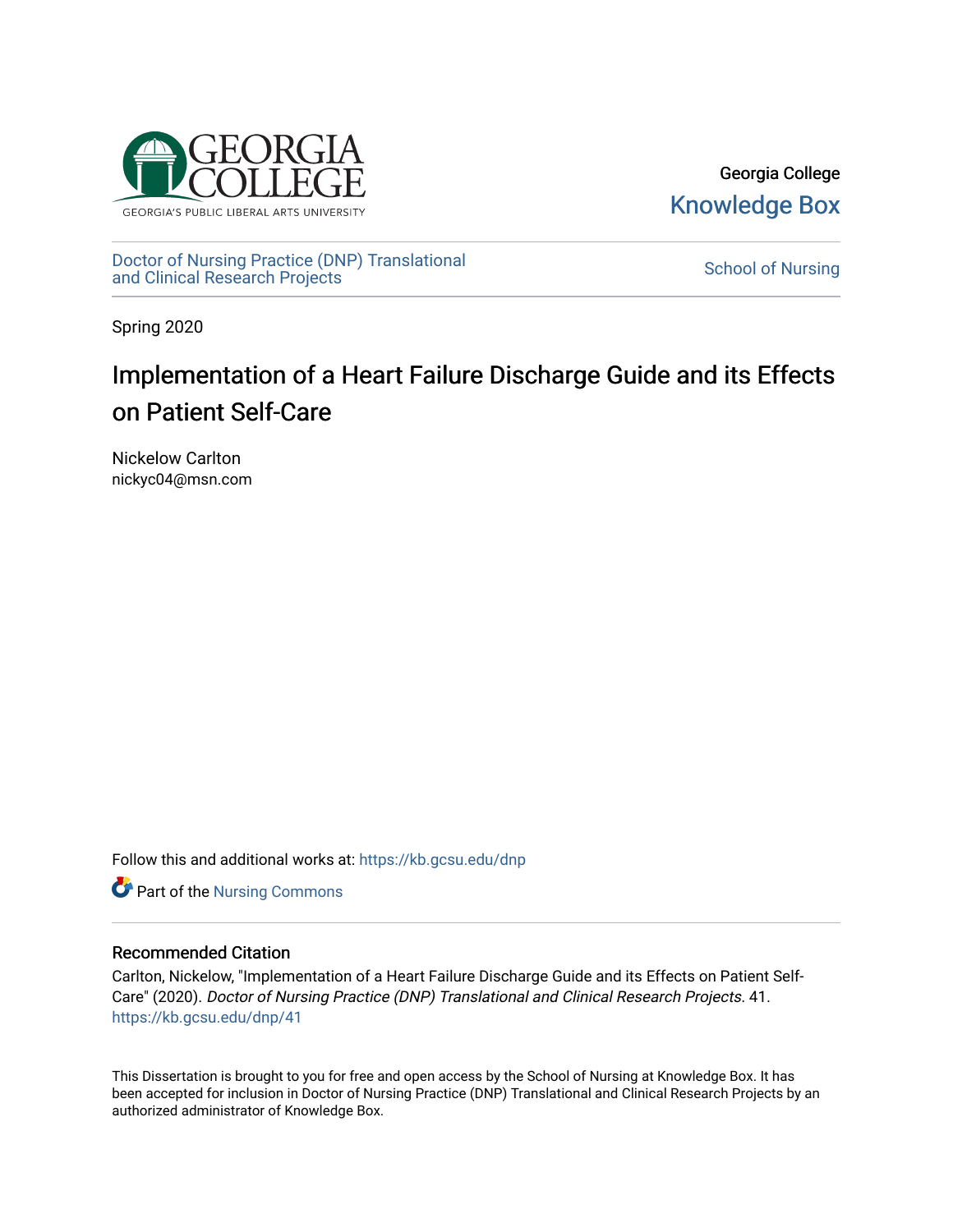Georgia College

Knowledge Box

Doctor of Nursing Practice (DNP) Translational and Clinical Research Projects

School of Nursing

Spring 2020

# Implementation of a Heart Failure Discharge Guide and its Effects on Patient Self-Care

Nickelow Carlton
nickyc04@msn.com

Follow this and additional works at: https://kb.gcsu.edu/dnp

Part of the Nursing Commons

## Recommended Citation

Carlton, Nickelow, "Implementation of a Heart Failure Discharge Guide and its Effects on Patient Self-Care" (2020). *Doctor of Nursing Practice (DNP) Translational and Clinical Research Projects*. 41. https://kb.gcsu.edu/dnp/41

This Dissertation is brought to you for free and open access by the School of Nursing at Knowledge Box. It has been accepted for inclusion in Doctor of Nursing Practice (DNP) Translational and Clinical Research Projects by an authorized administrator of Knowledge Box.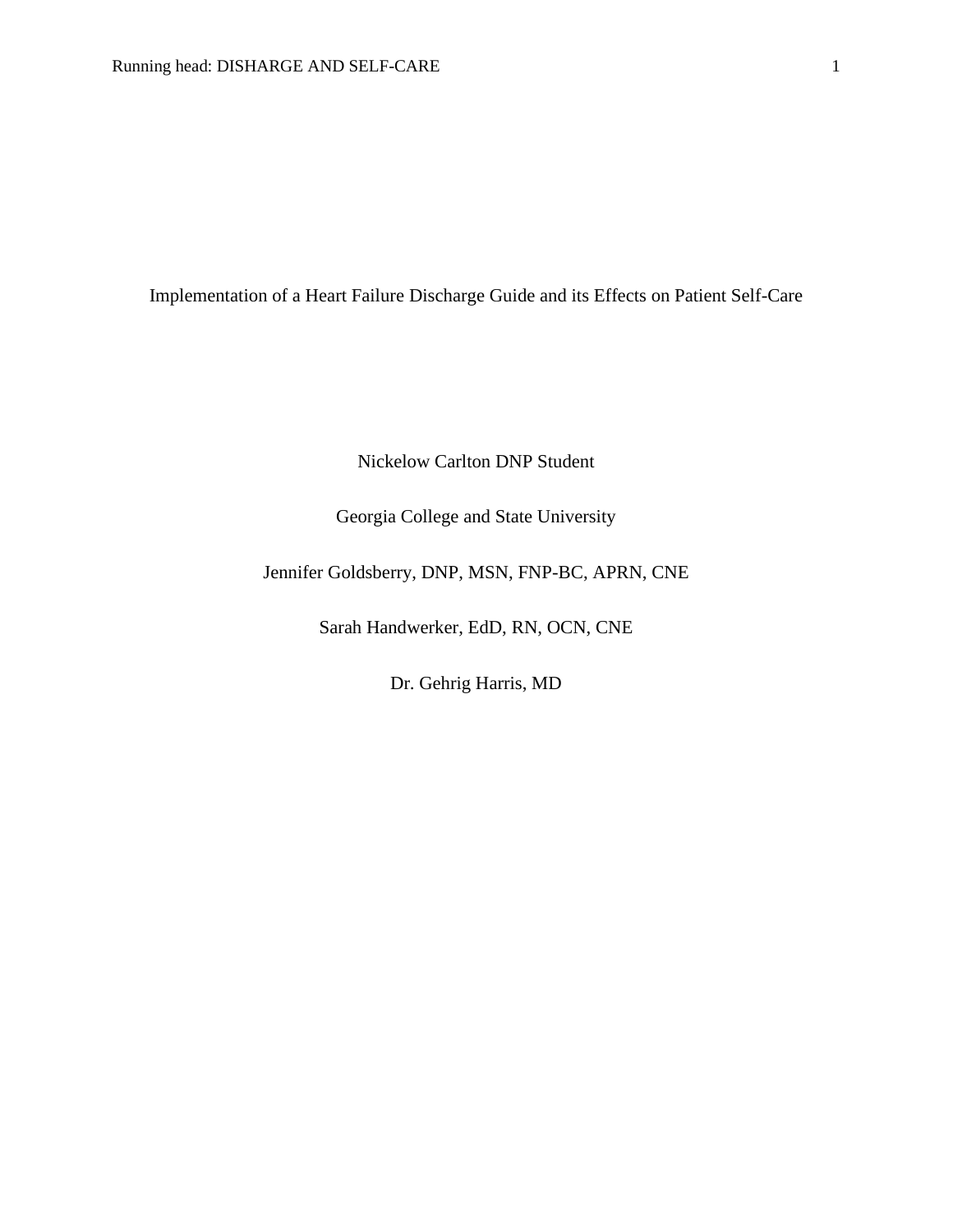# Implementation of a Heart Failure Discharge Guide and its Effects on Patient Self-Care

Nickelow Carlton DNP Student

Georgia College and State University

Jennifer Goldsberry, DNP, MSN, FNP-BC, APRN, CNE

Sarah Handwerker, EdD, RN, OCN, CNE

Dr. Gehrig Harris, MD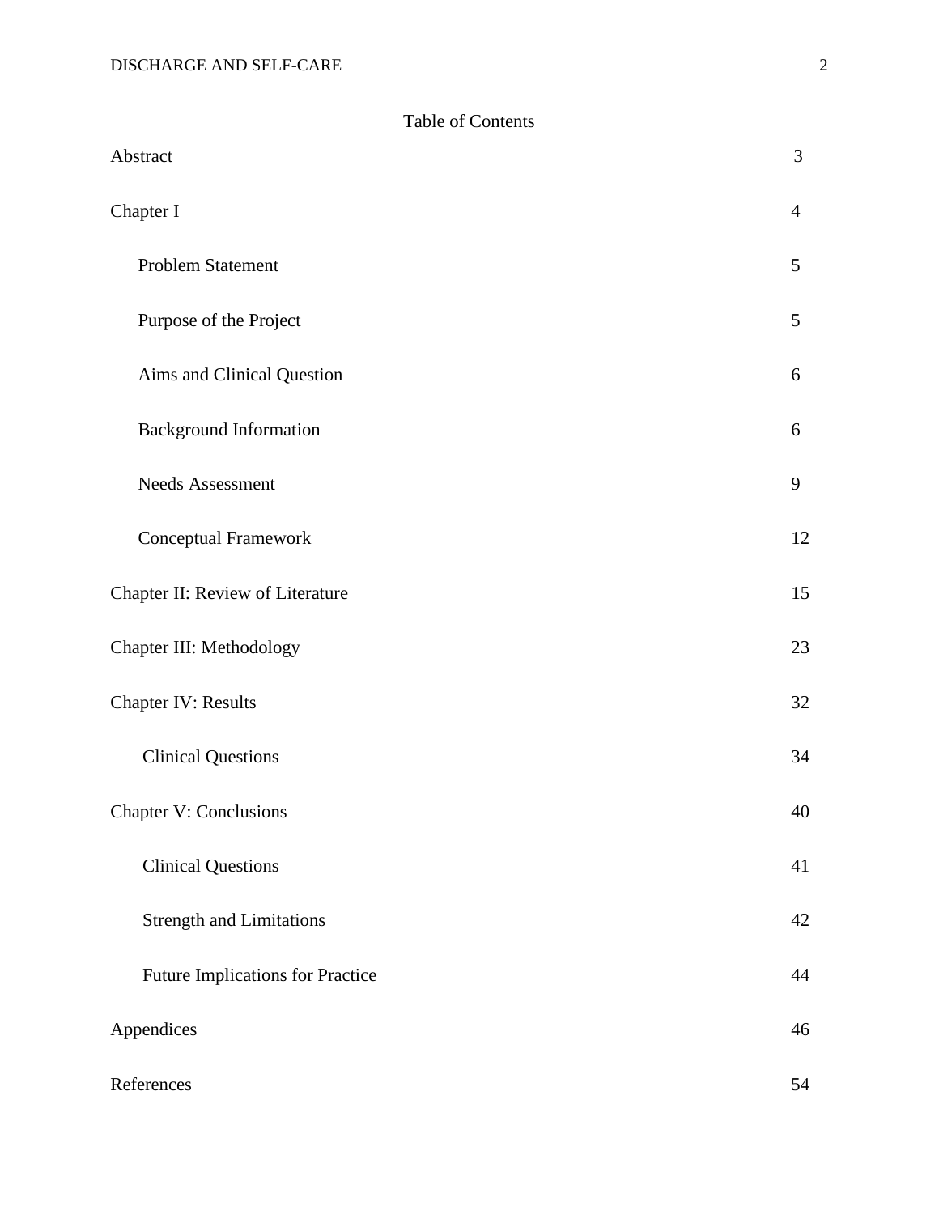# Table of Contents

| | |
|---|---|
| Abstract | 3 |
| Chapter I | 4 |
| Problem Statement | 5 |
| Purpose of the Project | 5 |
| Aims and Clinical Question | 6 |
| Background Information | 6 |
| Needs Assessment | 9 |
| Conceptual Framework | 12 |
| Chapter II: Review of Literature | 15 |
| Chapter III: Methodology | 23 |
| Chapter IV: Results | 32 |
| Clinical Questions | 34 |
| Chapter V: Conclusions | 40 |
| Clinical Questions | 41 |
| Strength and Limitations | 42 |
| Future Implications for Practice | 44 |
| Appendices | 46 |
| References | 54 |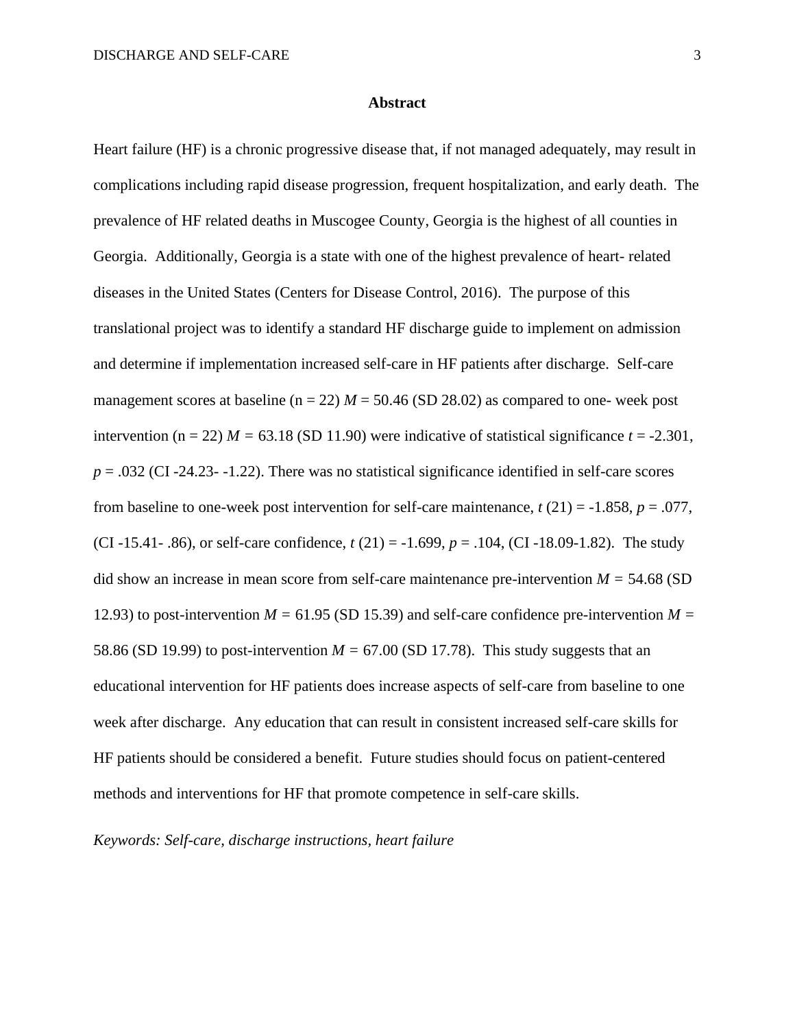# Abstract

Heart failure (HF) is a chronic progressive disease that, if not managed adequately, may result in complications including rapid disease progression, frequent hospitalization, and early death. The prevalence of HF related deaths in Muscogee County, Georgia is the highest of all counties in Georgia. Additionally, Georgia is a state with one of the highest prevalence of heart- related diseases in the United States (Centers for Disease Control, 2016). The purpose of this translational project was to identify a standard HF discharge guide to implement on admission and determine if implementation increased self-care in HF patients after discharge. Self-care management scores at baseline (n = 22) $M$ = 50.46 (SD 28.02) as compared to one- week post intervention (n = 22) $M$ = 63.18 (SD 11.90) were indicative of statistical significance $t$ = -2.301, $p$ = .032 (CI -24.23- -1.22). There was no statistical significance identified in self-care scores from baseline to one-week post intervention for self-care maintenance, $t$ (21) = -1.858, $p$ = .077, (CI -15.41- .86), or self-care confidence, $t$ (21) = -1.699, $p$ = .104, (CI -18.09-1.82). The study did show an increase in mean score from self-care maintenance pre-intervention $M$ = 54.68 (SD 12.93) to post-intervention $M$ = 61.95 (SD 15.39) and self-care confidence pre-intervention $M$ = 58.86 (SD 19.99) to post-intervention $M$ = 67.00 (SD 17.78). This study suggests that an educational intervention for HF patients does increase aspects of self-care from baseline to one week after discharge. Any education that can result in consistent increased self-care skills for HF patients should be considered a benefit. Future studies should focus on patient-centered methods and interventions for HF that promote competence in self-care skills.

*Keywords: Self-care, discharge instructions, heart failure*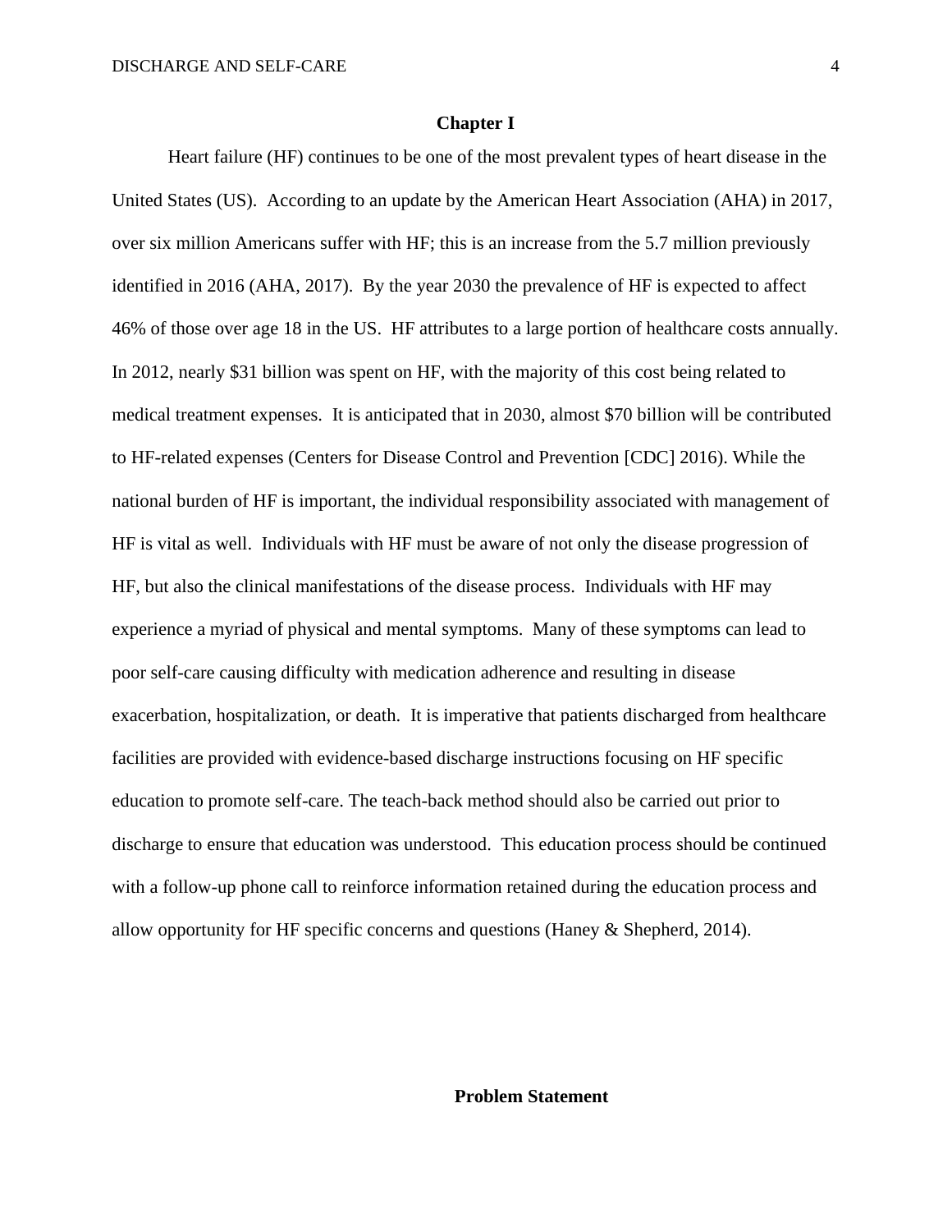# Chapter I

Heart failure (HF) continues to be one of the most prevalent types of heart disease in the United States (US). According to an update by the American Heart Association (AHA) in 2017, over six million Americans suffer with HF; this is an increase from the 5.7 million previously identified in 2016 (AHA, 2017). By the year 2030 the prevalence of HF is expected to affect 46% of those over age 18 in the US. HF attributes to a large portion of healthcare costs annually. In 2012, nearly $31 billion was spent on HF, with the majority of this cost being related to medical treatment expenses. It is anticipated that in 2030, almost $70 billion will be contributed to HF-related expenses (Centers for Disease Control and Prevention [CDC] 2016). While the national burden of HF is important, the individual responsibility associated with management of HF is vital as well. Individuals with HF must be aware of not only the disease progression of HF, but also the clinical manifestations of the disease process. Individuals with HF may experience a myriad of physical and mental symptoms. Many of these symptoms can lead to poor self-care causing difficulty with medication adherence and resulting in disease exacerbation, hospitalization, or death. It is imperative that patients discharged from healthcare facilities are provided with evidence-based discharge instructions focusing on HF specific education to promote self-care. The teach-back method should also be carried out prior to discharge to ensure that education was understood. This education process should be continued with a follow-up phone call to reinforce information retained during the education process and allow opportunity for HF specific concerns and questions (Haney & Shepherd, 2014).

## Problem Statement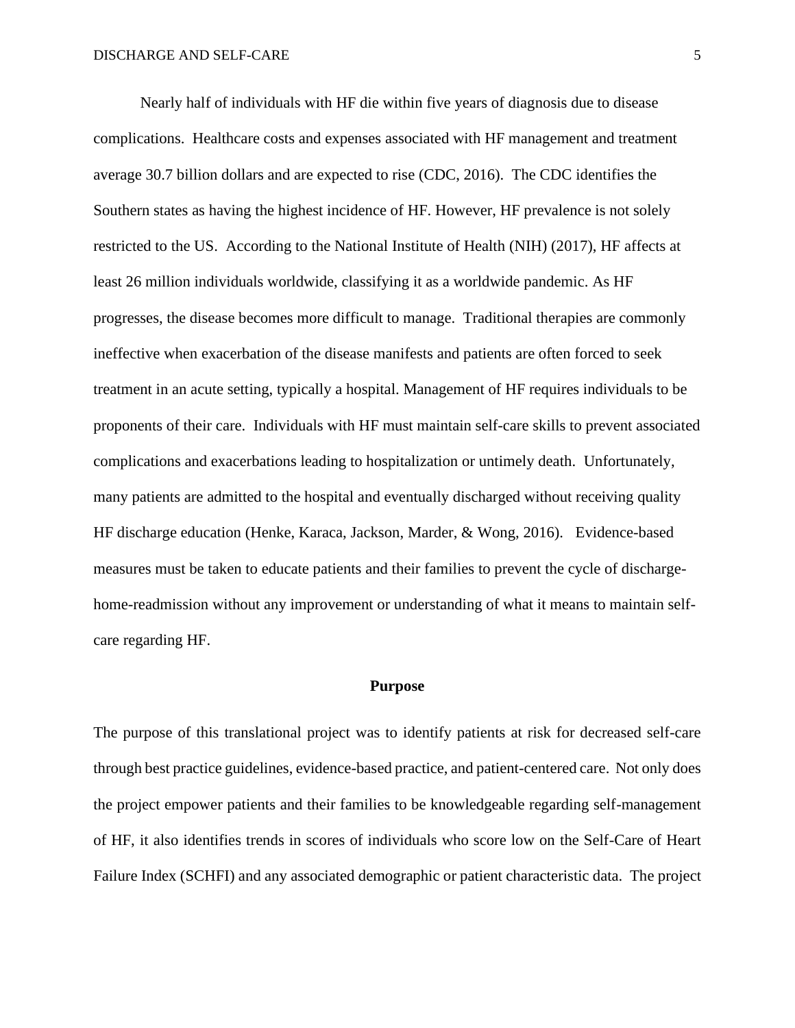Nearly half of individuals with HF die within five years of diagnosis due to disease complications. Healthcare costs and expenses associated with HF management and treatment average 30.7 billion dollars and are expected to rise (CDC, 2016). The CDC identifies the Southern states as having the highest incidence of HF. However, HF prevalence is not solely restricted to the US. According to the National Institute of Health (NIH) (2017), HF affects at least 26 million individuals worldwide, classifying it as a worldwide pandemic. As HF progresses, the disease becomes more difficult to manage. Traditional therapies are commonly ineffective when exacerbation of the disease manifests and patients are often forced to seek treatment in an acute setting, typically a hospital. Management of HF requires individuals to be proponents of their care. Individuals with HF must maintain self-care skills to prevent associated complications and exacerbations leading to hospitalization or untimely death. Unfortunately, many patients are admitted to the hospital and eventually discharged without receiving quality HF discharge education (Henke, Karaca, Jackson, Marder, & Wong, 2016). Evidence-based measures must be taken to educate patients and their families to prevent the cycle of discharge-home-readmission without any improvement or understanding of what it means to maintain self-care regarding HF.

## Purpose

The purpose of this translational project was to identify patients at risk for decreased self-care through best practice guidelines, evidence-based practice, and patient-centered care. Not only does the project empower patients and their families to be knowledgeable regarding self-management of HF, it also identifies trends in scores of individuals who score low on the Self-Care of Heart Failure Index (SCHFI) and any associated demographic or patient characteristic data. The project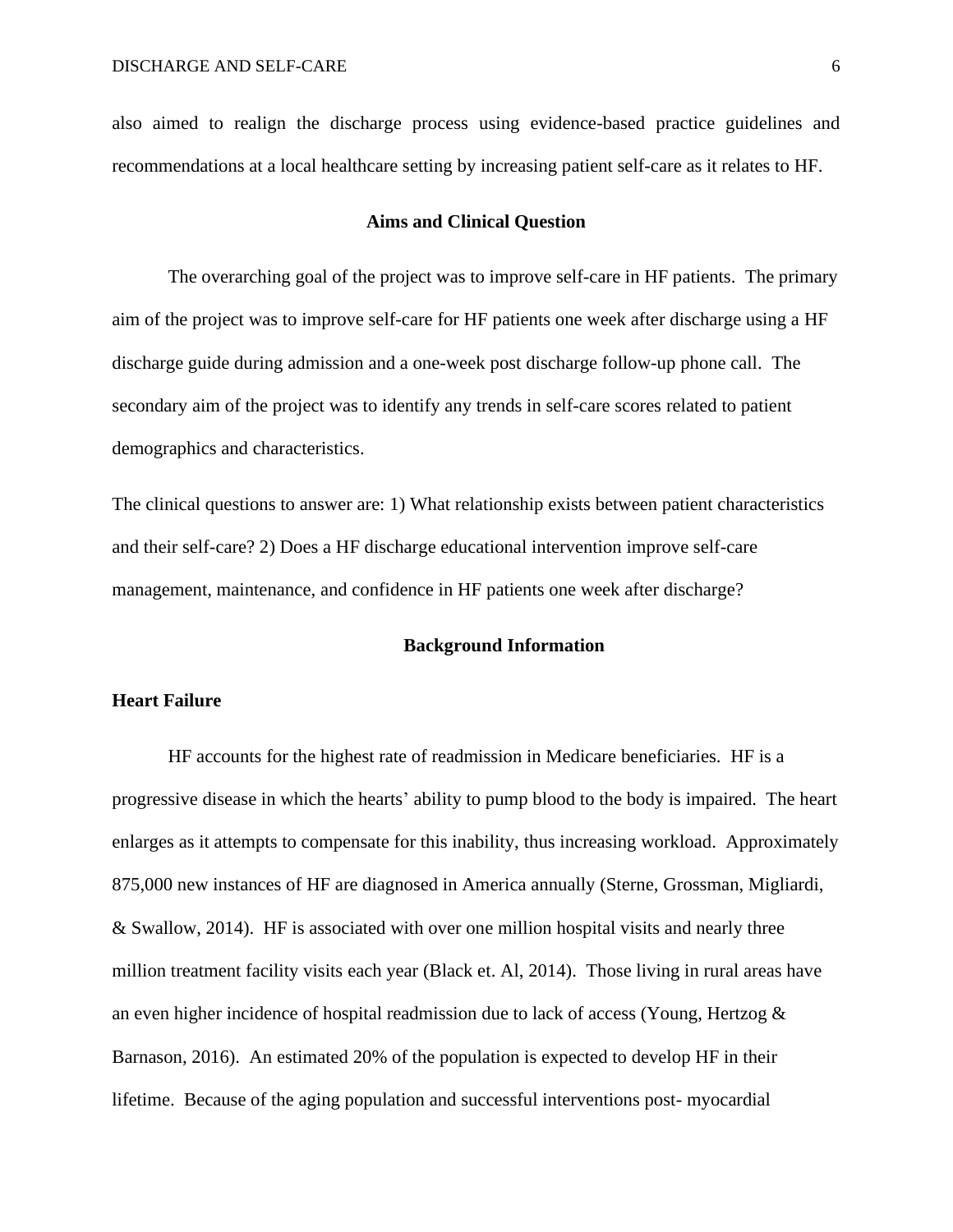also aimed to realign the discharge process using evidence-based practice guidelines and recommendations at a local healthcare setting by increasing patient self-care as it relates to HF.

## Aims and Clinical Question

The overarching goal of the project was to improve self-care in HF patients. The primary aim of the project was to improve self-care for HF patients one week after discharge using a HF discharge guide during admission and a one-week post discharge follow-up phone call. The secondary aim of the project was to identify any trends in self-care scores related to patient demographics and characteristics.

The clinical questions to answer are: 1) What relationship exists between patient characteristics and their self-care? 2) Does a HF discharge educational intervention improve self-care management, maintenance, and confidence in HF patients one week after discharge?

## Background Information

### Heart Failure

HF accounts for the highest rate of readmission in Medicare beneficiaries. HF is a progressive disease in which the hearts' ability to pump blood to the body is impaired. The heart enlarges as it attempts to compensate for this inability, thus increasing workload. Approximately 875,000 new instances of HF are diagnosed in America annually (Sterne, Grossman, Migliardi, & Swallow, 2014). HF is associated with over one million hospital visits and nearly three million treatment facility visits each year (Black et. Al, 2014). Those living in rural areas have an even higher incidence of hospital readmission due to lack of access (Young, Hertzog & Barnason, 2016). An estimated 20% of the population is expected to develop HF in their lifetime. Because of the aging population and successful interventions post- myocardial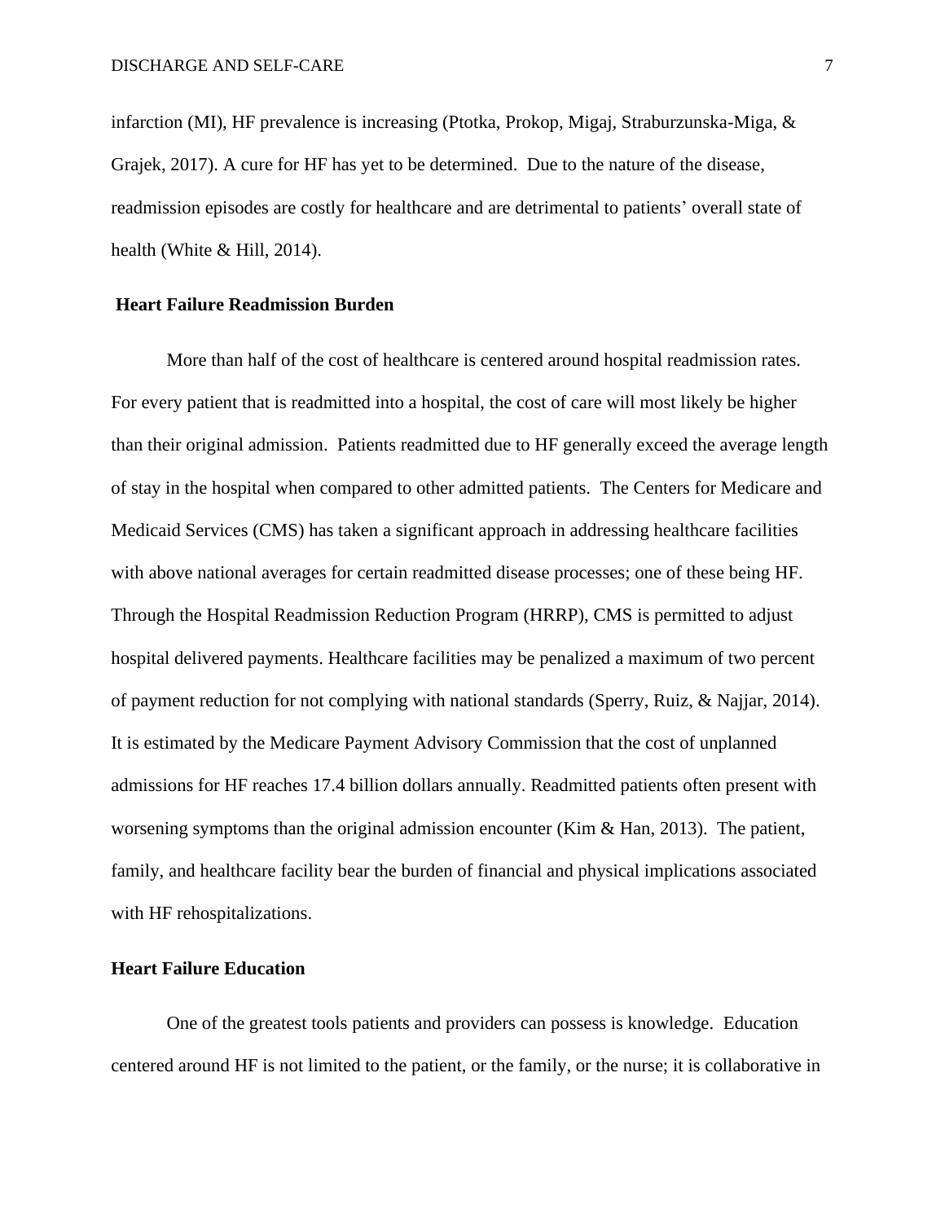infarction (MI), HF prevalence is increasing (Ptotka, Prokop, Migaj, Straburzunska-Miga, & Grajek, 2017). A cure for HF has yet to be determined. Due to the nature of the disease, readmission episodes are costly for healthcare and are detrimental to patients' overall state of health (White & Hill, 2014).

## Heart Failure Readmission Burden

More than half of the cost of healthcare is centered around hospital readmission rates. For every patient that is readmitted into a hospital, the cost of care will most likely be higher than their original admission. Patients readmitted due to HF generally exceed the average length of stay in the hospital when compared to other admitted patients. The Centers for Medicare and Medicaid Services (CMS) has taken a significant approach in addressing healthcare facilities with above national averages for certain readmitted disease processes; one of these being HF. Through the Hospital Readmission Reduction Program (HRRP), CMS is permitted to adjust hospital delivered payments. Healthcare facilities may be penalized a maximum of two percent of payment reduction for not complying with national standards (Sperry, Ruiz, & Najjar, 2014). It is estimated by the Medicare Payment Advisory Commission that the cost of unplanned admissions for HF reaches 17.4 billion dollars annually. Readmitted patients often present with worsening symptoms than the original admission encounter (Kim & Han, 2013). The patient, family, and healthcare facility bear the burden of financial and physical implications associated with HF rehospitalizations.

## Heart Failure Education

One of the greatest tools patients and providers can possess is knowledge. Education centered around HF is not limited to the patient, or the family, or the nurse; it is collaborative in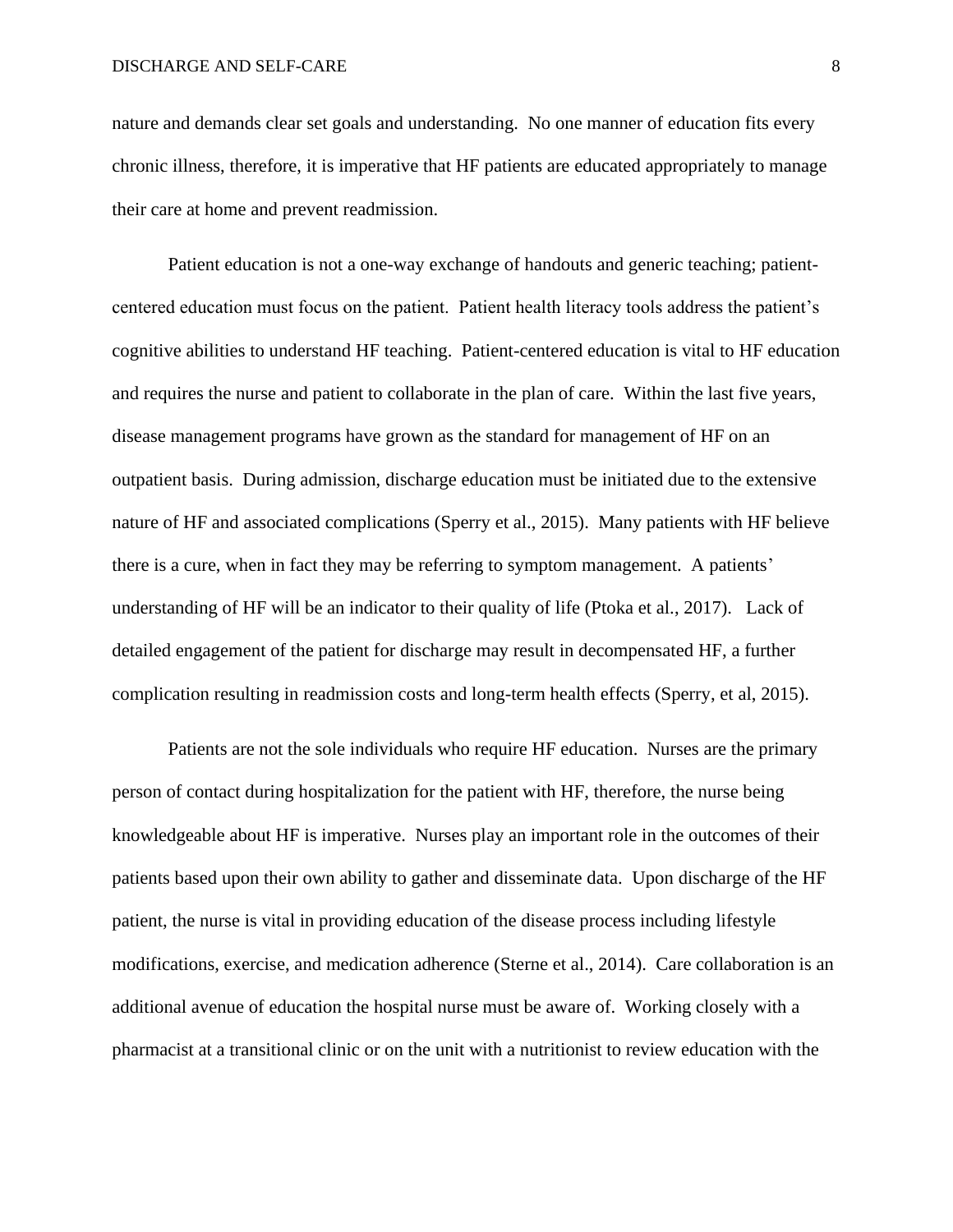nature and demands clear set goals and understanding.  No one manner of education fits every chronic illness, therefore, it is imperative that HF patients are educated appropriately to manage their care at home and prevent readmission.

Patient education is not a one-way exchange of handouts and generic teaching; patient-centered education must focus on the patient.  Patient health literacy tools address the patient's cognitive abilities to understand HF teaching.  Patient-centered education is vital to HF education and requires the nurse and patient to collaborate in the plan of care.  Within the last five years, disease management programs have grown as the standard for management of HF on an outpatient basis.  During admission, discharge education must be initiated due to the extensive nature of HF and associated complications (Sperry et al., 2015).  Many patients with HF believe there is a cure, when in fact they may be referring to symptom management.  A patients' understanding of HF will be an indicator to their quality of life (Ptoka et al., 2017).   Lack of detailed engagement of the patient for discharge may result in decompensated HF, a further complication resulting in readmission costs and long-term health effects (Sperry, et al, 2015).

Patients are not the sole individuals who require HF education.  Nurses are the primary person of contact during hospitalization for the patient with HF, therefore, the nurse being knowledgeable about HF is imperative.  Nurses play an important role in the outcomes of their patients based upon their own ability to gather and disseminate data.  Upon discharge of the HF patient, the nurse is vital in providing education of the disease process including lifestyle modifications, exercise, and medication adherence (Sterne et al., 2014).  Care collaboration is an additional avenue of education the hospital nurse must be aware of.  Working closely with a pharmacist at a transitional clinic or on the unit with a nutritionist to review education with the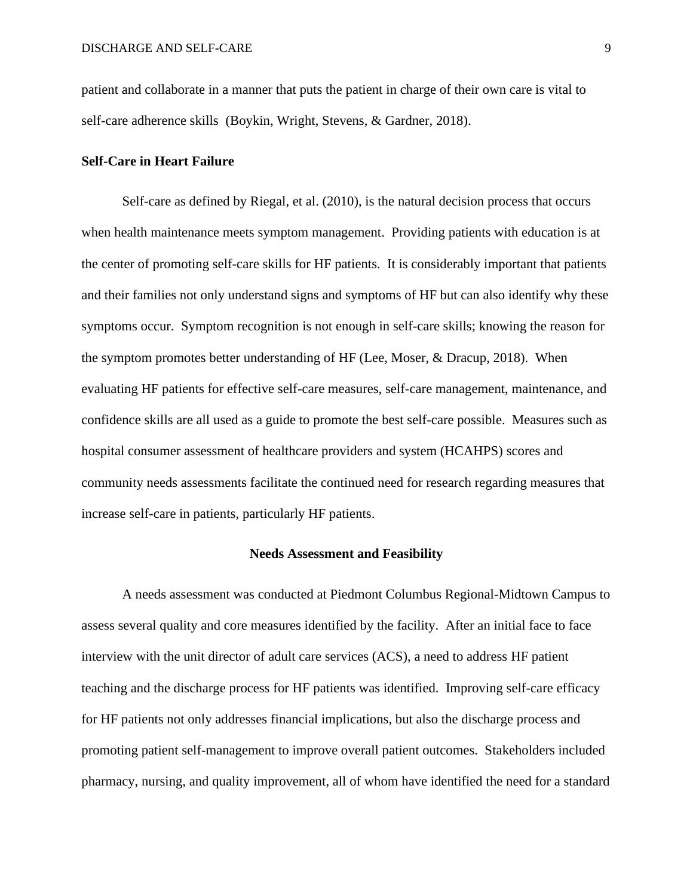patient and collaborate in a manner that puts the patient in charge of their own care is vital to self-care adherence skills (Boykin, Wright, Stevens, & Gardner, 2018).

### Self-Care in Heart Failure

Self-care as defined by Riegal, et al. (2010), is the natural decision process that occurs when health maintenance meets symptom management. Providing patients with education is at the center of promoting self-care skills for HF patients. It is considerably important that patients and their families not only understand signs and symptoms of HF but can also identify why these symptoms occur. Symptom recognition is not enough in self-care skills; knowing the reason for the symptom promotes better understanding of HF (Lee, Moser, & Dracup, 2018). When evaluating HF patients for effective self-care measures, self-care management, maintenance, and confidence skills are all used as a guide to promote the best self-care possible. Measures such as hospital consumer assessment of healthcare providers and system (HCAHPS) scores and community needs assessments facilitate the continued need for research regarding measures that increase self-care in patients, particularly HF patients.

## Needs Assessment and Feasibility

A needs assessment was conducted at Piedmont Columbus Regional-Midtown Campus to assess several quality and core measures identified by the facility. After an initial face to face interview with the unit director of adult care services (ACS), a need to address HF patient teaching and the discharge process for HF patients was identified. Improving self-care efficacy for HF patients not only addresses financial implications, but also the discharge process and promoting patient self-management to improve overall patient outcomes. Stakeholders included pharmacy, nursing, and quality improvement, all of whom have identified the need for a standard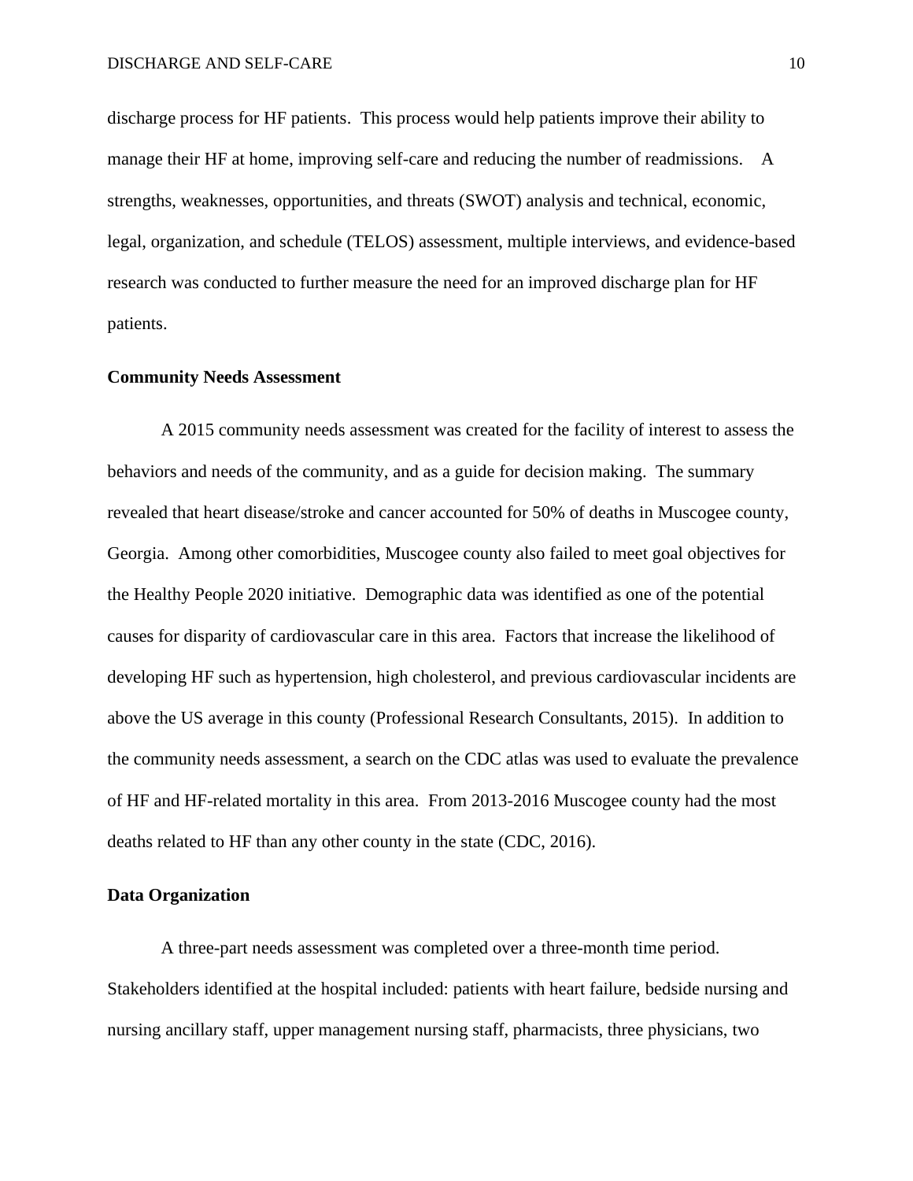discharge process for HF patients. This process would help patients improve their ability to manage their HF at home, improving self-care and reducing the number of readmissions. A strengths, weaknesses, opportunities, and threats (SWOT) analysis and technical, economic, legal, organization, and schedule (TELOS) assessment, multiple interviews, and evidence-based research was conducted to further measure the need for an improved discharge plan for HF patients.

**Community Needs Assessment**

A 2015 community needs assessment was created for the facility of interest to assess the behaviors and needs of the community, and as a guide for decision making. The summary revealed that heart disease/stroke and cancer accounted for 50% of deaths in Muscogee county, Georgia. Among other comorbidities, Muscogee county also failed to meet goal objectives for the Healthy People 2020 initiative. Demographic data was identified as one of the potential causes for disparity of cardiovascular care in this area. Factors that increase the likelihood of developing HF such as hypertension, high cholesterol, and previous cardiovascular incidents are above the US average in this county (Professional Research Consultants, 2015). In addition to the community needs assessment, a search on the CDC atlas was used to evaluate the prevalence of HF and HF-related mortality in this area. From 2013-2016 Muscogee county had the most deaths related to HF than any other county in the state (CDC, 2016).

**Data Organization**

A three-part needs assessment was completed over a three-month time period. Stakeholders identified at the hospital included: patients with heart failure, bedside nursing and nursing ancillary staff, upper management nursing staff, pharmacists, three physicians, two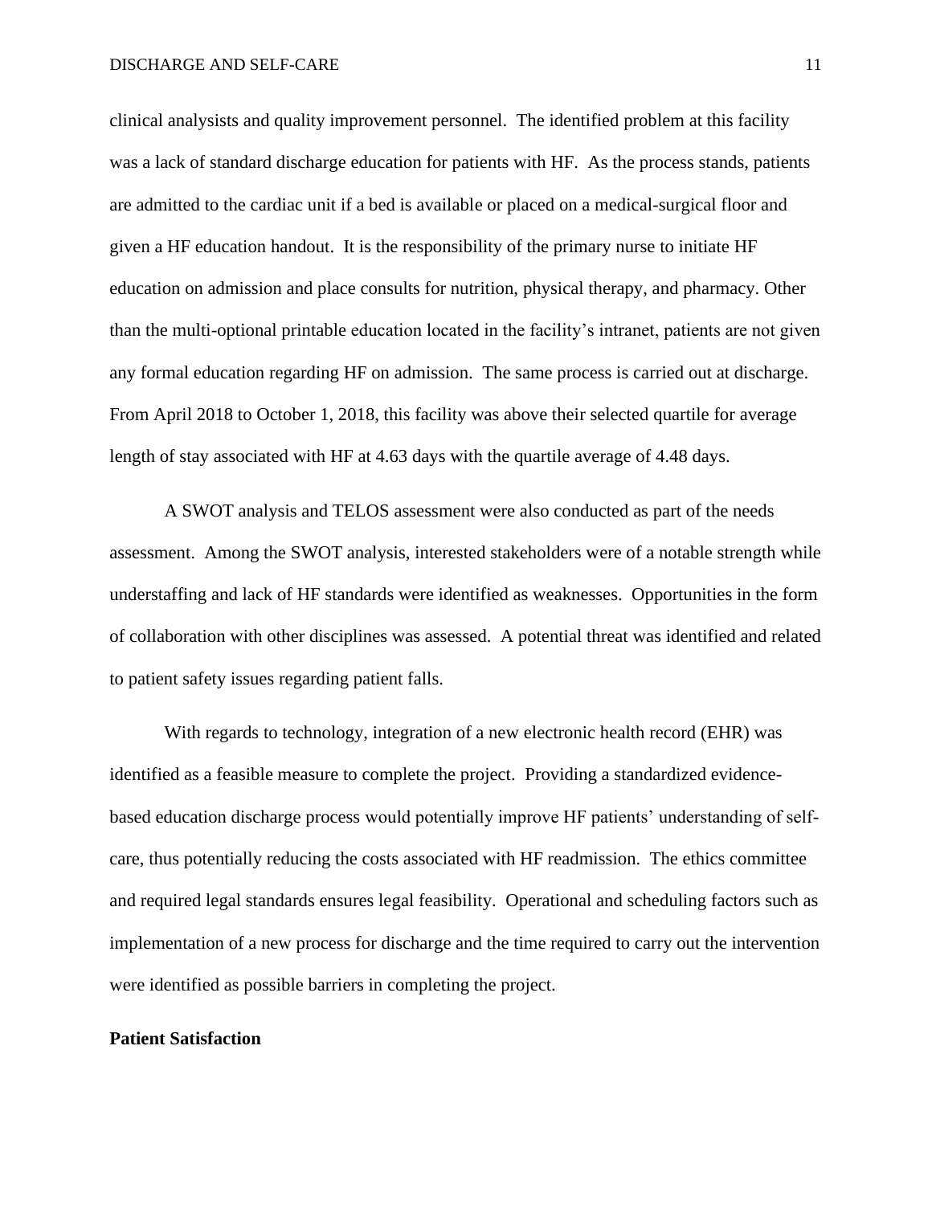clinical analysists and quality improvement personnel. The identified problem at this facility was a lack of standard discharge education for patients with HF. As the process stands, patients are admitted to the cardiac unit if a bed is available or placed on a medical-surgical floor and given a HF education handout. It is the responsibility of the primary nurse to initiate HF education on admission and place consults for nutrition, physical therapy, and pharmacy. Other than the multi-optional printable education located in the facility's intranet, patients are not given any formal education regarding HF on admission. The same process is carried out at discharge. From April 2018 to October 1, 2018, this facility was above their selected quartile for average length of stay associated with HF at 4.63 days with the quartile average of 4.48 days.

A SWOT analysis and TELOS assessment were also conducted as part of the needs assessment. Among the SWOT analysis, interested stakeholders were of a notable strength while understaffing and lack of HF standards were identified as weaknesses. Opportunities in the form of collaboration with other disciplines was assessed. A potential threat was identified and related to patient safety issues regarding patient falls.

With regards to technology, integration of a new electronic health record (EHR) was identified as a feasible measure to complete the project. Providing a standardized evidence-based education discharge process would potentially improve HF patients' understanding of self-care, thus potentially reducing the costs associated with HF readmission. The ethics committee and required legal standards ensures legal feasibility. Operational and scheduling factors such as implementation of a new process for discharge and the time required to carry out the intervention were identified as possible barriers in completing the project.

**Patient Satisfaction**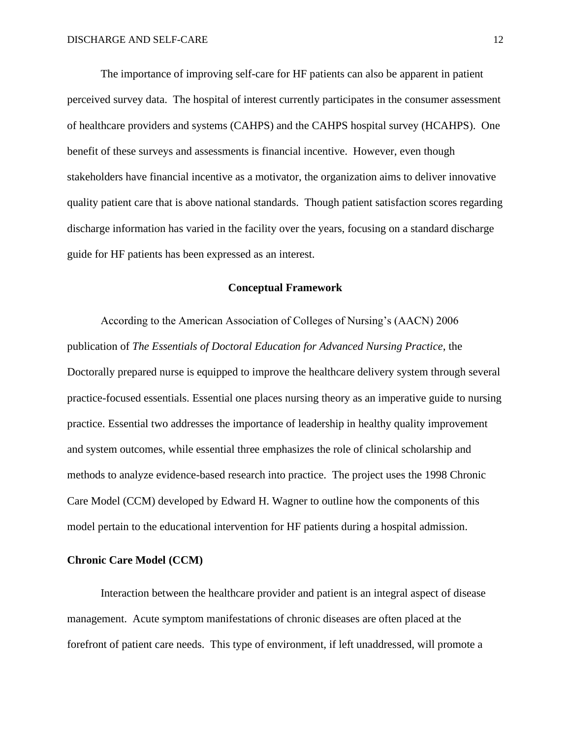The importance of improving self-care for HF patients can also be apparent in patient perceived survey data. The hospital of interest currently participates in the consumer assessment of healthcare providers and systems (CAHPS) and the CAHPS hospital survey (HCAHPS). One benefit of these surveys and assessments is financial incentive. However, even though stakeholders have financial incentive as a motivator, the organization aims to deliver innovative quality patient care that is above national standards. Though patient satisfaction scores regarding discharge information has varied in the facility over the years, focusing on a standard discharge guide for HF patients has been expressed as an interest.

## Conceptual Framework

According to the American Association of Colleges of Nursing's (AACN) 2006 publication of *The Essentials of Doctoral Education for Advanced Nursing Practice*, the Doctorally prepared nurse is equipped to improve the healthcare delivery system through several practice-focused essentials. Essential one places nursing theory as an imperative guide to nursing practice. Essential two addresses the importance of leadership in healthy quality improvement and system outcomes, while essential three emphasizes the role of clinical scholarship and methods to analyze evidence-based research into practice. The project uses the 1998 Chronic Care Model (CCM) developed by Edward H. Wagner to outline how the components of this model pertain to the educational intervention for HF patients during a hospital admission.

### Chronic Care Model (CCM)

Interaction between the healthcare provider and patient is an integral aspect of disease management. Acute symptom manifestations of chronic diseases are often placed at the forefront of patient care needs. This type of environment, if left unaddressed, will promote a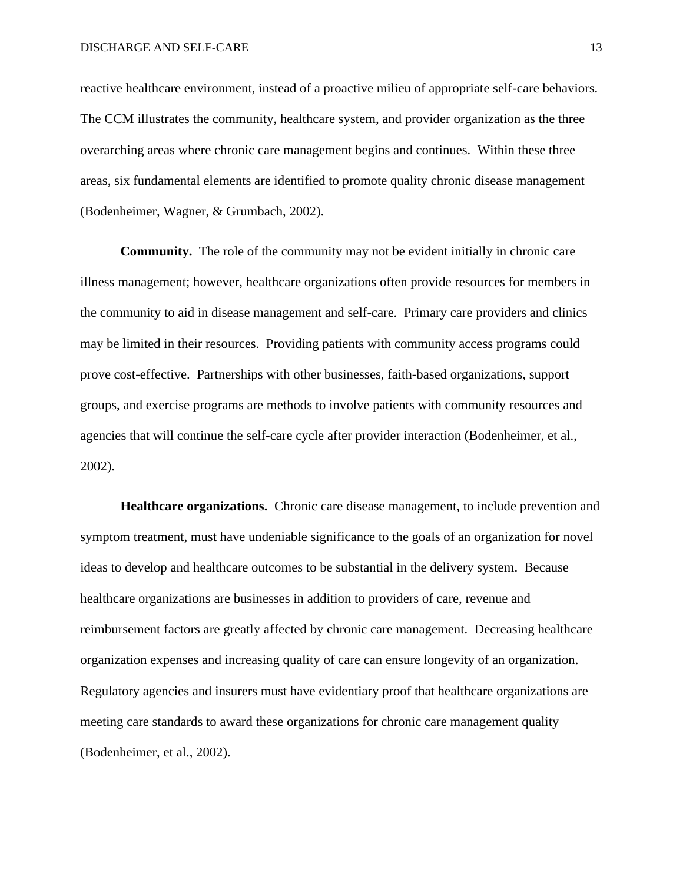reactive healthcare environment, instead of a proactive milieu of appropriate self-care behaviors. The CCM illustrates the community, healthcare system, and provider organization as the three overarching areas where chronic care management begins and continues. Within these three areas, six fundamental elements are identified to promote quality chronic disease management (Bodenheimer, Wagner, & Grumbach, 2002).

**Community.** The role of the community may not be evident initially in chronic care illness management; however, healthcare organizations often provide resources for members in the community to aid in disease management and self-care. Primary care providers and clinics may be limited in their resources. Providing patients with community access programs could prove cost-effective. Partnerships with other businesses, faith-based organizations, support groups, and exercise programs are methods to involve patients with community resources and agencies that will continue the self-care cycle after provider interaction (Bodenheimer, et al., 2002).

**Healthcare organizations.** Chronic care disease management, to include prevention and symptom treatment, must have undeniable significance to the goals of an organization for novel ideas to develop and healthcare outcomes to be substantial in the delivery system. Because healthcare organizations are businesses in addition to providers of care, revenue and reimbursement factors are greatly affected by chronic care management. Decreasing healthcare organization expenses and increasing quality of care can ensure longevity of an organization. Regulatory agencies and insurers must have evidentiary proof that healthcare organizations are meeting care standards to award these organizations for chronic care management quality (Bodenheimer, et al., 2002).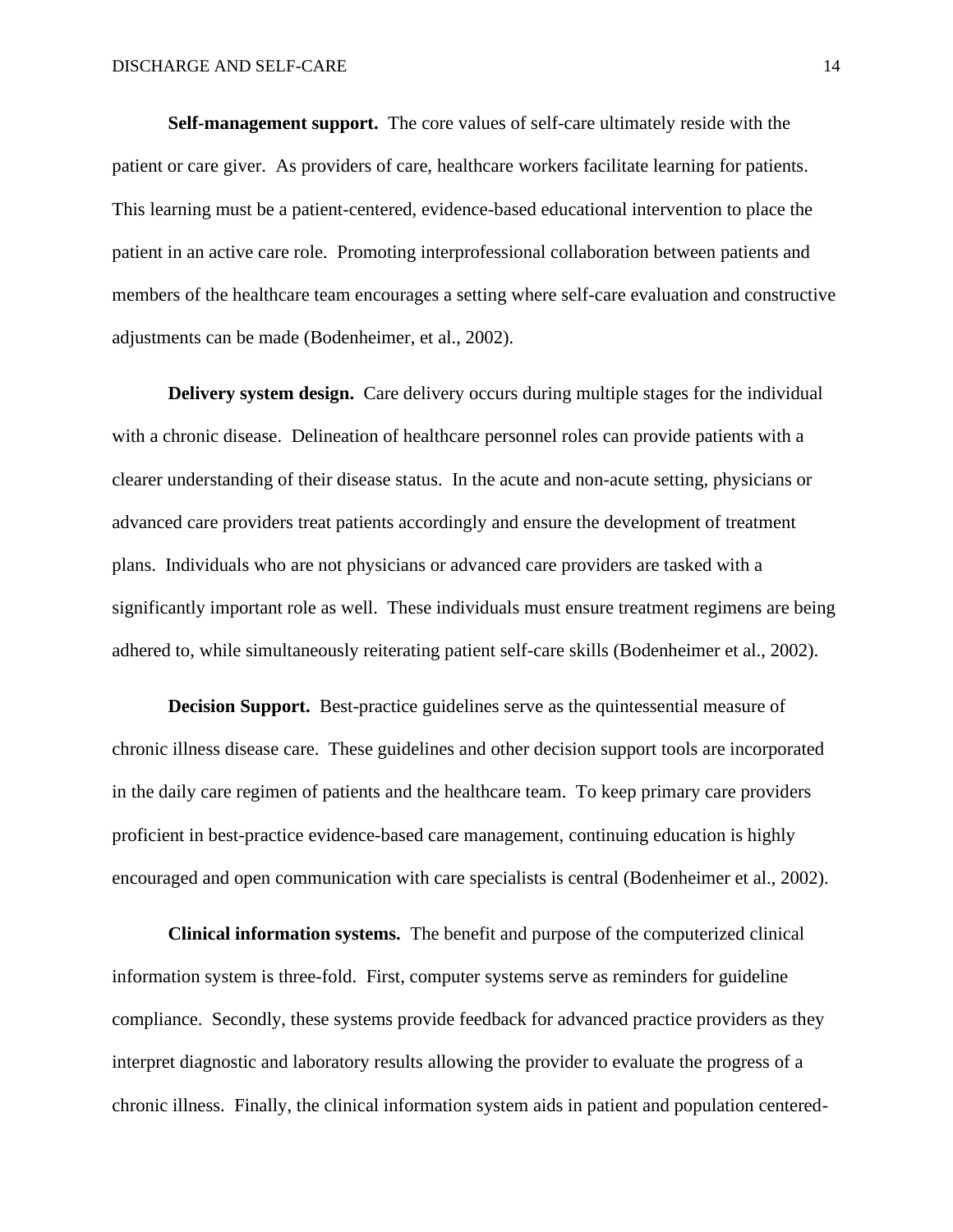**Self-management support.** The core values of self-care ultimately reside with the patient or care giver. As providers of care, healthcare workers facilitate learning for patients. This learning must be a patient-centered, evidence-based educational intervention to place the patient in an active care role. Promoting interprofessional collaboration between patients and members of the healthcare team encourages a setting where self-care evaluation and constructive adjustments can be made (Bodenheimer, et al., 2002).

**Delivery system design.** Care delivery occurs during multiple stages for the individual with a chronic disease. Delineation of healthcare personnel roles can provide patients with a clearer understanding of their disease status. In the acute and non-acute setting, physicians or advanced care providers treat patients accordingly and ensure the development of treatment plans. Individuals who are not physicians or advanced care providers are tasked with a significantly important role as well. These individuals must ensure treatment regimens are being adhered to, while simultaneously reiterating patient self-care skills (Bodenheimer et al., 2002).

**Decision Support.** Best-practice guidelines serve as the quintessential measure of chronic illness disease care. These guidelines and other decision support tools are incorporated in the daily care regimen of patients and the healthcare team. To keep primary care providers proficient in best-practice evidence-based care management, continuing education is highly encouraged and open communication with care specialists is central (Bodenheimer et al., 2002).

**Clinical information systems.** The benefit and purpose of the computerized clinical information system is three-fold. First, computer systems serve as reminders for guideline compliance. Secondly, these systems provide feedback for advanced practice providers as they interpret diagnostic and laboratory results allowing the provider to evaluate the progress of a chronic illness. Finally, the clinical information system aids in patient and population centered-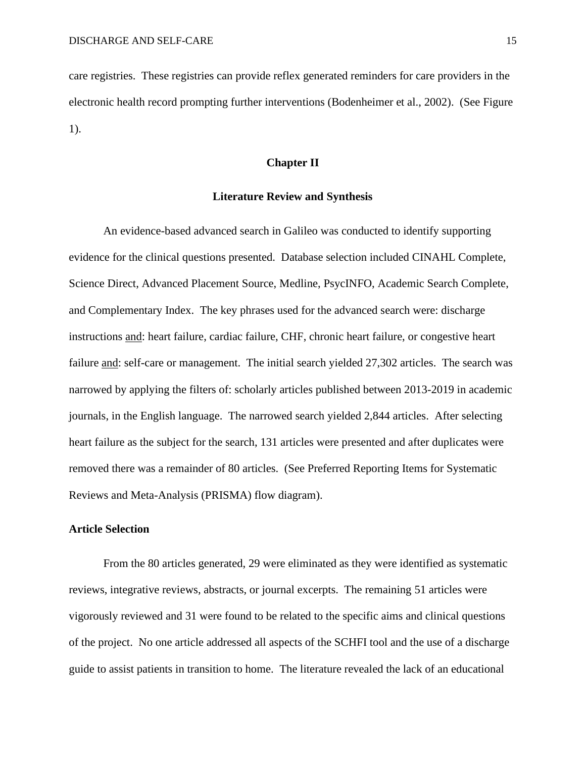care registries. These registries can provide reflex generated reminders for care providers in the electronic health record prompting further interventions (Bodenheimer et al., 2002). (See Figure 1).

# Chapter II

## Literature Review and Synthesis

An evidence-based advanced search in Galileo was conducted to identify supporting evidence for the clinical questions presented. Database selection included CINAHL Complete, Science Direct, Advanced Placement Source, Medline, PsycINFO, Academic Search Complete, and Complementary Index. The key phrases used for the advanced search were: discharge instructions <u>and</u>: heart failure, cardiac failure, CHF, chronic heart failure, or congestive heart failure <u>and</u>: self-care or management. The initial search yielded 27,302 articles. The search was narrowed by applying the filters of: scholarly articles published between 2013-2019 in academic journals, in the English language. The narrowed search yielded 2,844 articles. After selecting heart failure as the subject for the search, 131 articles were presented and after duplicates were removed there was a remainder of 80 articles. (See Preferred Reporting Items for Systematic Reviews and Meta-Analysis (PRISMA) flow diagram).

### Article Selection

From the 80 articles generated, 29 were eliminated as they were identified as systematic reviews, integrative reviews, abstracts, or journal excerpts. The remaining 51 articles were vigorously reviewed and 31 were found to be related to the specific aims and clinical questions of the project. No one article addressed all aspects of the SCHFI tool and the use of a discharge guide to assist patients in transition to home. The literature revealed the lack of an educational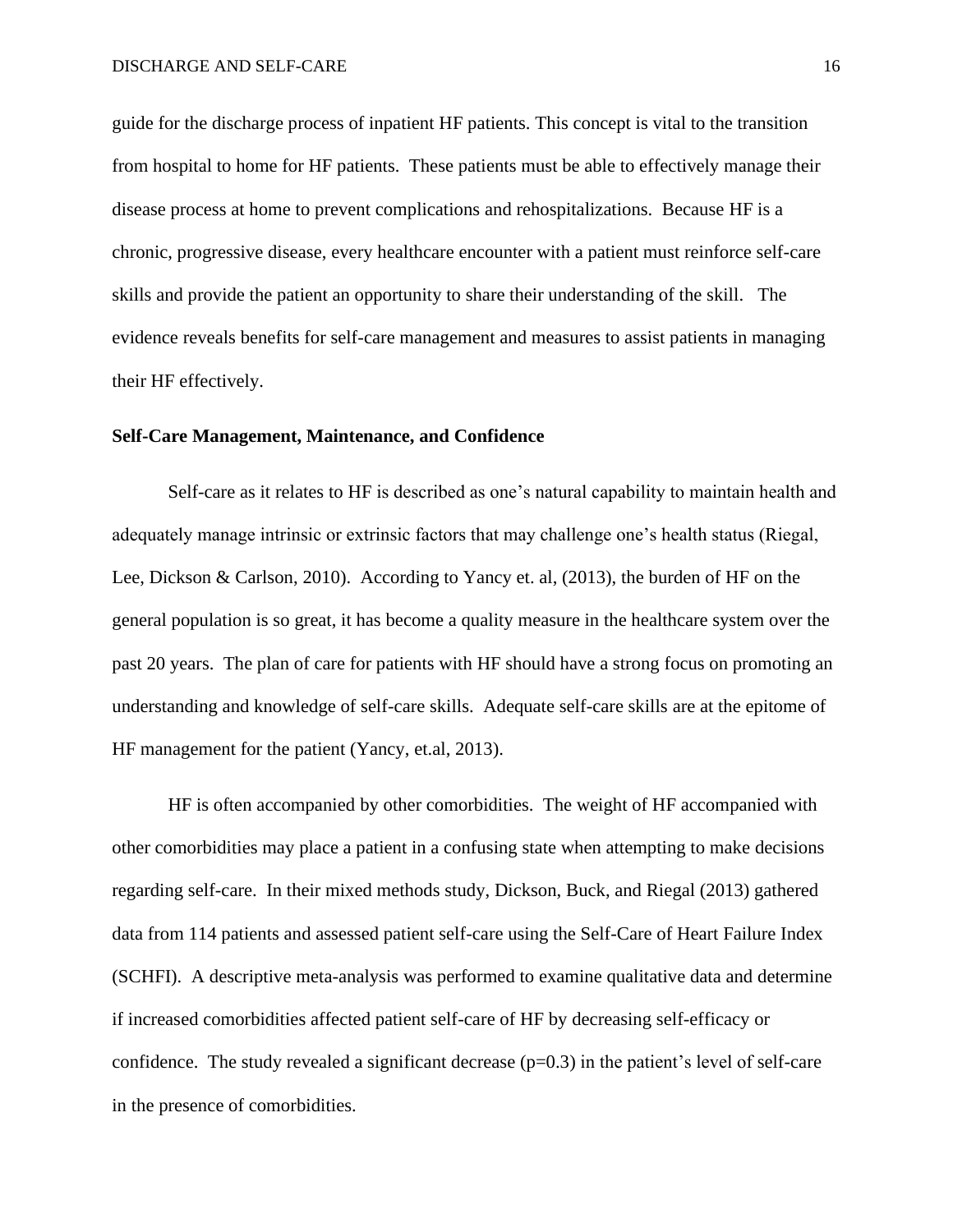guide for the discharge process of inpatient HF patients. This concept is vital to the transition from hospital to home for HF patients. These patients must be able to effectively manage their disease process at home to prevent complications and rehospitalizations. Because HF is a chronic, progressive disease, every healthcare encounter with a patient must reinforce self-care skills and provide the patient an opportunity to share their understanding of the skill. The evidence reveals benefits for self-care management and measures to assist patients in managing their HF effectively.

**Self-Care Management, Maintenance, and Confidence**

Self-care as it relates to HF is described as one's natural capability to maintain health and adequately manage intrinsic or extrinsic factors that may challenge one's health status (Riegal, Lee, Dickson & Carlson, 2010). According to Yancy et. al, (2013), the burden of HF on the general population is so great, it has become a quality measure in the healthcare system over the past 20 years. The plan of care for patients with HF should have a strong focus on promoting an understanding and knowledge of self-care skills. Adequate self-care skills are at the epitome of HF management for the patient (Yancy, et.al, 2013).

HF is often accompanied by other comorbidities. The weight of HF accompanied with other comorbidities may place a patient in a confusing state when attempting to make decisions regarding self-care. In their mixed methods study, Dickson, Buck, and Riegal (2013) gathered data from 114 patients and assessed patient self-care using the Self-Care of Heart Failure Index (SCHFI). A descriptive meta-analysis was performed to examine qualitative data and determine if increased comorbidities affected patient self-care of HF by decreasing self-efficacy or confidence. The study revealed a significant decrease ($p=0.3$) in the patient's level of self-care in the presence of comorbidities.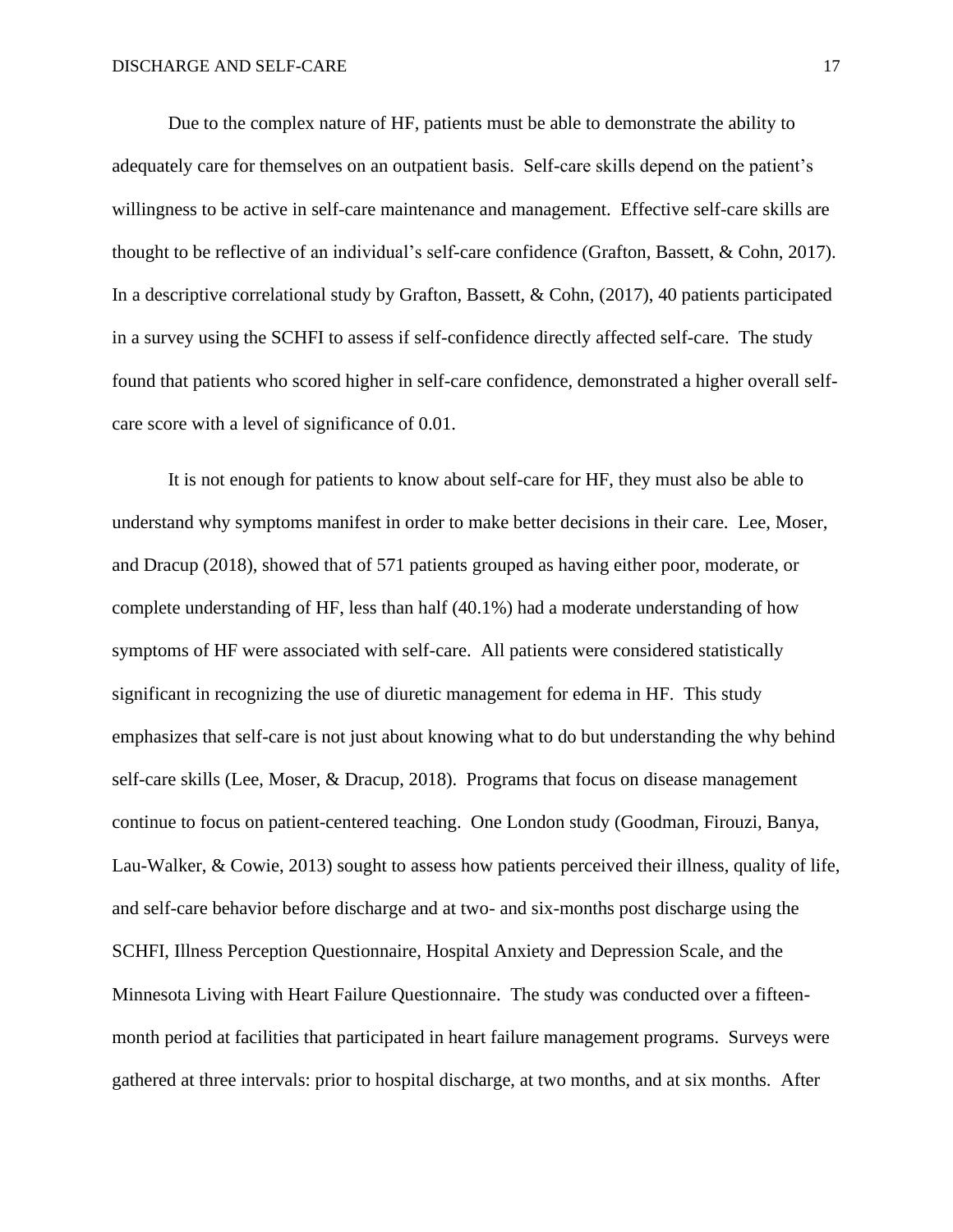Due to the complex nature of HF, patients must be able to demonstrate the ability to adequately care for themselves on an outpatient basis. Self-care skills depend on the patient's willingness to be active in self-care maintenance and management. Effective self-care skills are thought to be reflective of an individual's self-care confidence (Grafton, Bassett, & Cohn, 2017). In a descriptive correlational study by Grafton, Bassett, & Cohn, (2017), 40 patients participated in a survey using the SCHFI to assess if self-confidence directly affected self-care. The study found that patients who scored higher in self-care confidence, demonstrated a higher overall self-care score with a level of significance of 0.01.

It is not enough for patients to know about self-care for HF, they must also be able to understand why symptoms manifest in order to make better decisions in their care. Lee, Moser, and Dracup (2018), showed that of 571 patients grouped as having either poor, moderate, or complete understanding of HF, less than half (40.1%) had a moderate understanding of how symptoms of HF were associated with self-care. All patients were considered statistically significant in recognizing the use of diuretic management for edema in HF. This study emphasizes that self-care is not just about knowing what to do but understanding the why behind self-care skills (Lee, Moser, & Dracup, 2018). Programs that focus on disease management continue to focus on patient-centered teaching. One London study (Goodman, Firouzi, Banya, Lau-Walker, & Cowie, 2013) sought to assess how patients perceived their illness, quality of life, and self-care behavior before discharge and at two- and six-months post discharge using the SCHFI, Illness Perception Questionnaire, Hospital Anxiety and Depression Scale, and the Minnesota Living with Heart Failure Questionnaire. The study was conducted over a fifteen-month period at facilities that participated in heart failure management programs. Surveys were gathered at three intervals: prior to hospital discharge, at two months, and at six months. After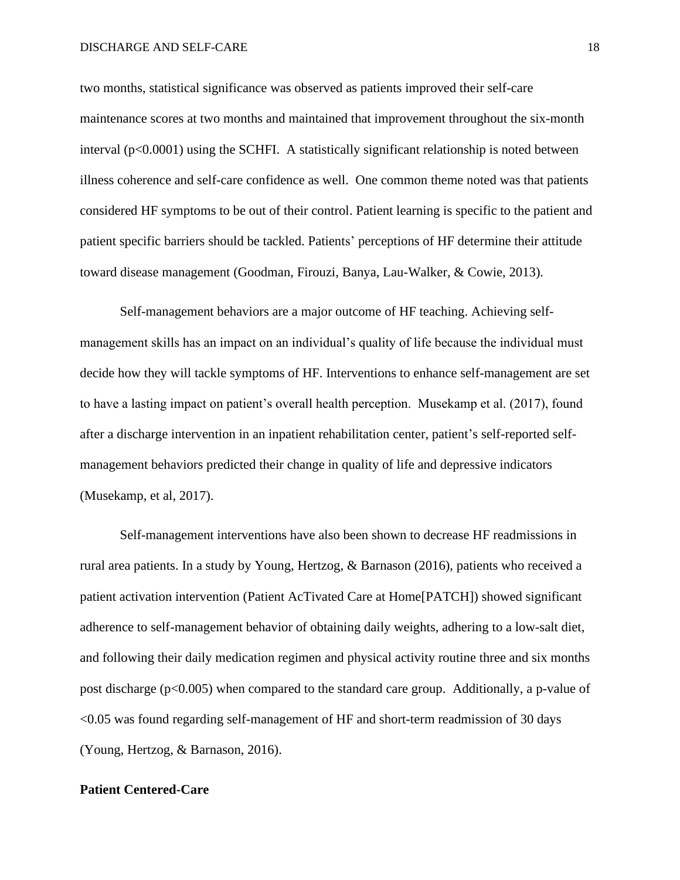two months, statistical significance was observed as patients improved their self-care maintenance scores at two months and maintained that improvement throughout the six-month interval ($p<0.0001$) using the SCHFI. A statistically significant relationship is noted between illness coherence and self-care confidence as well. One common theme noted was that patients considered HF symptoms to be out of their control. Patient learning is specific to the patient and patient specific barriers should be tackled. Patients' perceptions of HF determine their attitude toward disease management (Goodman, Firouzi, Banya, Lau-Walker, & Cowie, 2013).

Self-management behaviors are a major outcome of HF teaching. Achieving self-management skills has an impact on an individual's quality of life because the individual must decide how they will tackle symptoms of HF. Interventions to enhance self-management are set to have a lasting impact on patient's overall health perception. Musekamp et al. (2017), found after a discharge intervention in an inpatient rehabilitation center, patient's self-reported self-management behaviors predicted their change in quality of life and depressive indicators (Musekamp, et al, 2017).

Self-management interventions have also been shown to decrease HF readmissions in rural area patients. In a study by Young, Hertzog, & Barnason (2016), patients who received a patient activation intervention (Patient AcTivated Care at Home[PATCH]) showed significant adherence to self-management behavior of obtaining daily weights, adhering to a low-salt diet, and following their daily medication regimen and physical activity routine three and six months post discharge ($p<0.005$) when compared to the standard care group. Additionally, a p-value of $<0.05$ was found regarding self-management of HF and short-term readmission of 30 days (Young, Hertzog, & Barnason, 2016).

**Patient Centered-Care**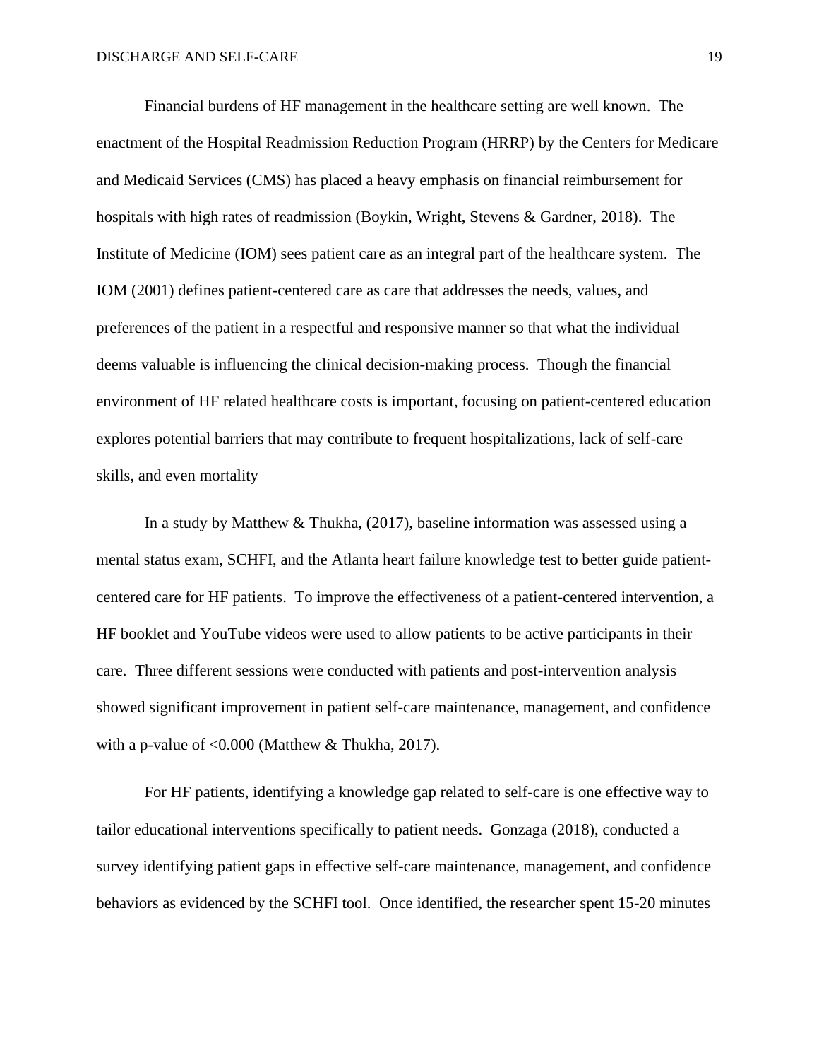Financial burdens of HF management in the healthcare setting are well known. The enactment of the Hospital Readmission Reduction Program (HRRP) by the Centers for Medicare and Medicaid Services (CMS) has placed a heavy emphasis on financial reimbursement for hospitals with high rates of readmission (Boykin, Wright, Stevens & Gardner, 2018). The Institute of Medicine (IOM) sees patient care as an integral part of the healthcare system. The IOM (2001) defines patient-centered care as care that addresses the needs, values, and preferences of the patient in a respectful and responsive manner so that what the individual deems valuable is influencing the clinical decision-making process. Though the financial environment of HF related healthcare costs is important, focusing on patient-centered education explores potential barriers that may contribute to frequent hospitalizations, lack of self-care skills, and even mortality

In a study by Matthew & Thukha, (2017), baseline information was assessed using a mental status exam, SCHFI, and the Atlanta heart failure knowledge test to better guide patient-centered care for HF patients. To improve the effectiveness of a patient-centered intervention, a HF booklet and YouTube videos were used to allow patients to be active participants in their care. Three different sessions were conducted with patients and post-intervention analysis showed significant improvement in patient self-care maintenance, management, and confidence with a p-value of $<0.000$ (Matthew & Thukha, 2017).

For HF patients, identifying a knowledge gap related to self-care is one effective way to tailor educational interventions specifically to patient needs. Gonzaga (2018), conducted a survey identifying patient gaps in effective self-care maintenance, management, and confidence behaviors as evidenced by the SCHFI tool. Once identified, the researcher spent 15-20 minutes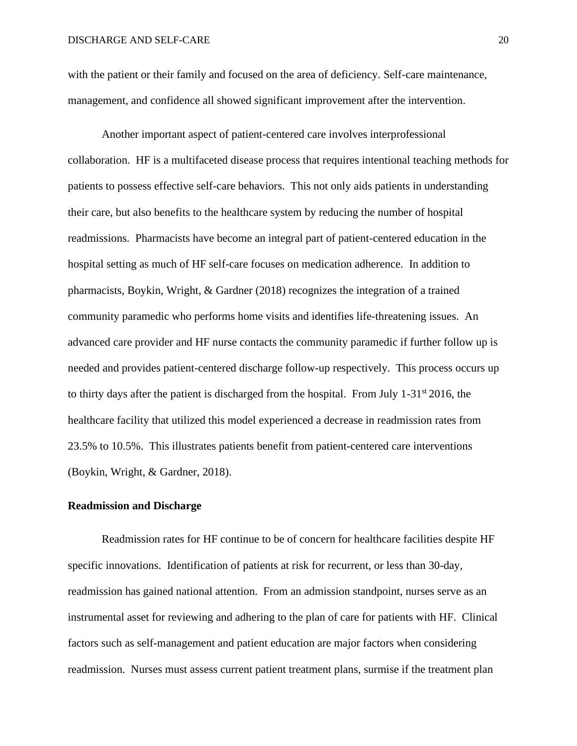with the patient or their family and focused on the area of deficiency. Self-care maintenance, management, and confidence all showed significant improvement after the intervention.

Another important aspect of patient-centered care involves interprofessional collaboration. HF is a multifaceted disease process that requires intentional teaching methods for patients to possess effective self-care behaviors. This not only aids patients in understanding their care, but also benefits to the healthcare system by reducing the number of hospital readmissions. Pharmacists have become an integral part of patient-centered education in the hospital setting as much of HF self-care focuses on medication adherence. In addition to pharmacists, Boykin, Wright, & Gardner (2018) recognizes the integration of a trained community paramedic who performs home visits and identifies life-threatening issues. An advanced care provider and HF nurse contacts the community paramedic if further follow up is needed and provides patient-centered discharge follow-up respectively. This process occurs up to thirty days after the patient is discharged from the hospital. From July 1-31st 2016, the healthcare facility that utilized this model experienced a decrease in readmission rates from 23.5% to 10.5%. This illustrates patients benefit from patient-centered care interventions (Boykin, Wright, & Gardner, 2018).

## Readmission and Discharge

Readmission rates for HF continue to be of concern for healthcare facilities despite HF specific innovations. Identification of patients at risk for recurrent, or less than 30-day, readmission has gained national attention. From an admission standpoint, nurses serve as an instrumental asset for reviewing and adhering to the plan of care for patients with HF. Clinical factors such as self-management and patient education are major factors when considering readmission. Nurses must assess current patient treatment plans, surmise if the treatment plan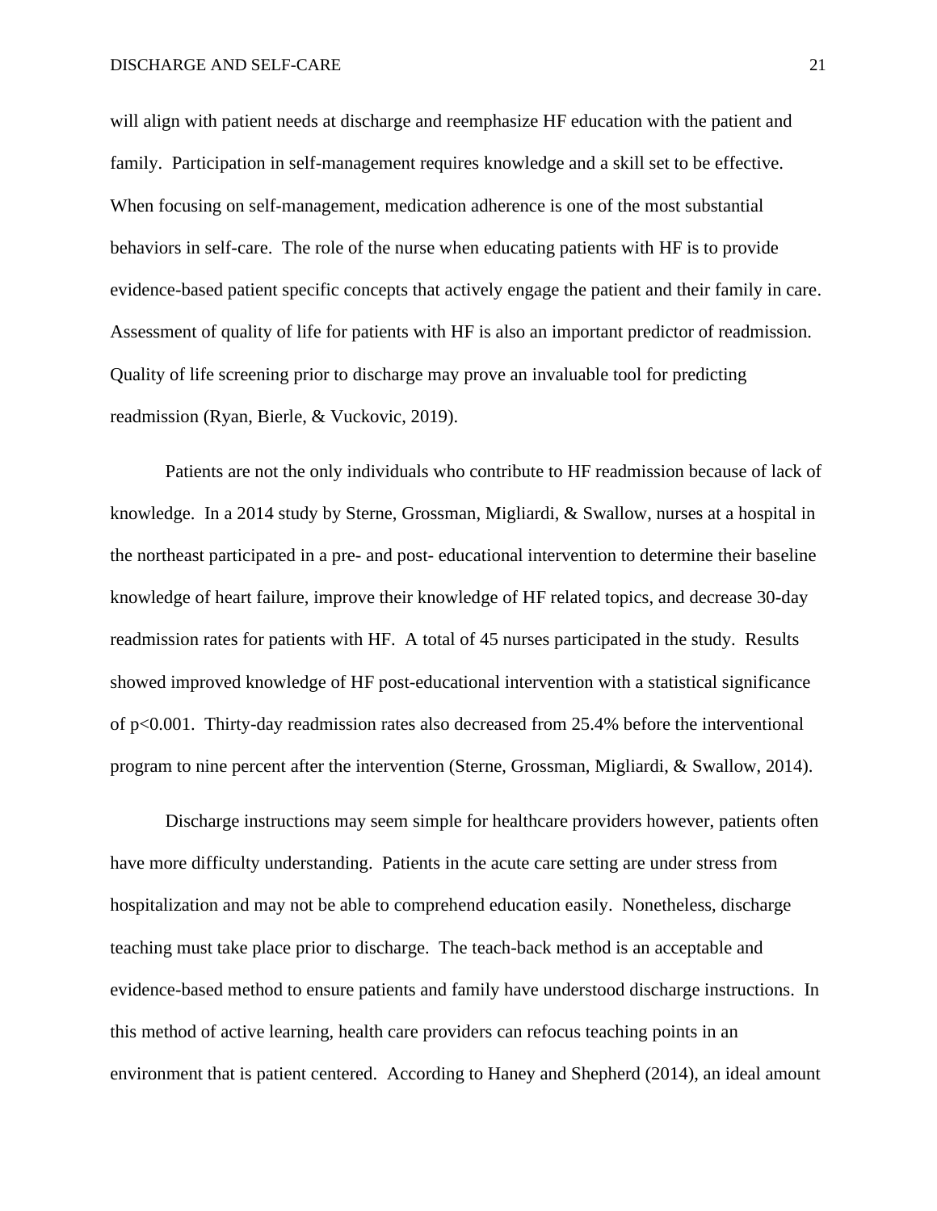will align with patient needs at discharge and reemphasize HF education with the patient and family. Participation in self-management requires knowledge and a skill set to be effective. When focusing on self-management, medication adherence is one of the most substantial behaviors in self-care. The role of the nurse when educating patients with HF is to provide evidence-based patient specific concepts that actively engage the patient and their family in care. Assessment of quality of life for patients with HF is also an important predictor of readmission. Quality of life screening prior to discharge may prove an invaluable tool for predicting readmission (Ryan, Bierle, & Vuckovic, 2019).

Patients are not the only individuals who contribute to HF readmission because of lack of knowledge. In a 2014 study by Sterne, Grossman, Migliardi, & Swallow, nurses at a hospital in the northeast participated in a pre- and post- educational intervention to determine their baseline knowledge of heart failure, improve their knowledge of HF related topics, and decrease 30-day readmission rates for patients with HF. A total of 45 nurses participated in the study. Results showed improved knowledge of HF post-educational intervention with a statistical significance of $p<0.001$. Thirty-day readmission rates also decreased from 25.4% before the interventional program to nine percent after the intervention (Sterne, Grossman, Migliardi, & Swallow, 2014).

Discharge instructions may seem simple for healthcare providers however, patients often have more difficulty understanding. Patients in the acute care setting are under stress from hospitalization and may not be able to comprehend education easily. Nonetheless, discharge teaching must take place prior to discharge. The teach-back method is an acceptable and evidence-based method to ensure patients and family have understood discharge instructions. In this method of active learning, health care providers can refocus teaching points in an environment that is patient centered. According to Haney and Shepherd (2014), an ideal amount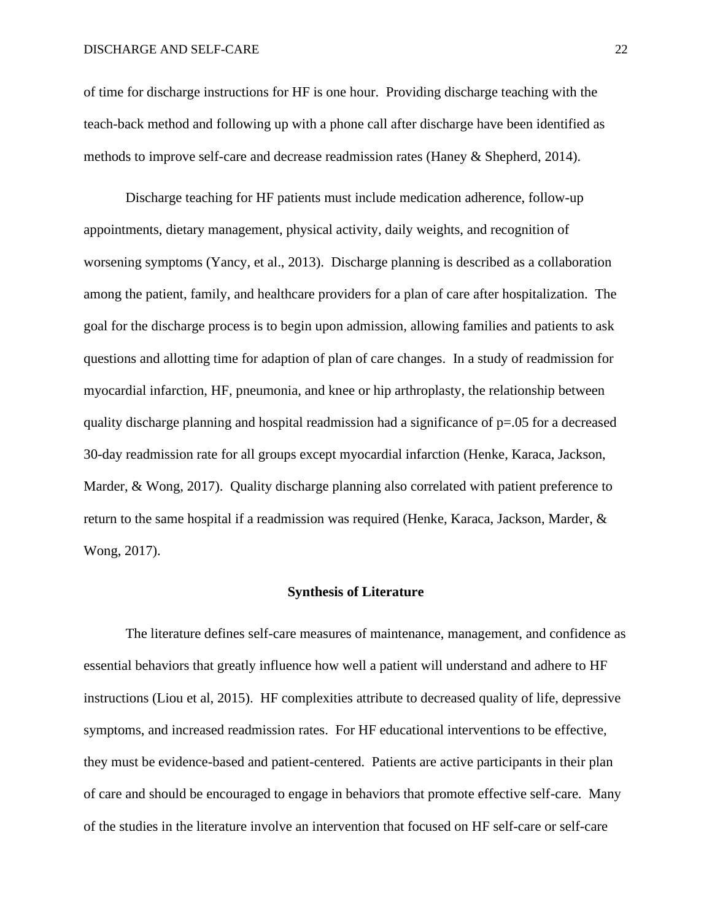of time for discharge instructions for HF is one hour. Providing discharge teaching with the teach-back method and following up with a phone call after discharge have been identified as methods to improve self-care and decrease readmission rates (Haney & Shepherd, 2014).

Discharge teaching for HF patients must include medication adherence, follow-up appointments, dietary management, physical activity, daily weights, and recognition of worsening symptoms (Yancy, et al., 2013). Discharge planning is described as a collaboration among the patient, family, and healthcare providers for a plan of care after hospitalization. The goal for the discharge process is to begin upon admission, allowing families and patients to ask questions and allotting time for adaption of plan of care changes. In a study of readmission for myocardial infarction, HF, pneumonia, and knee or hip arthroplasty, the relationship between quality discharge planning and hospital readmission had a significance of $p=.05$ for a decreased 30-day readmission rate for all groups except myocardial infarction (Henke, Karaca, Jackson, Marder, & Wong, 2017). Quality discharge planning also correlated with patient preference to return to the same hospital if a readmission was required (Henke, Karaca, Jackson, Marder, & Wong, 2017).

## Synthesis of Literature

The literature defines self-care measures of maintenance, management, and confidence as essential behaviors that greatly influence how well a patient will understand and adhere to HF instructions (Liou et al, 2015). HF complexities attribute to decreased quality of life, depressive symptoms, and increased readmission rates. For HF educational interventions to be effective, they must be evidence-based and patient-centered. Patients are active participants in their plan of care and should be encouraged to engage in behaviors that promote effective self-care. Many of the studies in the literature involve an intervention that focused on HF self-care or self-care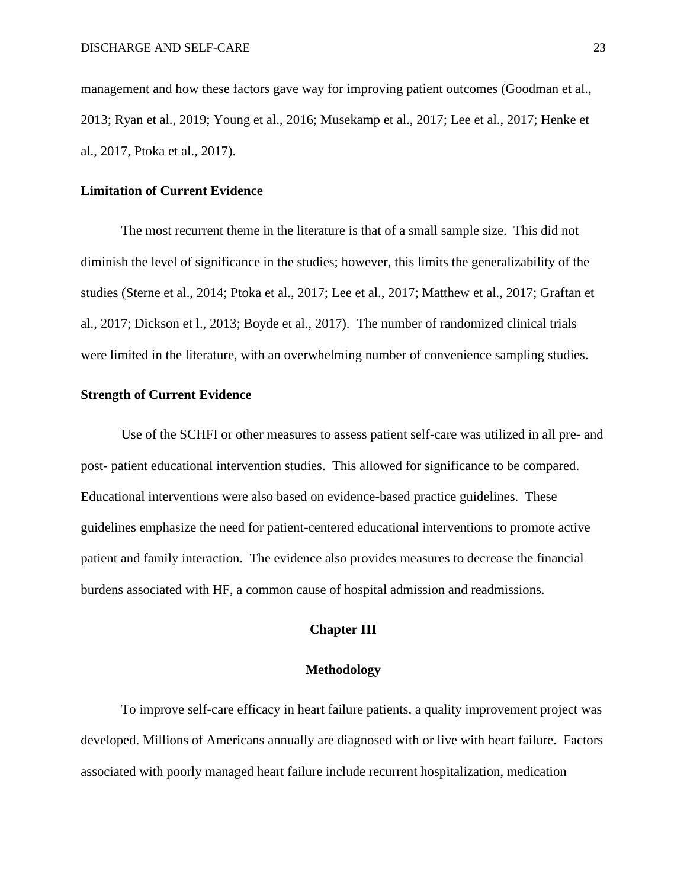management and how these factors gave way for improving patient outcomes (Goodman et al., 2013; Ryan et al., 2019; Young et al., 2016; Musekamp et al., 2017; Lee et al., 2017; Henke et al., 2017, Ptoka et al., 2017).

**Limitation of Current Evidence**

The most recurrent theme in the literature is that of a small sample size. This did not diminish the level of significance in the studies; however, this limits the generalizability of the studies (Sterne et al., 2014; Ptoka et al., 2017; Lee et al., 2017; Matthew et al., 2017; Graftan et al., 2017; Dickson et l., 2013; Boyde et al., 2017). The number of randomized clinical trials were limited in the literature, with an overwhelming number of convenience sampling studies.

**Strength of Current Evidence**

Use of the SCHFI or other measures to assess patient self-care was utilized in all pre- and post- patient educational intervention studies. This allowed for significance to be compared. Educational interventions were also based on evidence-based practice guidelines. These guidelines emphasize the need for patient-centered educational interventions to promote active patient and family interaction. The evidence also provides measures to decrease the financial burdens associated with HF, a common cause of hospital admission and readmissions.

# Chapter III

# Methodology

To improve self-care efficacy in heart failure patients, a quality improvement project was developed. Millions of Americans annually are diagnosed with or live with heart failure. Factors associated with poorly managed heart failure include recurrent hospitalization, medication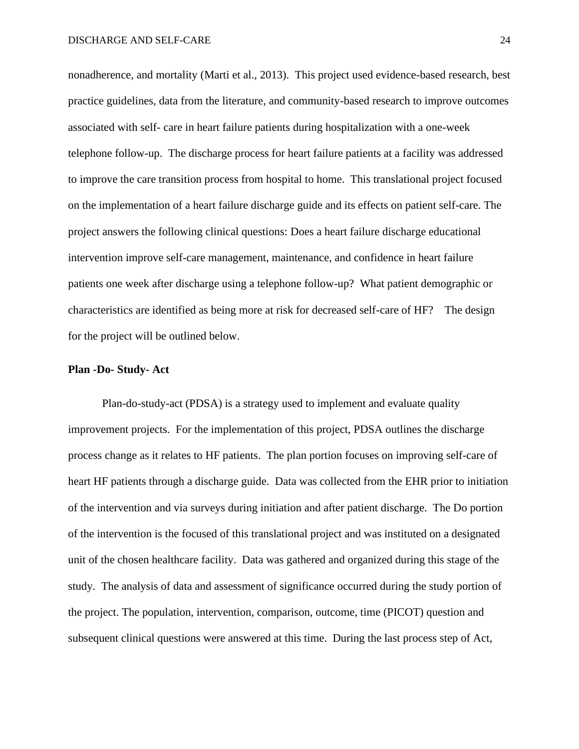nonadherence, and mortality (Marti et al., 2013). This project used evidence-based research, best practice guidelines, data from the literature, and community-based research to improve outcomes associated with self- care in heart failure patients during hospitalization with a one-week telephone follow-up. The discharge process for heart failure patients at a facility was addressed to improve the care transition process from hospital to home. This translational project focused on the implementation of a heart failure discharge guide and its effects on patient self-care. The project answers the following clinical questions: Does a heart failure discharge educational intervention improve self-care management, maintenance, and confidence in heart failure patients one week after discharge using a telephone follow-up? What patient demographic or characteristics are identified as being more at risk for decreased self-care of HF? The design for the project will be outlined below.

**Plan -Do- Study- Act**

Plan-do-study-act (PDSA) is a strategy used to implement and evaluate quality improvement projects. For the implementation of this project, PDSA outlines the discharge process change as it relates to HF patients. The plan portion focuses on improving self-care of heart HF patients through a discharge guide. Data was collected from the EHR prior to initiation of the intervention and via surveys during initiation and after patient discharge. The Do portion of the intervention is the focused of this translational project and was instituted on a designated unit of the chosen healthcare facility. Data was gathered and organized during this stage of the study. The analysis of data and assessment of significance occurred during the study portion of the project. The population, intervention, comparison, outcome, time (PICOT) question and subsequent clinical questions were answered at this time. During the last process step of Act,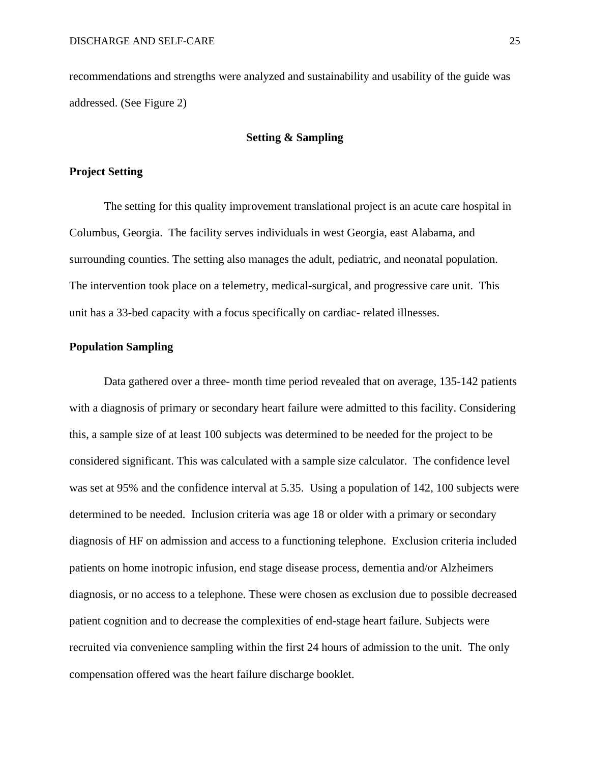recommendations and strengths were analyzed and sustainability and usability of the guide was addressed. (See Figure 2)

## Setting & Sampling

### Project Setting

The setting for this quality improvement translational project is an acute care hospital in Columbus, Georgia. The facility serves individuals in west Georgia, east Alabama, and surrounding counties. The setting also manages the adult, pediatric, and neonatal population. The intervention took place on a telemetry, medical-surgical, and progressive care unit. This unit has a 33-bed capacity with a focus specifically on cardiac- related illnesses.

### Population Sampling

Data gathered over a three- month time period revealed that on average, 135-142 patients with a diagnosis of primary or secondary heart failure were admitted to this facility. Considering this, a sample size of at least 100 subjects was determined to be needed for the project to be considered significant. This was calculated with a sample size calculator. The confidence level was set at 95% and the confidence interval at 5.35. Using a population of 142, 100 subjects were determined to be needed. Inclusion criteria was age 18 or older with a primary or secondary diagnosis of HF on admission and access to a functioning telephone. Exclusion criteria included patients on home inotropic infusion, end stage disease process, dementia and/or Alzheimers diagnosis, or no access to a telephone. These were chosen as exclusion due to possible decreased patient cognition and to decrease the complexities of end-stage heart failure. Subjects were recruited via convenience sampling within the first 24 hours of admission to the unit. The only compensation offered was the heart failure discharge booklet.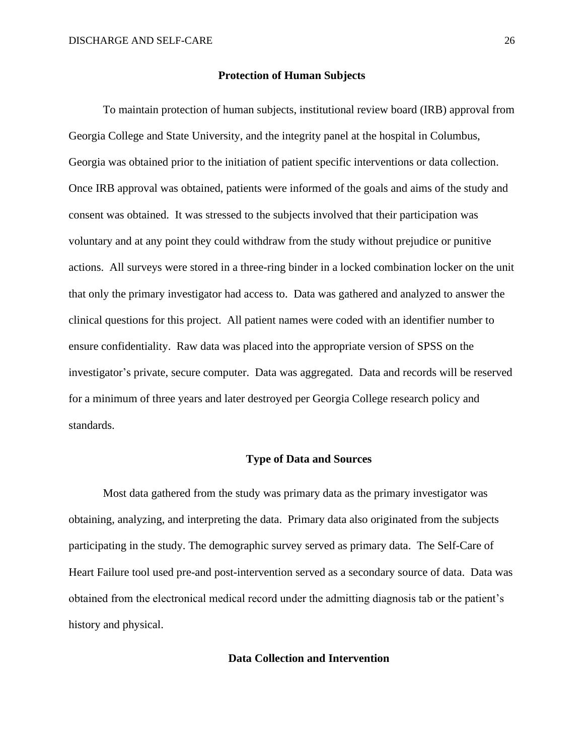## Protection of Human Subjects

To maintain protection of human subjects, institutional review board (IRB) approval from Georgia College and State University, and the integrity panel at the hospital in Columbus, Georgia was obtained prior to the initiation of patient specific interventions or data collection. Once IRB approval was obtained, patients were informed of the goals and aims of the study and consent was obtained. It was stressed to the subjects involved that their participation was voluntary and at any point they could withdraw from the study without prejudice or punitive actions. All surveys were stored in a three-ring binder in a locked combination locker on the unit that only the primary investigator had access to. Data was gathered and analyzed to answer the clinical questions for this project. All patient names were coded with an identifier number to ensure confidentiality. Raw data was placed into the appropriate version of SPSS on the investigator's private, secure computer. Data was aggregated. Data and records will be reserved for a minimum of three years and later destroyed per Georgia College research policy and standards.

## Type of Data and Sources

Most data gathered from the study was primary data as the primary investigator was obtaining, analyzing, and interpreting the data. Primary data also originated from the subjects participating in the study. The demographic survey served as primary data. The Self-Care of Heart Failure tool used pre-and post-intervention served as a secondary source of data. Data was obtained from the electronical medical record under the admitting diagnosis tab or the patient's history and physical.

## Data Collection and Intervention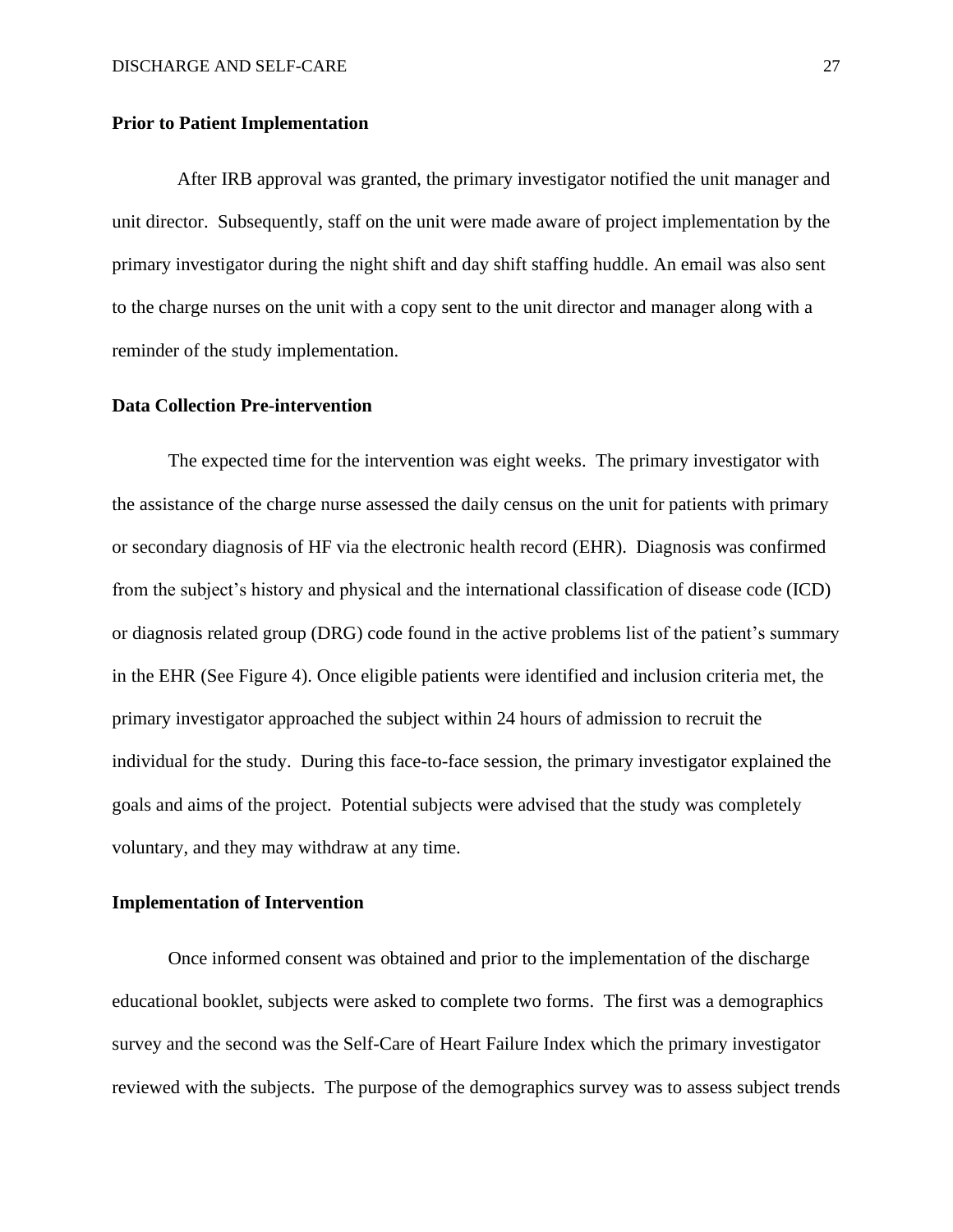### Prior to Patient Implementation

After IRB approval was granted, the primary investigator notified the unit manager and unit director. Subsequently, staff on the unit were made aware of project implementation by the primary investigator during the night shift and day shift staffing huddle. An email was also sent to the charge nurses on the unit with a copy sent to the unit director and manager along with a reminder of the study implementation.

### Data Collection Pre-intervention

The expected time for the intervention was eight weeks. The primary investigator with the assistance of the charge nurse assessed the daily census on the unit for patients with primary or secondary diagnosis of HF via the electronic health record (EHR). Diagnosis was confirmed from the subject's history and physical and the international classification of disease code (ICD) or diagnosis related group (DRG) code found in the active problems list of the patient's summary in the EHR (See Figure 4). Once eligible patients were identified and inclusion criteria met, the primary investigator approached the subject within 24 hours of admission to recruit the individual for the study. During this face-to-face session, the primary investigator explained the goals and aims of the project. Potential subjects were advised that the study was completely voluntary, and they may withdraw at any time.

### Implementation of Intervention

Once informed consent was obtained and prior to the implementation of the discharge educational booklet, subjects were asked to complete two forms. The first was a demographics survey and the second was the Self-Care of Heart Failure Index which the primary investigator reviewed with the subjects. The purpose of the demographics survey was to assess subject trends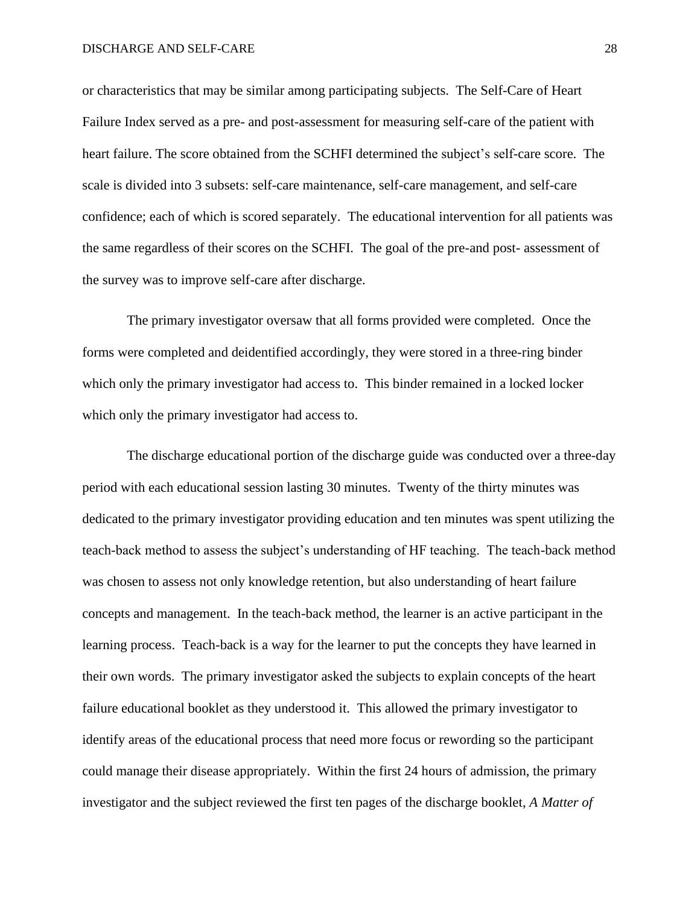or characteristics that may be similar among participating subjects. The Self-Care of Heart Failure Index served as a pre- and post-assessment for measuring self-care of the patient with heart failure. The score obtained from the SCHFI determined the subject's self-care score. The scale is divided into 3 subsets: self-care maintenance, self-care management, and self-care confidence; each of which is scored separately. The educational intervention for all patients was the same regardless of their scores on the SCHFI. The goal of the pre-and post- assessment of the survey was to improve self-care after discharge.

The primary investigator oversaw that all forms provided were completed. Once the forms were completed and deidentified accordingly, they were stored in a three-ring binder which only the primary investigator had access to. This binder remained in a locked locker which only the primary investigator had access to.

The discharge educational portion of the discharge guide was conducted over a three-day period with each educational session lasting 30 minutes. Twenty of the thirty minutes was dedicated to the primary investigator providing education and ten minutes was spent utilizing the teach-back method to assess the subject's understanding of HF teaching. The teach-back method was chosen to assess not only knowledge retention, but also understanding of heart failure concepts and management. In the teach-back method, the learner is an active participant in the learning process. Teach-back is a way for the learner to put the concepts they have learned in their own words. The primary investigator asked the subjects to explain concepts of the heart failure educational booklet as they understood it. This allowed the primary investigator to identify areas of the educational process that need more focus or rewording so the participant could manage their disease appropriately. Within the first 24 hours of admission, the primary investigator and the subject reviewed the first ten pages of the discharge booklet, *A Matter of*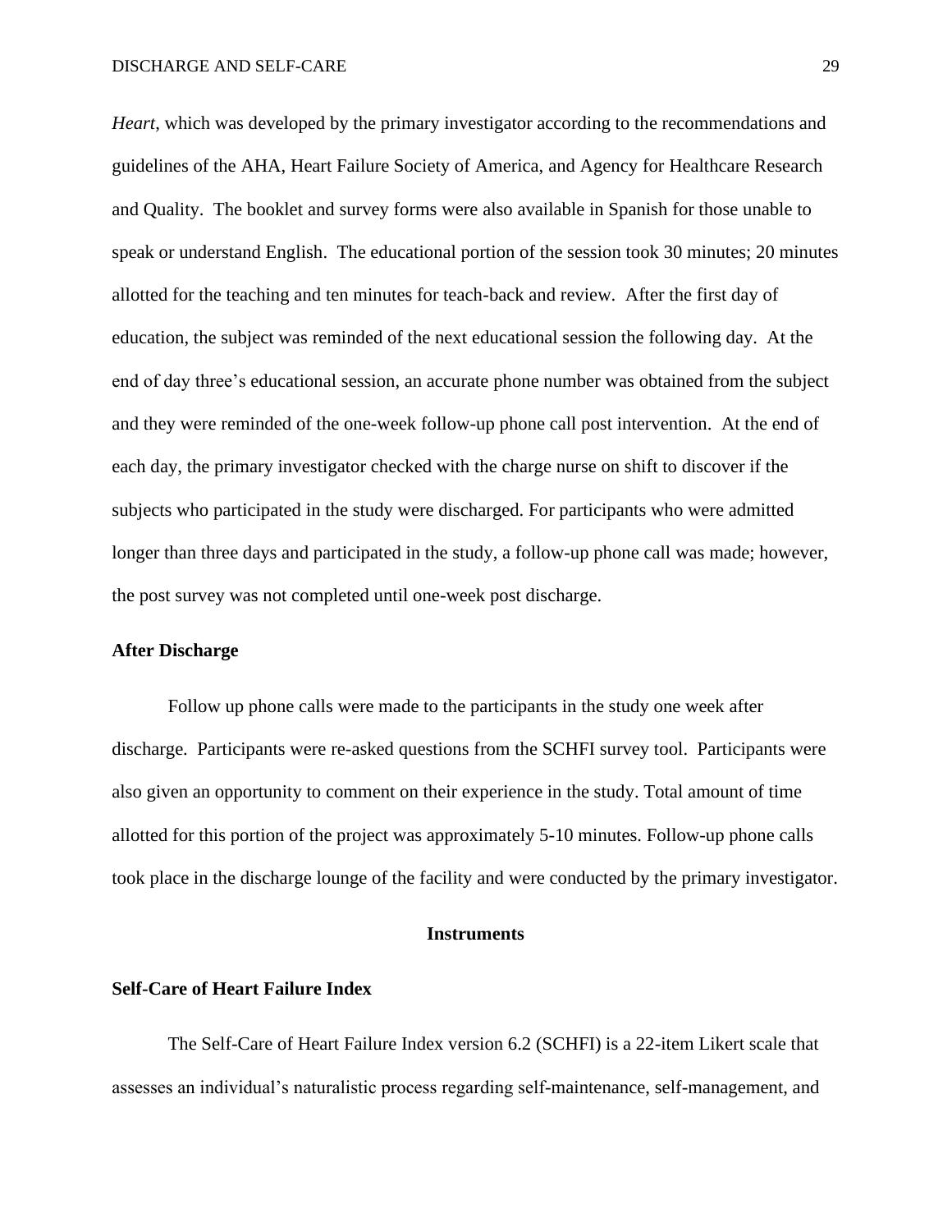*Heart*, which was developed by the primary investigator according to the recommendations and guidelines of the AHA, Heart Failure Society of America, and Agency for Healthcare Research and Quality. The booklet and survey forms were also available in Spanish for those unable to speak or understand English. The educational portion of the session took 30 minutes; 20 minutes allotted for the teaching and ten minutes for teach-back and review. After the first day of education, the subject was reminded of the next educational session the following day. At the end of day three's educational session, an accurate phone number was obtained from the subject and they were reminded of the one-week follow-up phone call post intervention. At the end of each day, the primary investigator checked with the charge nurse on shift to discover if the subjects who participated in the study were discharged. For participants who were admitted longer than three days and participated in the study, a follow-up phone call was made; however, the post survey was not completed until one-week post discharge.

### After Discharge

Follow up phone calls were made to the participants in the study one week after discharge. Participants were re-asked questions from the SCHFI survey tool. Participants were also given an opportunity to comment on their experience in the study. Total amount of time allotted for this portion of the project was approximately 5-10 minutes. Follow-up phone calls took place in the discharge lounge of the facility and were conducted by the primary investigator.

## Instruments

### Self-Care of Heart Failure Index

The Self-Care of Heart Failure Index version 6.2 (SCHFI) is a 22-item Likert scale that assesses an individual's naturalistic process regarding self-maintenance, self-management, and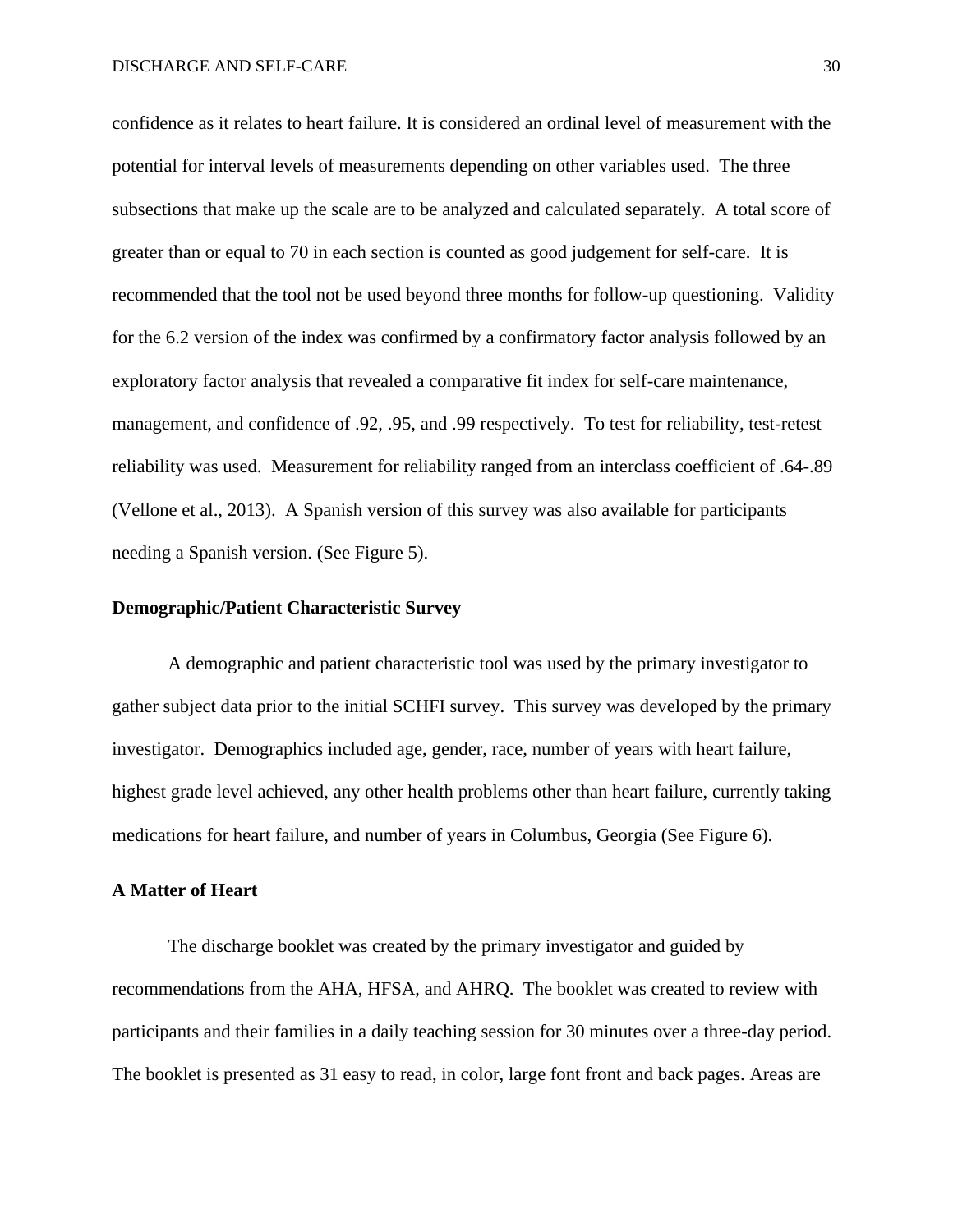confidence as it relates to heart failure. It is considered an ordinal level of measurement with the potential for interval levels of measurements depending on other variables used. The three subsections that make up the scale are to be analyzed and calculated separately. A total score of greater than or equal to 70 in each section is counted as good judgement for self-care. It is recommended that the tool not be used beyond three months for follow-up questioning. Validity for the 6.2 version of the index was confirmed by a confirmatory factor analysis followed by an exploratory factor analysis that revealed a comparative fit index for self-care maintenance, management, and confidence of .92, .95, and .99 respectively. To test for reliability, test-retest reliability was used. Measurement for reliability ranged from an interclass coefficient of .64-.89 (Vellone et al., 2013). A Spanish version of this survey was also available for participants needing a Spanish version. (See Figure 5).

**Demographic/Patient Characteristic Survey**

A demographic and patient characteristic tool was used by the primary investigator to gather subject data prior to the initial SCHFI survey. This survey was developed by the primary investigator. Demographics included age, gender, race, number of years with heart failure, highest grade level achieved, any other health problems other than heart failure, currently taking medications for heart failure, and number of years in Columbus, Georgia (See Figure 6).

**A Matter of Heart**

The discharge booklet was created by the primary investigator and guided by recommendations from the AHA, HFSA, and AHRQ. The booklet was created to review with participants and their families in a daily teaching session for 30 minutes over a three-day period. The booklet is presented as 31 easy to read, in color, large font front and back pages. Areas are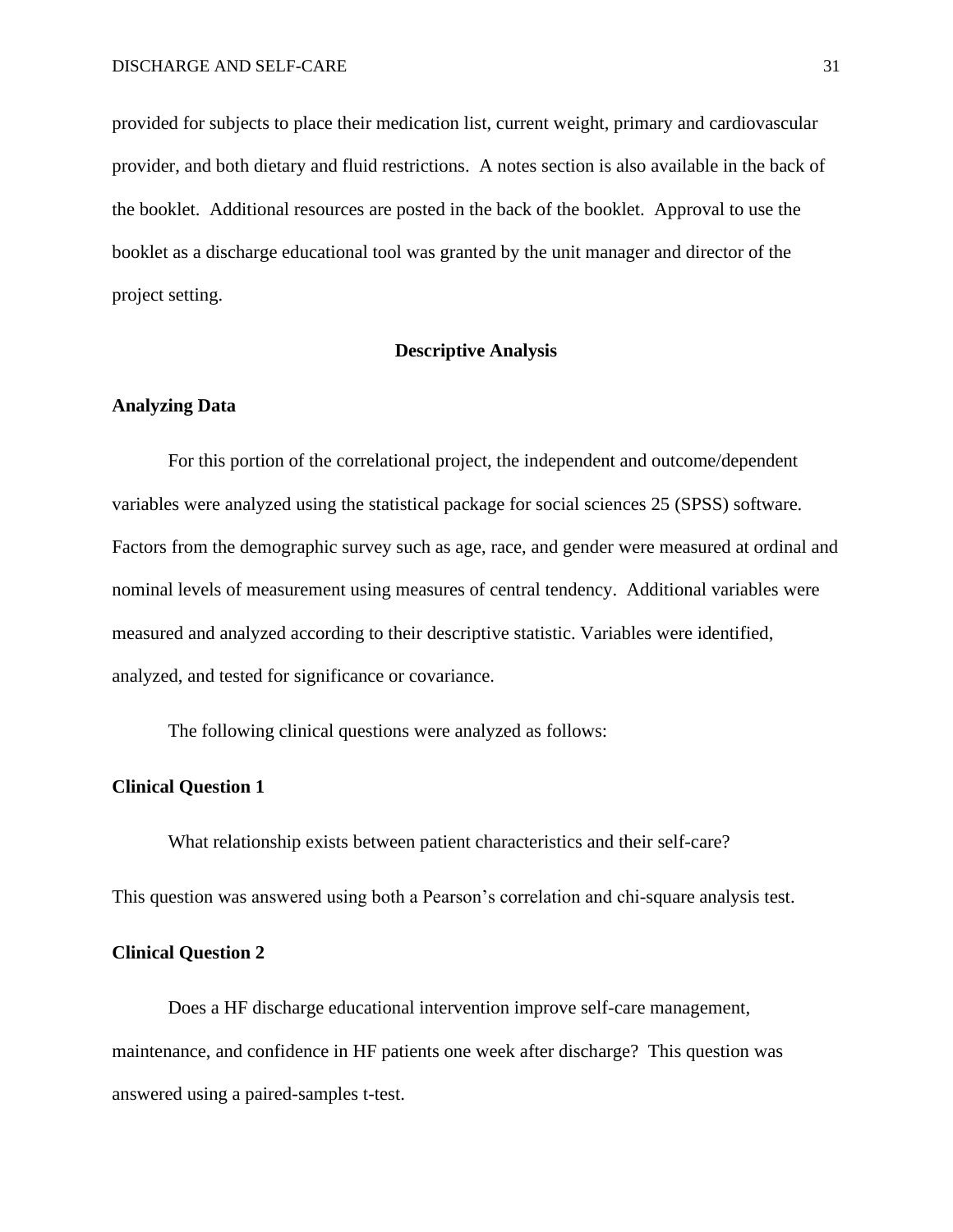provided for subjects to place their medication list, current weight, primary and cardiovascular provider, and both dietary and fluid restrictions. A notes section is also available in the back of the booklet. Additional resources are posted in the back of the booklet. Approval to use the booklet as a discharge educational tool was granted by the unit manager and director of the project setting.

## Descriptive Analysis

### Analyzing Data

For this portion of the correlational project, the independent and outcome/dependent variables were analyzed using the statistical package for social sciences 25 (SPSS) software. Factors from the demographic survey such as age, race, and gender were measured at ordinal and nominal levels of measurement using measures of central tendency. Additional variables were measured and analyzed according to their descriptive statistic. Variables were identified, analyzed, and tested for significance or covariance.

The following clinical questions were analyzed as follows:

### Clinical Question 1

What relationship exists between patient characteristics and their self-care? This question was answered using both a Pearson's correlation and chi-square analysis test.

### Clinical Question 2

Does a HF discharge educational intervention improve self-care management, maintenance, and confidence in HF patients one week after discharge? This question was answered using a paired-samples t-test.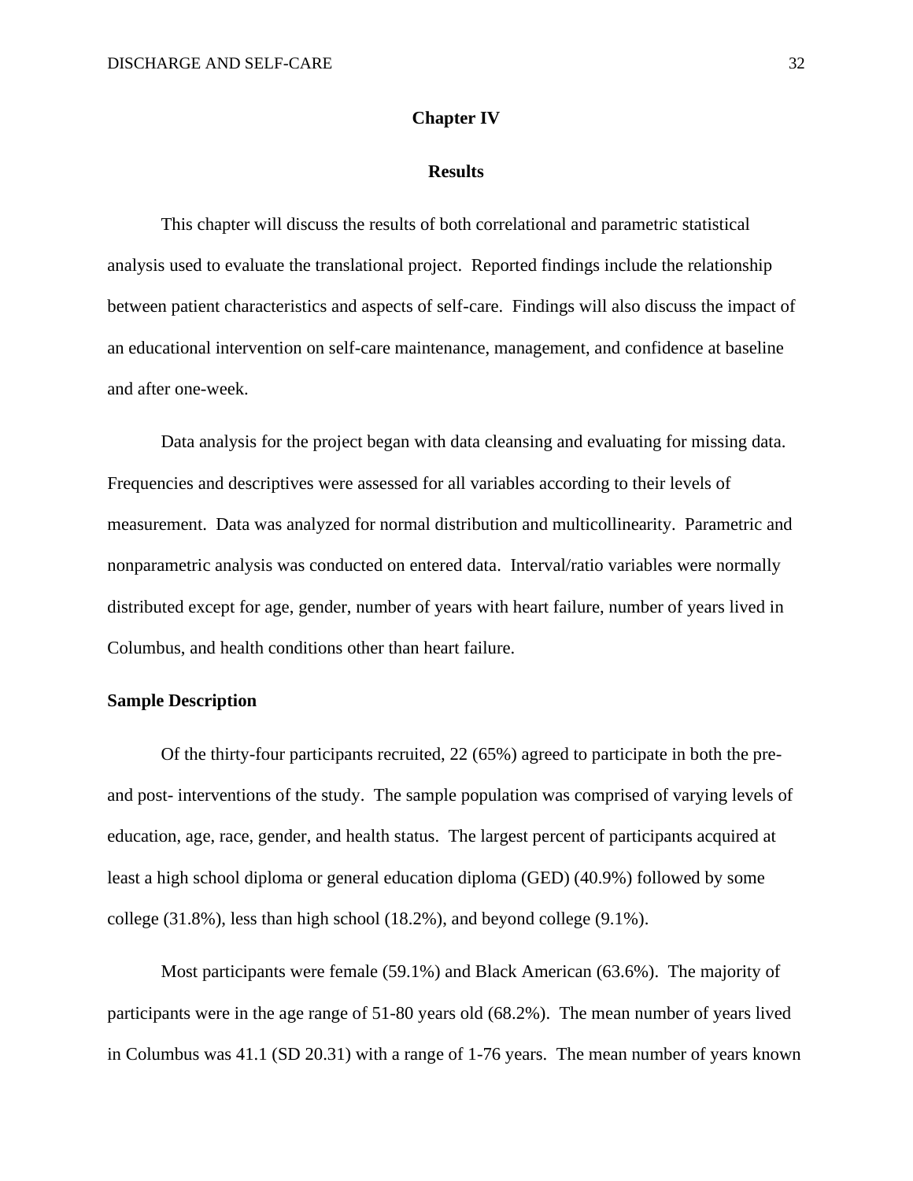# Chapter IV

# Results

This chapter will discuss the results of both correlational and parametric statistical analysis used to evaluate the translational project. Reported findings include the relationship between patient characteristics and aspects of self-care. Findings will also discuss the impact of an educational intervention on self-care maintenance, management, and confidence at baseline and after one-week.

Data analysis for the project began with data cleansing and evaluating for missing data. Frequencies and descriptives were assessed for all variables according to their levels of measurement. Data was analyzed for normal distribution and multicollinearity. Parametric and nonparametric analysis was conducted on entered data. Interval/ratio variables were normally distributed except for age, gender, number of years with heart failure, number of years lived in Columbus, and health conditions other than heart failure.

## Sample Description

Of the thirty-four participants recruited, 22 (65%) agreed to participate in both the pre- and post- interventions of the study. The sample population was comprised of varying levels of education, age, race, gender, and health status. The largest percent of participants acquired at least a high school diploma or general education diploma (GED) (40.9%) followed by some college (31.8%), less than high school (18.2%), and beyond college (9.1%).

Most participants were female (59.1%) and Black American (63.6%). The majority of participants were in the age range of 51-80 years old (68.2%). The mean number of years lived in Columbus was 41.1 (SD 20.31) with a range of 1-76 years. The mean number of years known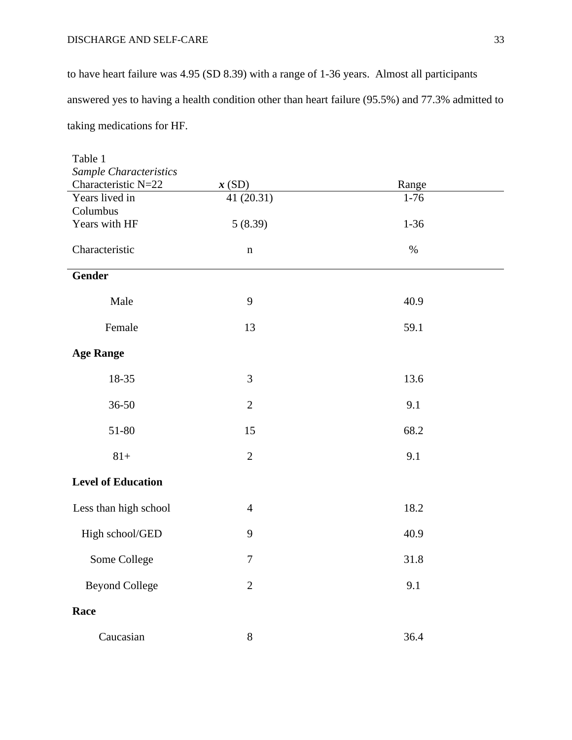to have heart failure was 4.95 (SD 8.39) with a range of 1-36 years. Almost all participants answered yes to having a health condition other than heart failure (95.5%) and 77.3% admitted to taking medications for HF.

Table 1

*Sample Characteristics*

| Characteristic N=22 | ***x*** (SD) | Range |
|---|---|---|
| Years lived in Columbus | 41 (20.31) | 1-76 |
| Years with HF | 5 (8.39) | 1-36 |
| Characteristic | n | % |
| **Gender** | | |
| Male | 9 | 40.9 |
| Female | 13 | 59.1 |
| **Age Range** | | |
| 18-35 | 3 | 13.6 |
| 36-50 | 2 | 9.1 |
| 51-80 | 15 | 68.2 |
| 81+ | 2 | 9.1 |
| **Level of Education** | | |
| Less than high school | 4 | 18.2 |
| High school/GED | 9 | 40.9 |
| Some College | 7 | 31.8 |
| Beyond College | 2 | 9.1 |
| **Race** | | |
| Caucasian | 8 | 36.4 |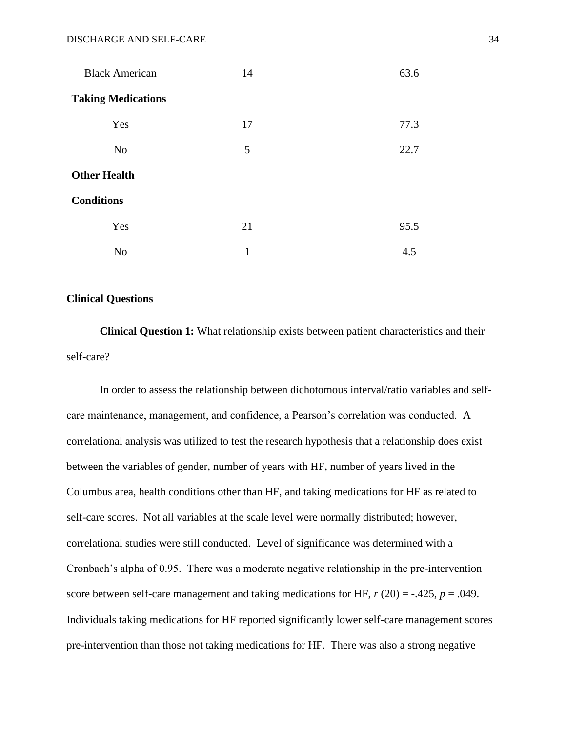| | | |
|---|---|---|
| Black American | 14 | 63.6 |
| **Taking Medications** | | |
| Yes | 17 | 77.3 |
| No | 5 | 22.7 |
| **Other Health Conditions** | | |
| Yes | 21 | 95.5 |
| No | 1 | 4.5 |

## Clinical Questions

**Clinical Question 1:** What relationship exists between patient characteristics and their self-care?

In order to assess the relationship between dichotomous interval/ratio variables and self-care maintenance, management, and confidence, a Pearson's correlation was conducted. A correlational analysis was utilized to test the research hypothesis that a relationship does exist between the variables of gender, number of years with HF, number of years lived in the Columbus area, health conditions other than HF, and taking medications for HF as related to self-care scores. Not all variables at the scale level were normally distributed; however, correlational studies were still conducted. Level of significance was determined with a Cronbach's alpha of 0.95. There was a moderate negative relationship in the pre-intervention score between self-care management and taking medications for HF, $r$ (20) = -.425, $p$ = .049. Individuals taking medications for HF reported significantly lower self-care management scores pre-intervention than those not taking medications for HF. There was also a strong negative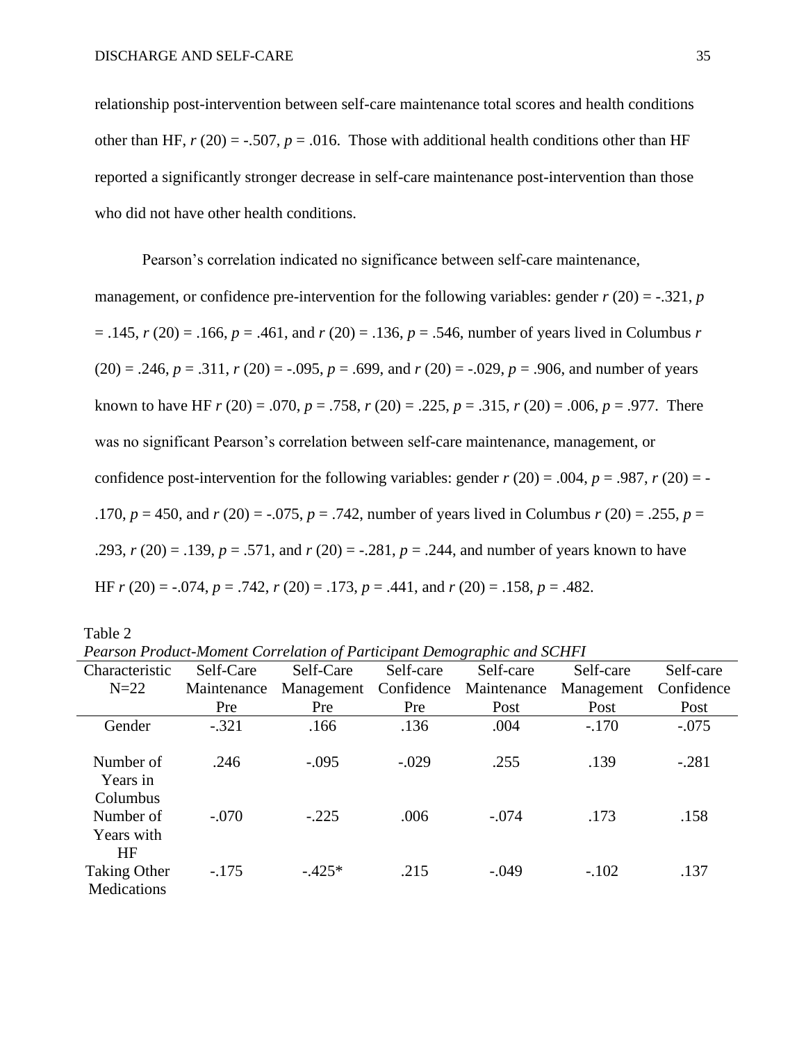relationship post-intervention between self-care maintenance total scores and health conditions other than HF, $r$ (20) = -.507, $p$ = .016. Those with additional health conditions other than HF reported a significantly stronger decrease in self-care maintenance post-intervention than those who did not have other health conditions.

Pearson's correlation indicated no significance between self-care maintenance, management, or confidence pre-intervention for the following variables: gender $r$ (20) = -.321, $p$ = .145, $r$ (20) = .166, $p$ = .461, and $r$ (20) = .136, $p$ = .546, number of years lived in Columbus $r$ (20) = .246, $p$ = .311, $r$ (20) = -.095, $p$ = .699, and $r$ (20) = -.029, $p$ = .906, and number of years known to have HF $r$ (20) = .070, $p$ = .758, $r$ (20) = .225, $p$ = .315, $r$ (20) = .006, $p$ = .977. There was no significant Pearson's correlation between self-care maintenance, management, or confidence post-intervention for the following variables: gender $r$ (20) = .004, $p$ = .987, $r$ (20) = -.170, $p$ = 450, and $r$ (20) = -.075, $p$ = .742, number of years lived in Columbus $r$ (20) = .255, $p$ = .293, $r$ (20) = .139, $p$ = .571, and $r$ (20) = -.281, $p$ = .244, and number of years known to have HF $r$ (20) = -.074, $p$ = .742, $r$ (20) = .173, $p$ = .441, and $r$ (20) = .158, $p$ = .482.

Table 2

*Pearson Product-Moment Correlation of Participant Demographic and SCHFI*

| Characteristic N=22 | Self-Care Maintenance Pre | Self-Care Management Pre | Self-care Confidence Pre | Self-care Maintenance Post | Self-care Management Post | Self-care Confidence Post |
|---|---|---|---|---|---|---|
| Gender | -.321 | .166 | .136 | .004 | -.170 | -.075 |
| Number of Years in Columbus | .246 | -.095 | -.029 | .255 | .139 | -.281 |
| Number of Years with HF | -.070 | -.225 | .006 | -.074 | .173 | .158 |
| Taking Other Medications | -.175 | -.425* | .215 | -.049 | -.102 | .137 |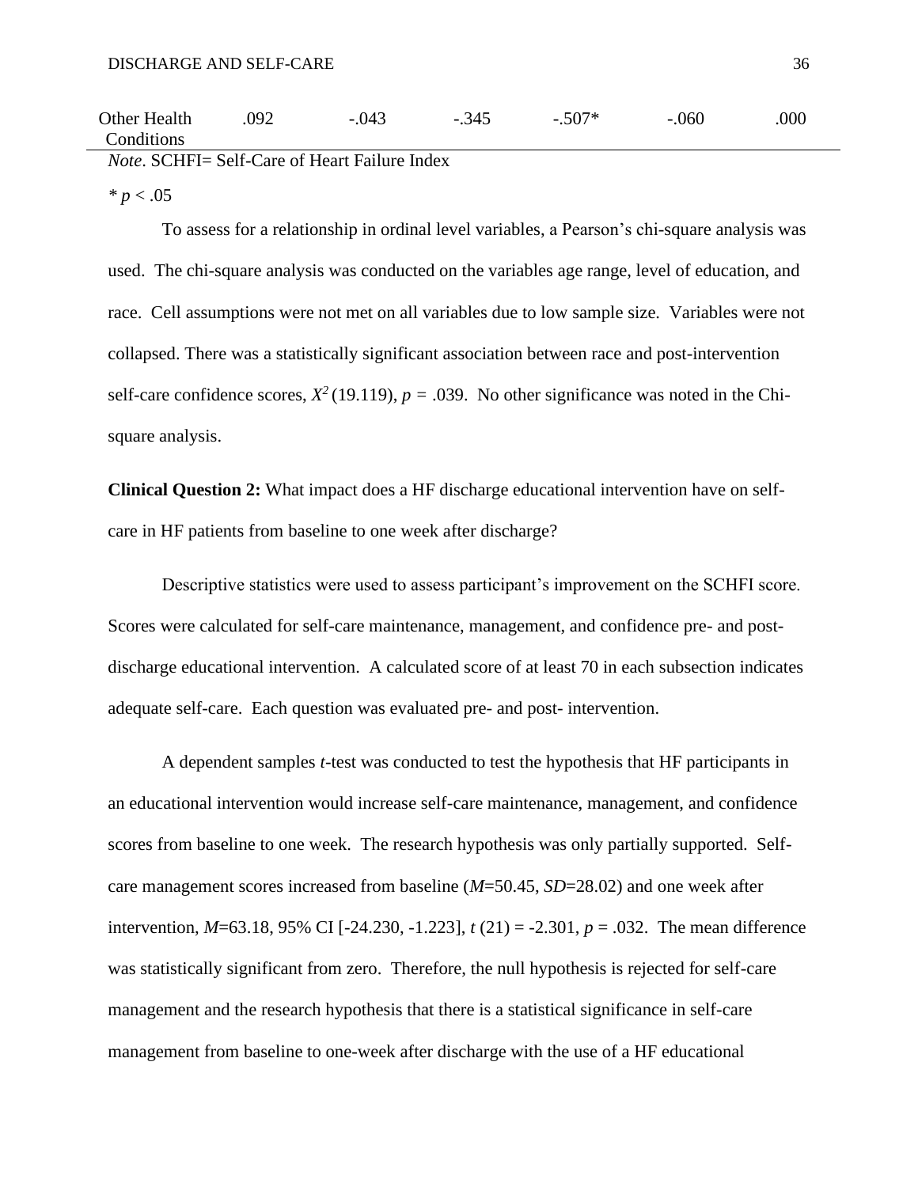| Other Health Conditions | .092 | -.043 | -.345 | -.507* | -.060 | .000 |
|---|---|---|---|---|---|---|

*Note*. SCHFI= Self-Care of Heart Failure Index

* $p < .05$

To assess for a relationship in ordinal level variables, a Pearson's chi-square analysis was used. The chi-square analysis was conducted on the variables age range, level of education, and race. Cell assumptions were not met on all variables due to low sample size. Variables were not collapsed. There was a statistically significant association between race and post-intervention self-care confidence scores, $X^2$ (19.119), $p$ = .039. No other significance was noted in the Chi-square analysis.

**Clinical Question 2:** What impact does a HF discharge educational intervention have on self-care in HF patients from baseline to one week after discharge?

Descriptive statistics were used to assess participant's improvement on the SCHFI score. Scores were calculated for self-care maintenance, management, and confidence pre- and post-discharge educational intervention. A calculated score of at least 70 in each subsection indicates adequate self-care. Each question was evaluated pre- and post- intervention.

A dependent samples $t$-test was conducted to test the hypothesis that HF participants in an educational intervention would increase self-care maintenance, management, and confidence scores from baseline to one week. The research hypothesis was only partially supported. Self-care management scores increased from baseline ($M$=50.45, $SD$=28.02) and one week after intervention, $M$=63.18, 95% CI [-24.230, -1.223], $t$ (21) = -2.301, $p$ = .032. The mean difference was statistically significant from zero. Therefore, the null hypothesis is rejected for self-care management and the research hypothesis that there is a statistical significance in self-care management from baseline to one-week after discharge with the use of a HF educational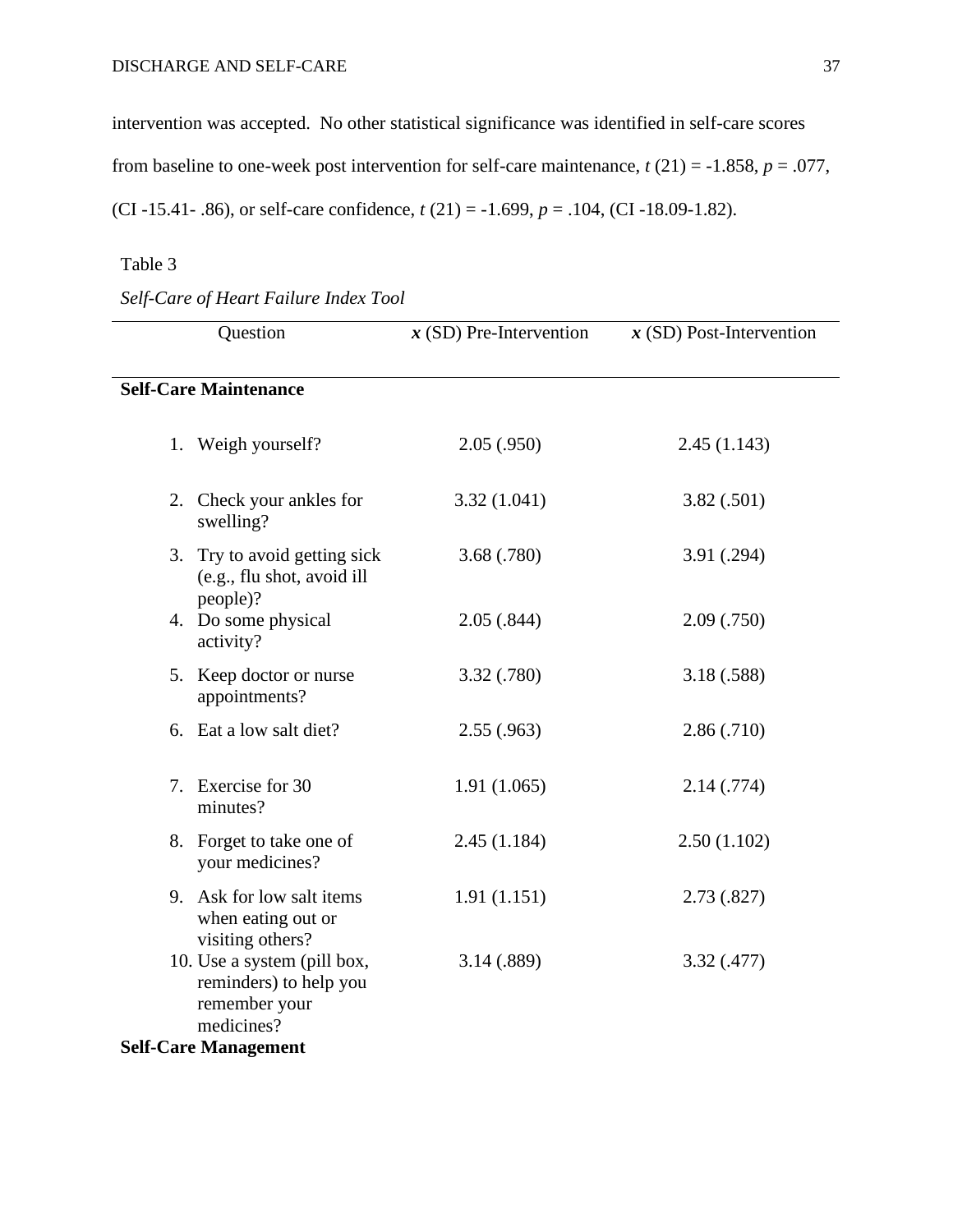intervention was accepted. No other statistical significance was identified in self-care scores from baseline to one-week post intervention for self-care maintenance, $t\ (21) = -1.858$, $p = .077$, (CI -15.41- .86), or self-care confidence, $t\ (21) = -1.699$, $p = .104$, (CI -18.09-1.82).

Table 3

*Self-Care of Heart Failure Index Tool*

| Question | $\boldsymbol{x}$ (SD) Pre-Intervention | $\boldsymbol{x}$ (SD) Post-Intervention |
|---|---|---|
| **Self-Care Maintenance** | | |
| 1. Weigh yourself? | 2.05 (.950) | 2.45 (1.143) |
| 2. Check your ankles for swelling? | 3.32 (1.041) | 3.82 (.501) |
| 3. Try to avoid getting sick (e.g., flu shot, avoid ill people)? | 3.68 (.780) | 3.91 (.294) |
| 4. Do some physical activity? | 2.05 (.844) | 2.09 (.750) |
| 5. Keep doctor or nurse appointments? | 3.32 (.780) | 3.18 (.588) |
| 6. Eat a low salt diet? | 2.55 (.963) | 2.86 (.710) |
| 7. Exercise for 30 minutes? | 1.91 (1.065) | 2.14 (.774) |
| 8. Forget to take one of your medicines? | 2.45 (1.184) | 2.50 (1.102) |
| 9. Ask for low salt items when eating out or visiting others? | 1.91 (1.151) | 2.73 (.827) |
| 10. Use a system (pill box, reminders) to help you remember your medicines? | 3.14 (.889) | 3.32 (.477) |
| **Self-Care Management** | | |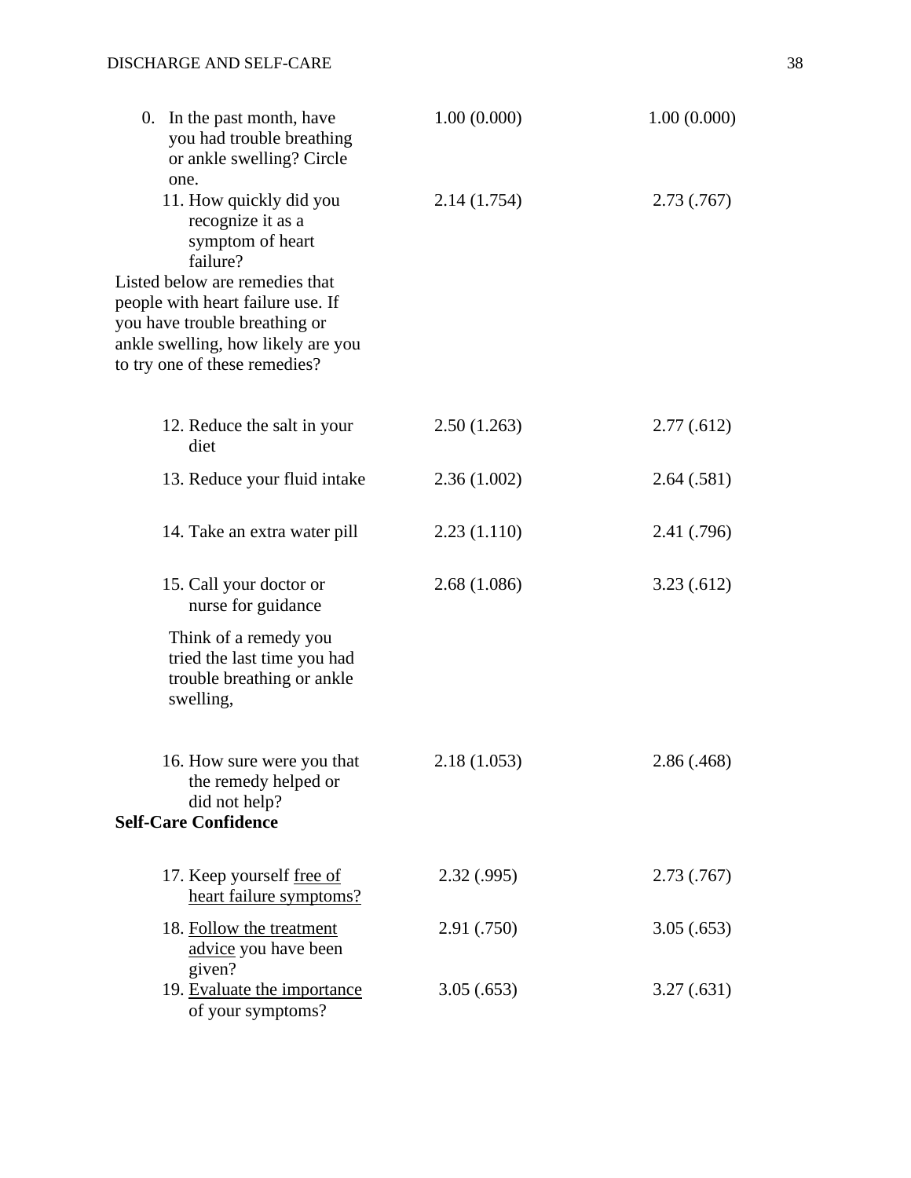| | | |
|---|---|---|
| 0. In the past month, have you had trouble breathing or ankle swelling? Circle one. | 1.00 (0.000) | 1.00 (0.000) |
| 11. How quickly did you recognize it as a symptom of heart failure? | 2.14 (1.754) | 2.73 (.767) |
| Listed below are remedies that people with heart failure use. If you have trouble breathing or ankle swelling, how likely are you to try one of these remedies? | | |
| 12. Reduce the salt in your diet | 2.50 (1.263) | 2.77 (.612) |
| 13. Reduce your fluid intake | 2.36 (1.002) | 2.64 (.581) |
| 14. Take an extra water pill | 2.23 (1.110) | 2.41 (.796) |
| 15. Call your doctor or nurse for guidance | 2.68 (1.086) | 3.23 (.612) |
| Think of a remedy you tried the last time you had trouble breathing or ankle swelling, | | |
| 16. How sure were you that the remedy helped or did not help? | 2.18 (1.053) | 2.86 (.468) |
| **Self-Care Confidence** | | |
| 17. Keep yourself <u>free of heart failure symptoms?</u> | 2.32 (.995) | 2.73 (.767) |
| 18. <u>Follow the treatment advice</u> you have been given? | 2.91 (.750) | 3.05 (.653) |
| 19. <u>Evaluate the importance</u> of your symptoms? | 3.05 (.653) | 3.27 (.631) |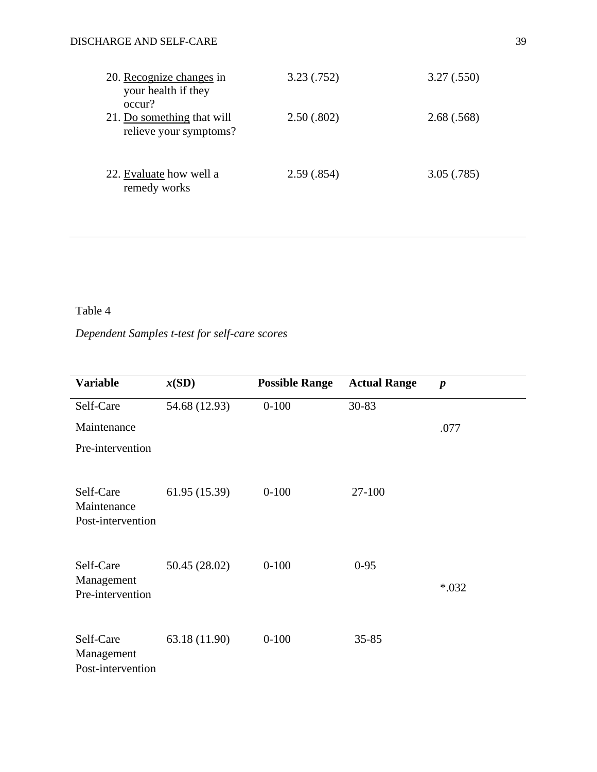| | | |
|---|---|---|
| 20. <u>Recognize changes</u> in your health if they occur? | 3.23 (.752) | 3.27 (.550) |
| 21. <u>Do something</u> that will relieve your symptoms? | 2.50 (.802) | 2.68 (.568) |
| 22. <u>Evaluate</u> how well a remedy works | 2.59 (.854) | 3.05 (.785) |

Table 4

*Dependent Samples t-test for self-care scores*

| **Variable** | ***x*(SD)** | **Possible Range** | **Actual Range** | ***p*** |
|---|---|---|---|---|
| Self-Care Maintenance Pre-intervention | 54.68 (12.93) | 0-100 | 30-83 | .077 |
| Self-Care Maintenance Post-intervention | 61.95 (15.39) | 0-100 | 27-100 | |
| Self-Care Management Pre-intervention | 50.45 (28.02) | 0-100 | 0-95 | *.032 |
| Self-Care Management Post-intervention | 63.18 (11.90) | 0-100 | 35-85 | |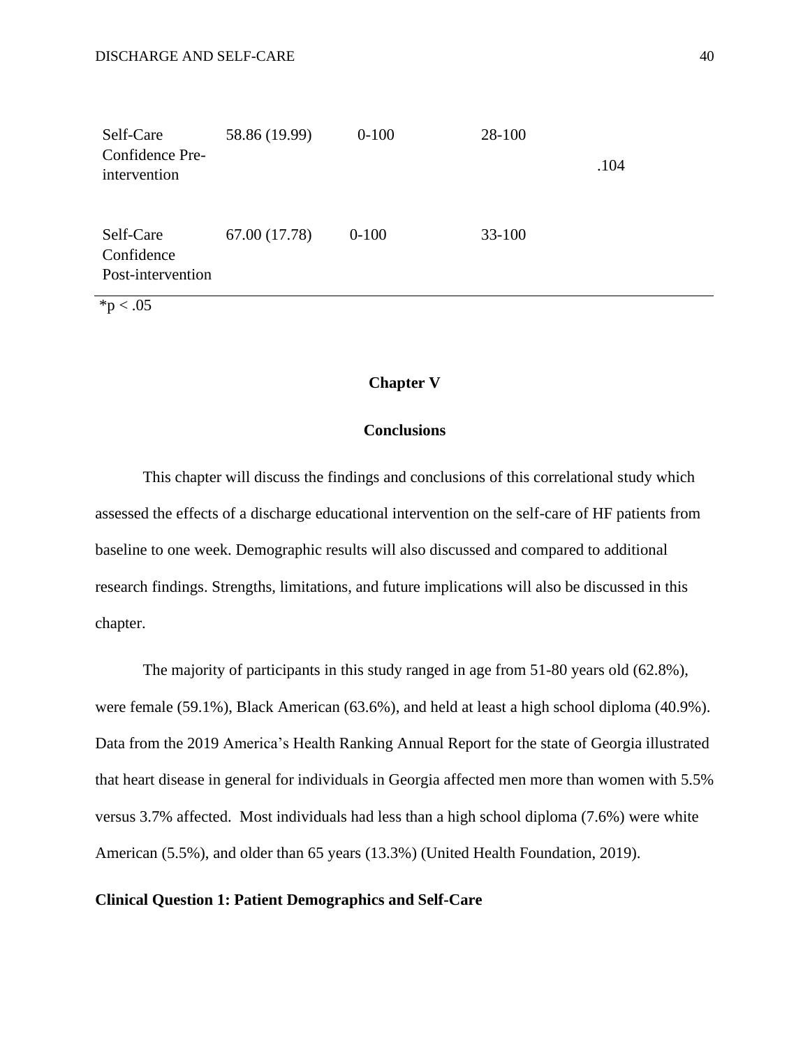| | | | | |
|---|---|---|---|---|
| Self-Care Confidence Pre-intervention | 58.86 (19.99) | 0-100 | 28-100 | .104 |
| Self-Care Confidence Post-intervention | 67.00 (17.78) | 0-100 | 33-100 | |

*p < .05

## Chapter V

## Conclusions

This chapter will discuss the findings and conclusions of this correlational study which assessed the effects of a discharge educational intervention on the self-care of HF patients from baseline to one week. Demographic results will also discussed and compared to additional research findings. Strengths, limitations, and future implications will also be discussed in this chapter.

The majority of participants in this study ranged in age from 51-80 years old (62.8%), were female (59.1%), Black American (63.6%), and held at least a high school diploma (40.9%). Data from the 2019 America's Health Ranking Annual Report for the state of Georgia illustrated that heart disease in general for individuals in Georgia affected men more than women with 5.5% versus 3.7% affected. Most individuals had less than a high school diploma (7.6%) were white American (5.5%), and older than 65 years (13.3%) (United Health Foundation, 2019).

### Clinical Question 1: Patient Demographics and Self-Care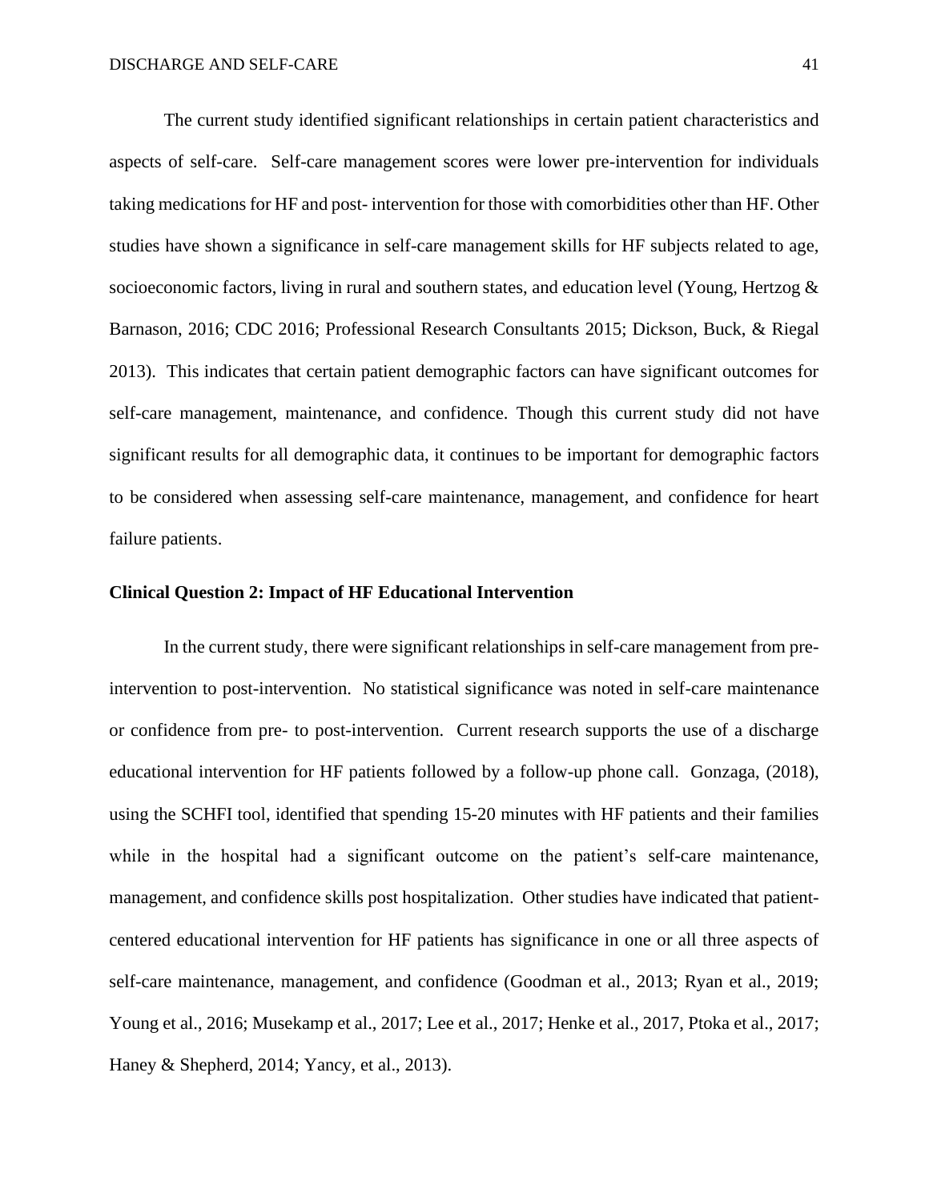The current study identified significant relationships in certain patient characteristics and aspects of self-care. Self-care management scores were lower pre-intervention for individuals taking medications for HF and post- intervention for those with comorbidities other than HF. Other studies have shown a significance in self-care management skills for HF subjects related to age, socioeconomic factors, living in rural and southern states, and education level (Young, Hertzog & Barnason, 2016; CDC 2016; Professional Research Consultants 2015; Dickson, Buck, & Riegal 2013). This indicates that certain patient demographic factors can have significant outcomes for self-care management, maintenance, and confidence. Though this current study did not have significant results for all demographic data, it continues to be important for demographic factors to be considered when assessing self-care maintenance, management, and confidence for heart failure patients.

**Clinical Question 2: Impact of HF Educational Intervention**

In the current study, there were significant relationships in self-care management from pre-intervention to post-intervention. No statistical significance was noted in self-care maintenance or confidence from pre- to post-intervention. Current research supports the use of a discharge educational intervention for HF patients followed by a follow-up phone call. Gonzaga, (2018), using the SCHFI tool, identified that spending 15-20 minutes with HF patients and their families while in the hospital had a significant outcome on the patient's self-care maintenance, management, and confidence skills post hospitalization. Other studies have indicated that patient-centered educational intervention for HF patients has significance in one or all three aspects of self-care maintenance, management, and confidence (Goodman et al., 2013; Ryan et al., 2019; Young et al., 2016; Musekamp et al., 2017; Lee et al., 2017; Henke et al., 2017, Ptoka et al., 2017; Haney & Shepherd, 2014; Yancy, et al., 2013).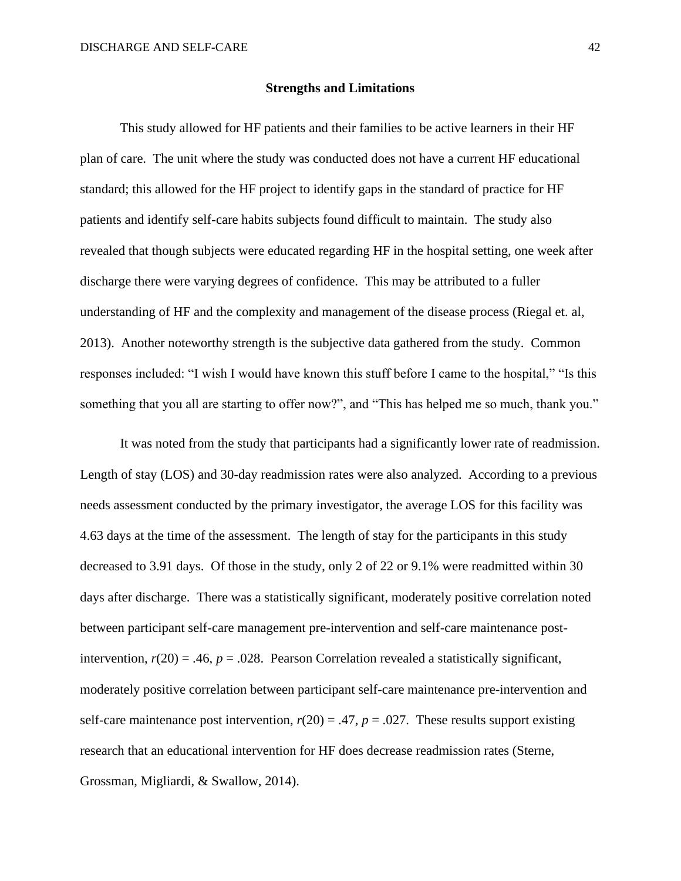## Strengths and Limitations

This study allowed for HF patients and their families to be active learners in their HF plan of care. The unit where the study was conducted does not have a current HF educational standard; this allowed for the HF project to identify gaps in the standard of practice for HF patients and identify self-care habits subjects found difficult to maintain. The study also revealed that though subjects were educated regarding HF in the hospital setting, one week after discharge there were varying degrees of confidence. This may be attributed to a fuller understanding of HF and the complexity and management of the disease process (Riegal et. al, 2013). Another noteworthy strength is the subjective data gathered from the study. Common responses included: "I wish I would have known this stuff before I came to the hospital," "Is this something that you all are starting to offer now?", and "This has helped me so much, thank you."

It was noted from the study that participants had a significantly lower rate of readmission. Length of stay (LOS) and 30-day readmission rates were also analyzed. According to a previous needs assessment conducted by the primary investigator, the average LOS for this facility was 4.63 days at the time of the assessment. The length of stay for the participants in this study decreased to 3.91 days. Of those in the study, only 2 of 22 or 9.1% were readmitted within 30 days after discharge. There was a statistically significant, moderately positive correlation noted between participant self-care management pre-intervention and self-care maintenance post-intervention, $r(20) = .46$, $p = .028$. Pearson Correlation revealed a statistically significant, moderately positive correlation between participant self-care maintenance pre-intervention and self-care maintenance post intervention, $r(20) = .47$, $p = .027$. These results support existing research that an educational intervention for HF does decrease readmission rates (Sterne, Grossman, Migliardi, & Swallow, 2014).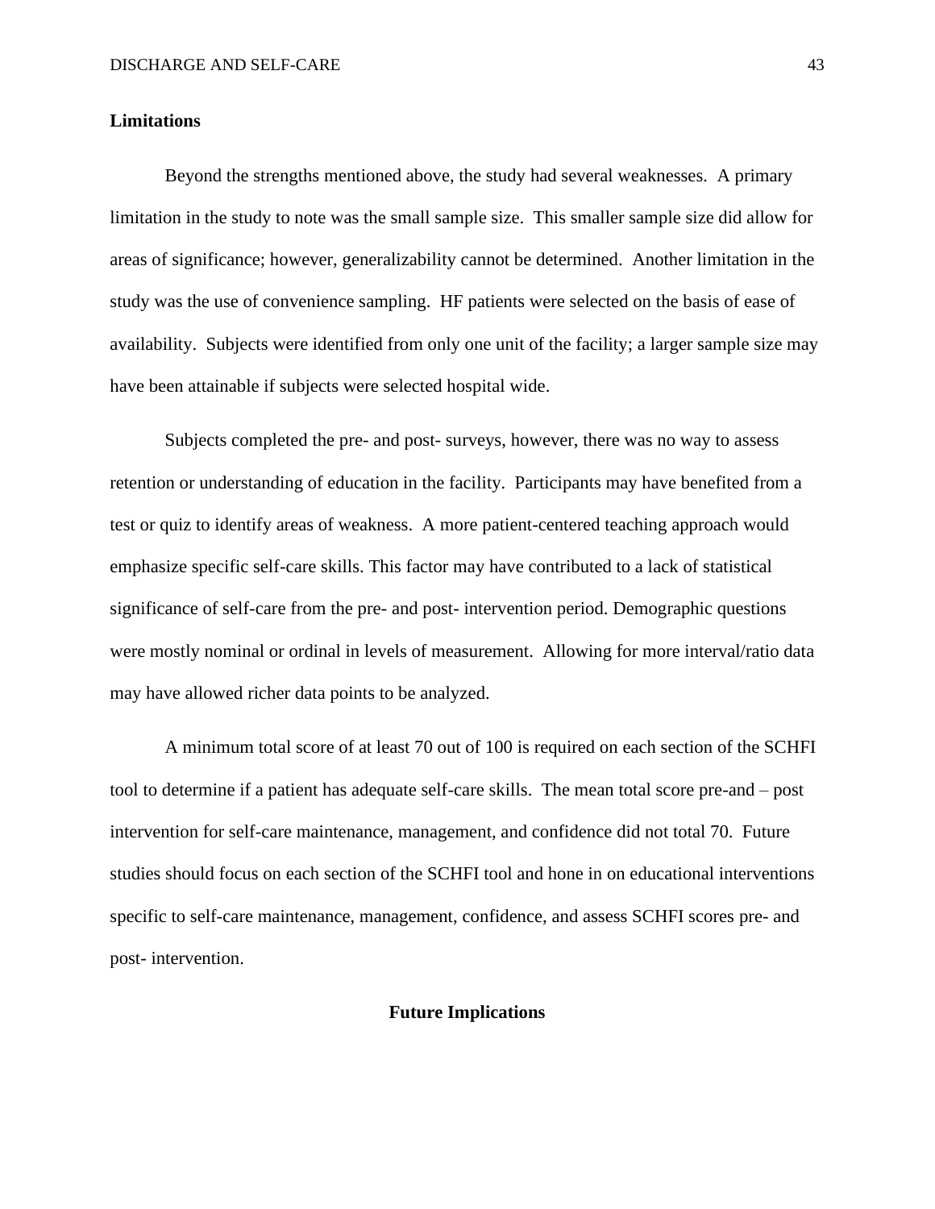## Limitations

Beyond the strengths mentioned above, the study had several weaknesses. A primary limitation in the study to note was the small sample size. This smaller sample size did allow for areas of significance; however, generalizability cannot be determined. Another limitation in the study was the use of convenience sampling. HF patients were selected on the basis of ease of availability. Subjects were identified from only one unit of the facility; a larger sample size may have been attainable if subjects were selected hospital wide.

Subjects completed the pre- and post- surveys, however, there was no way to assess retention or understanding of education in the facility. Participants may have benefited from a test or quiz to identify areas of weakness. A more patient-centered teaching approach would emphasize specific self-care skills. This factor may have contributed to a lack of statistical significance of self-care from the pre- and post- intervention period. Demographic questions were mostly nominal or ordinal in levels of measurement. Allowing for more interval/ratio data may have allowed richer data points to be analyzed.

A minimum total score of at least 70 out of 100 is required on each section of the SCHFI tool to determine if a patient has adequate self-care skills. The mean total score pre-and – post intervention for self-care maintenance, management, and confidence did not total 70. Future studies should focus on each section of the SCHFI tool and hone in on educational interventions specific to self-care maintenance, management, confidence, and assess SCHFI scores pre- and post- intervention.

## Future Implications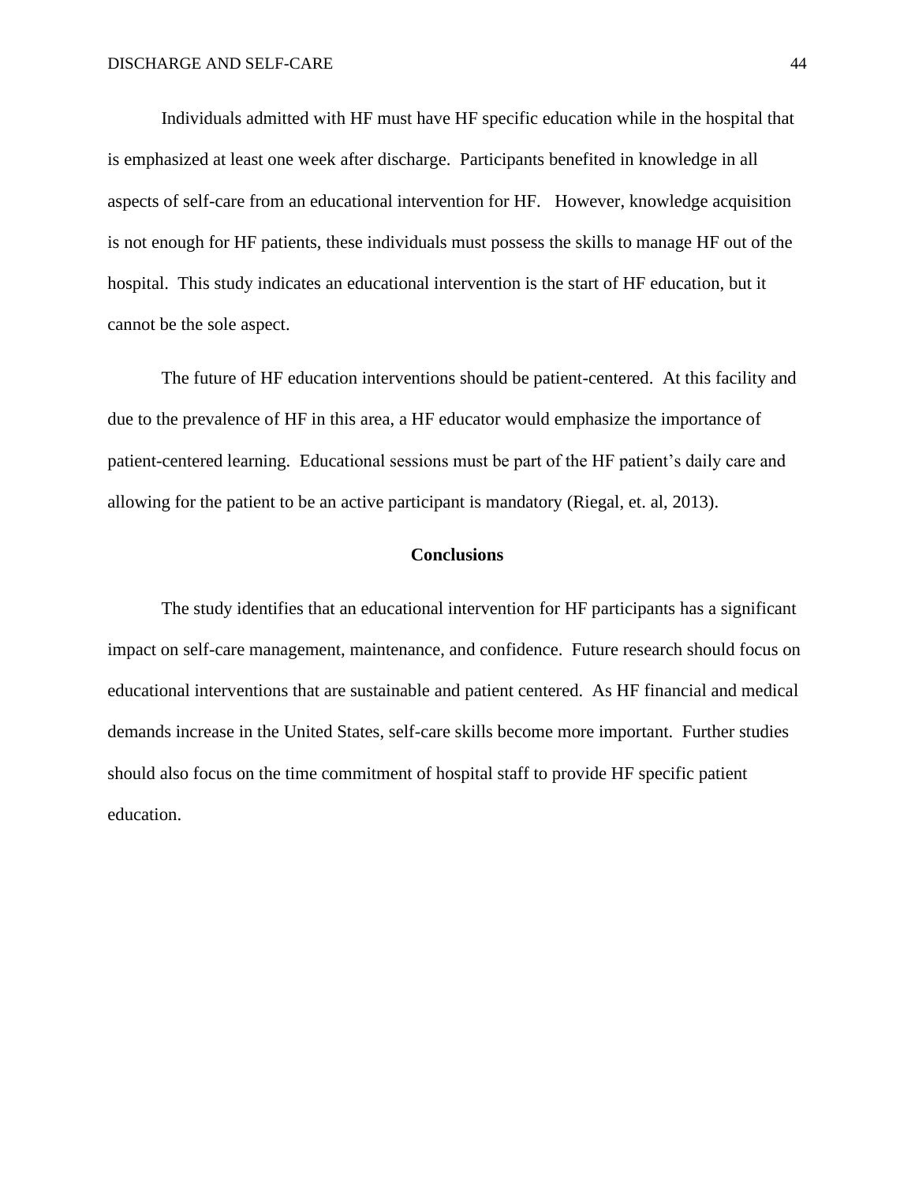Individuals admitted with HF must have HF specific education while in the hospital that is emphasized at least one week after discharge.  Participants benefited in knowledge in all aspects of self-care from an educational intervention for HF.   However, knowledge acquisition is not enough for HF patients, these individuals must possess the skills to manage HF out of the hospital.  This study indicates an educational intervention is the start of HF education, but it cannot be the sole aspect.

The future of HF education interventions should be patient-centered.  At this facility and due to the prevalence of HF in this area, a HF educator would emphasize the importance of patient-centered learning.  Educational sessions must be part of the HF patient's daily care and allowing for the patient to be an active participant is mandatory (Riegal, et. al, 2013).

## Conclusions

The study identifies that an educational intervention for HF participants has a significant impact on self-care management, maintenance, and confidence.  Future research should focus on educational interventions that are sustainable and patient centered.  As HF financial and medical demands increase in the United States, self-care skills become more important.  Further studies should also focus on the time commitment of hospital staff to provide HF specific patient education.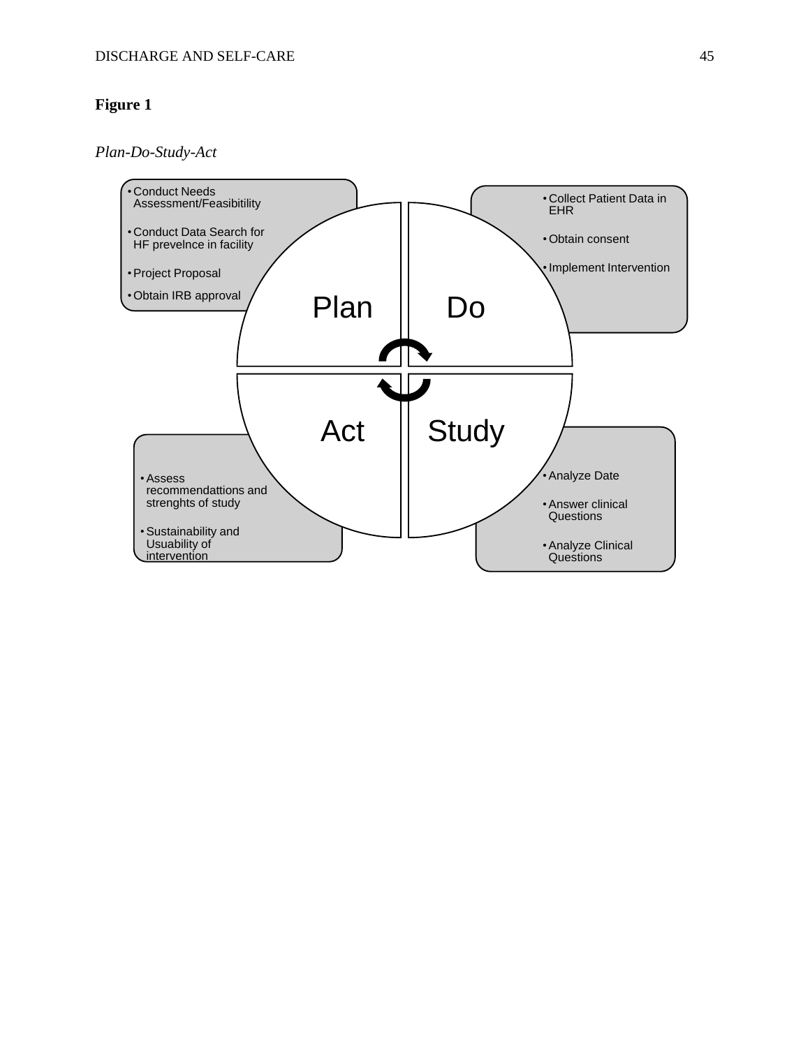**Figure 1**

*Plan-Do-Study-Act*

**Plan**
- Conduct Needs Assessment/Feasibitility
- Conduct Data Search for HF prevelnce in facility
- Project Proposal
- Obtain IRB approval

**Do**
- Collect Patient Data in EHR
- Obtain consent
- Implement Intervention

**Study**
- Analyze Date
- Answer clinical Questions
- Analyze Clinical Questions

**Act**
- Assess recommendattions and strenghts of study
- Sustainability and Usuability of intervention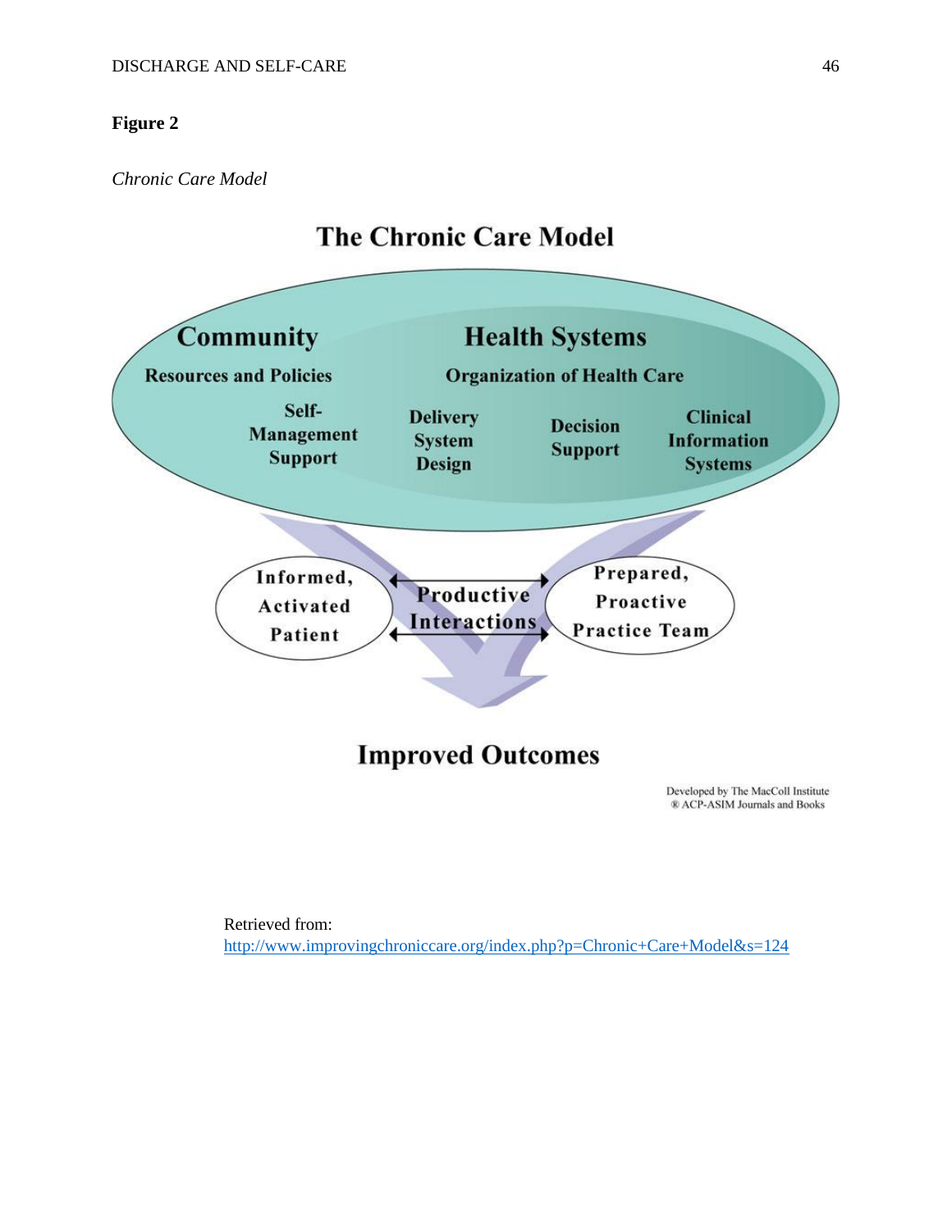**Figure 2**

*Chronic Care Model*

# The Chronic Care Model

**Community**

**Resources and Policies**

**Self-Management Support**

**Health Systems**

**Organization of Health Care**

**Delivery System Design**

**Decision Support**

**Clinical Information Systems**

Informed, Activated Patient

Productive Interactions

Prepared, Proactive Practice Team

**Improved Outcomes**

Developed by The MacColl Institute
® ACP-ASIM Journals and Books

Retrieved from:
http://www.improvingchroniccare.org/index.php?p=Chronic+Care+Model&s=124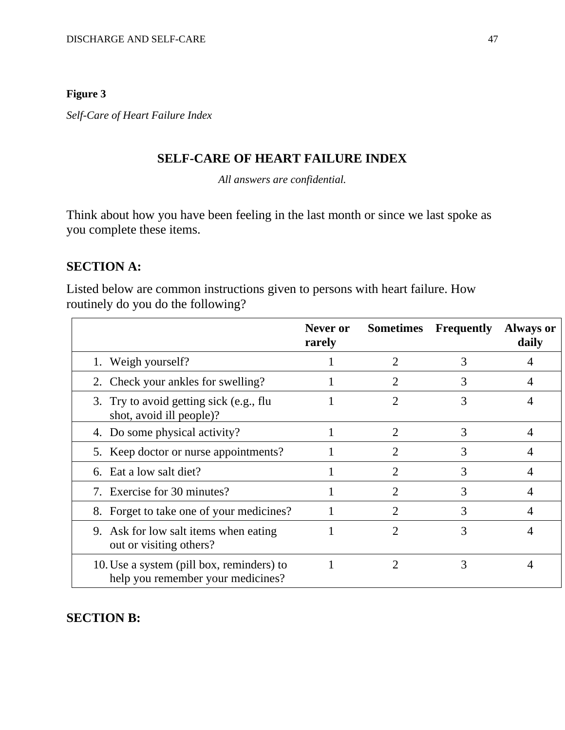**Figure 3**

*Self-Care of Heart Failure Index*

## SELF-CARE OF HEART FAILURE INDEX

*All answers are confidential.*

Think about how you have been feeling in the last month or since we last spoke as you complete these items.

### SECTION A:

Listed below are common instructions given to persons with heart failure. How routinely do you do the following?

| | Never or rarely | Sometimes | Frequently | Always or daily |
|---|---|---|---|---|
| 1. Weigh yourself? | 1 | 2 | 3 | 4 |
| 2. Check your ankles for swelling? | 1 | 2 | 3 | 4 |
| 3. Try to avoid getting sick (e.g., flu shot, avoid ill people)? | 1 | 2 | 3 | 4 |
| 4. Do some physical activity? | 1 | 2 | 3 | 4 |
| 5. Keep doctor or nurse appointments? | 1 | 2 | 3 | 4 |
| 6. Eat a low salt diet? | 1 | 2 | 3 | 4 |
| 7. Exercise for 30 minutes? | 1 | 2 | 3 | 4 |
| 8. Forget to take one of your medicines? | 1 | 2 | 3 | 4 |
| 9. Ask for low salt items when eating out or visiting others? | 1 | 2 | 3 | 4 |
| 10. Use a system (pill box, reminders) to help you remember your medicines? | 1 | 2 | 3 | 4 |

### SECTION B: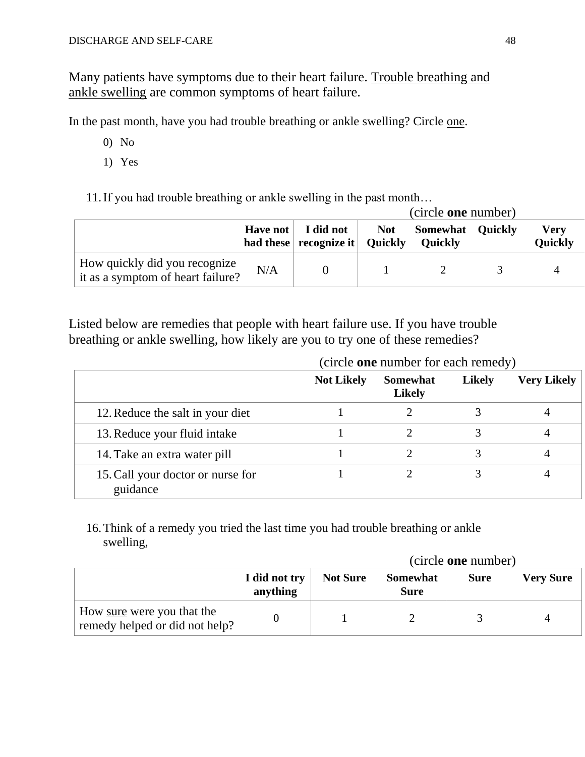Many patients have symptoms due to their heart failure. Trouble breathing and ankle swelling are common symptoms of heart failure.

In the past month, have you had trouble breathing or ankle swelling? Circle one.

0) No

1) Yes

11. If you had trouble breathing or ankle swelling in the past month…

(circle **one** number)

| | **Have not had these** | **I did not recognize it** | **Not Quickly** | **Somewhat Quickly** | **Quickly** | **Very Quickly** |
|---|---|---|---|---|---|---|
| How quickly did you recognize it as a symptom of heart failure? | N/A | 0 | 1 | 2 | 3 | 4 |

Listed below are remedies that people with heart failure use. If you have trouble breathing or ankle swelling, how likely are you to try one of these remedies?

(circle **one** number for each remedy)

| | **Not Likely** | **Somewhat Likely** | **Likely** | **Very Likely** |
|---|---|---|---|---|
| 12. Reduce the salt in your diet | 1 | 2 | 3 | 4 |
| 13. Reduce your fluid intake | 1 | 2 | 3 | 4 |
| 14. Take an extra water pill | 1 | 2 | 3 | 4 |
| 15. Call your doctor or nurse for guidance | 1 | 2 | 3 | 4 |

16. Think of a remedy you tried the last time you had trouble breathing or ankle swelling,

(circle **one** number)

| | **I did not try anything** | **Not Sure** | **Somewhat Sure** | **Sure** | **Very Sure** |
|---|---|---|---|---|---|
| How sure were you that the remedy helped or did not help? | 0 | 1 | 2 | 3 | 4 |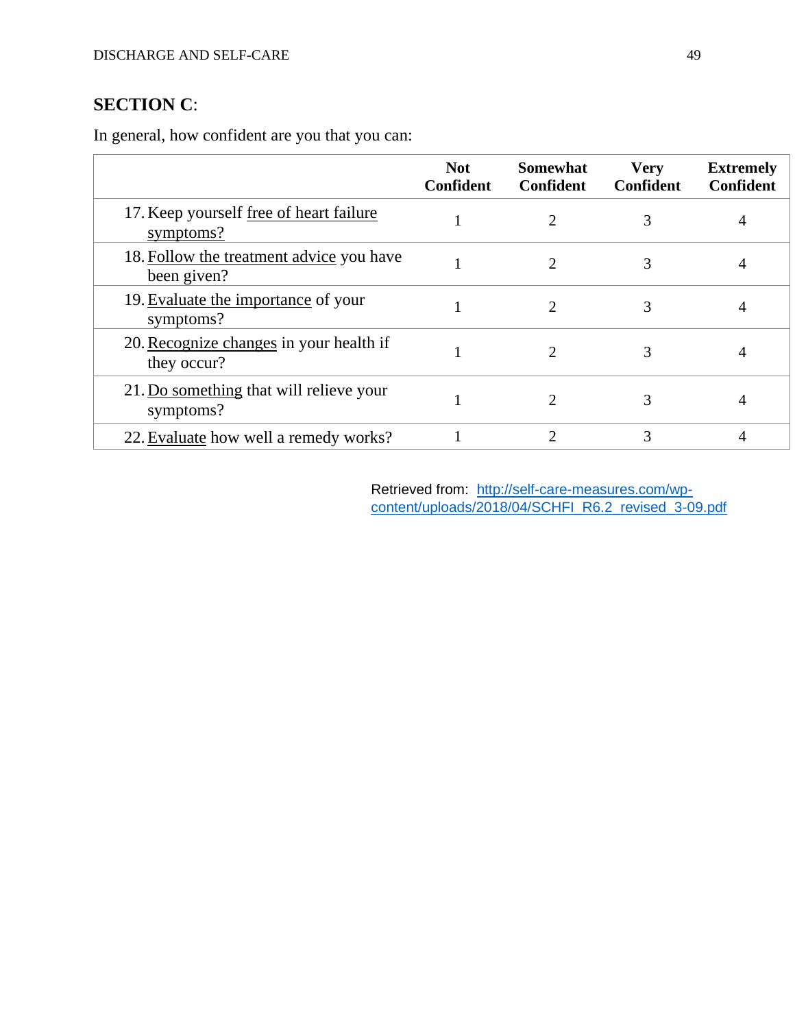**SECTION C**:

In general, how confident are you that you can:

| | Not Confident | Somewhat Confident | Very Confident | Extremely Confident |
|---|---|---|---|---|
| 17. Keep yourself free of heart failure symptoms? | 1 | 2 | 3 | 4 |
| 18. Follow the treatment advice you have been given? | 1 | 2 | 3 | 4 |
| 19. Evaluate the importance of your symptoms? | 1 | 2 | 3 | 4 |
| 20. Recognize changes in your health if they occur? | 1 | 2 | 3 | 4 |
| 21. Do something that will relieve your symptoms? | 1 | 2 | 3 | 4 |
| 22. Evaluate how well a remedy works? | 1 | 2 | 3 | 4 |

Retrieved from: http://self-care-measures.com/wp-content/uploads/2018/04/SCHFI_R6.2_revised_3-09.pdf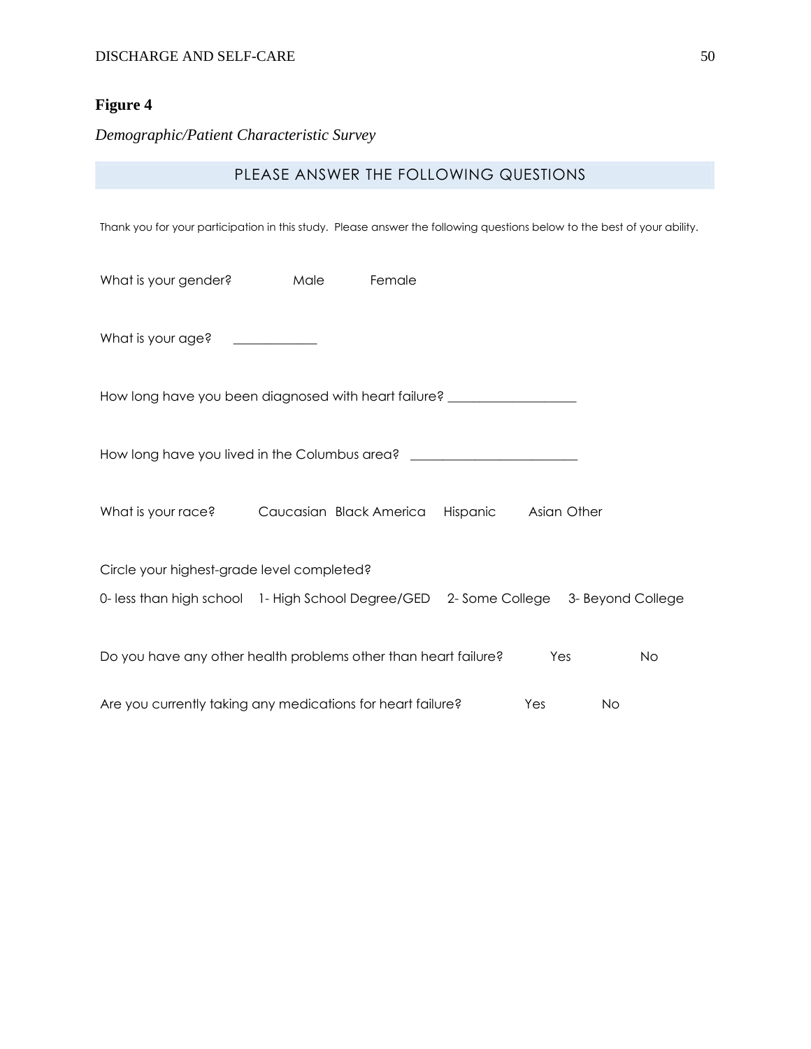**Figure 4**

*Demographic/Patient Characteristic Survey*

## PLEASE ANSWER THE FOLLOWING QUESTIONS

Thank you for your participation in this study. Please answer the following questions below to the best of your ability.

What is your gender? Male Female

What is your age? _____________

How long have you been diagnosed with heart failure? ____________________

How long have you lived in the Columbus area? __________________________

What is your race? Caucasian Black America Hispanic Asian Other

Circle your highest-grade level completed?

0- less than high school 1- High School Degree/GED 2- Some College 3- Beyond College

Do you have any other health problems other than heart failure? Yes No

Are you currently taking any medications for heart failure? Yes No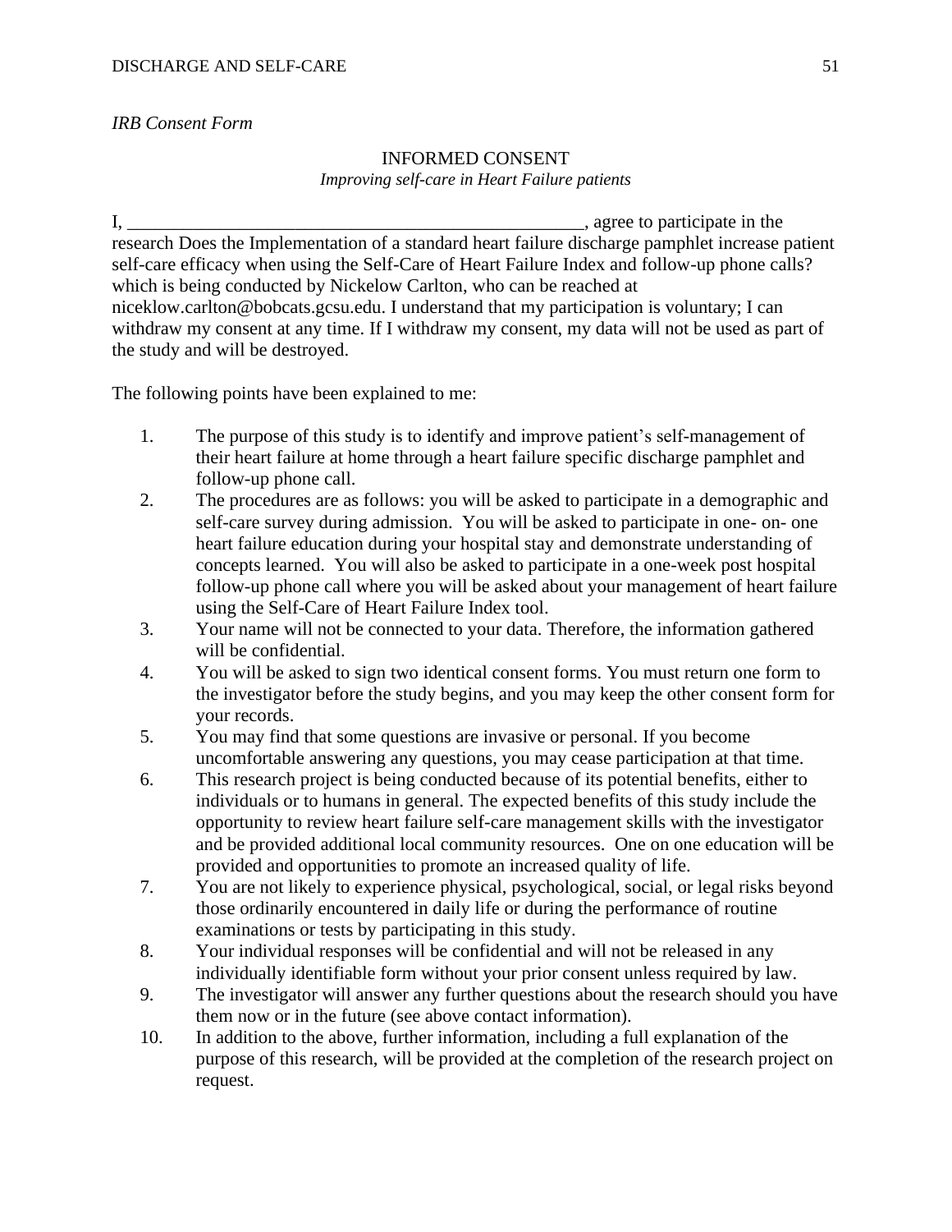*IRB Consent Form*

INFORMED CONSENT

*Improving self-care in Heart Failure patients*

I, ___________________________________________________, agree to participate in the research Does the Implementation of a standard heart failure discharge pamphlet increase patient self-care efficacy when using the Self-Care of Heart Failure Index and follow-up phone calls? which is being conducted by Nickelow Carlton, who can be reached at niceklow.carlton@bobcats.gcsu.edu. I understand that my participation is voluntary; I can withdraw my consent at any time. If I withdraw my consent, my data will not be used as part of the study and will be destroyed.

The following points have been explained to me:

1. The purpose of this study is to identify and improve patient's self-management of their heart failure at home through a heart failure specific discharge pamphlet and follow-up phone call.
2. The procedures are as follows: you will be asked to participate in a demographic and self-care survey during admission. You will be asked to participate in one- on- one heart failure education during your hospital stay and demonstrate understanding of concepts learned. You will also be asked to participate in a one-week post hospital follow-up phone call where you will be asked about your management of heart failure using the Self-Care of Heart Failure Index tool.
3. Your name will not be connected to your data. Therefore, the information gathered will be confidential.
4. You will be asked to sign two identical consent forms. You must return one form to the investigator before the study begins, and you may keep the other consent form for your records.
5. You may find that some questions are invasive or personal. If you become uncomfortable answering any questions, you may cease participation at that time.
6. This research project is being conducted because of its potential benefits, either to individuals or to humans in general. The expected benefits of this study include the opportunity to review heart failure self-care management skills with the investigator and be provided additional local community resources. One on one education will be provided and opportunities to promote an increased quality of life.
7. You are not likely to experience physical, psychological, social, or legal risks beyond those ordinarily encountered in daily life or during the performance of routine examinations or tests by participating in this study.
8. Your individual responses will be confidential and will not be released in any individually identifiable form without your prior consent unless required by law.
9. The investigator will answer any further questions about the research should you have them now or in the future (see above contact information).
10. In addition to the above, further information, including a full explanation of the purpose of this research, will be provided at the completion of the research project on request.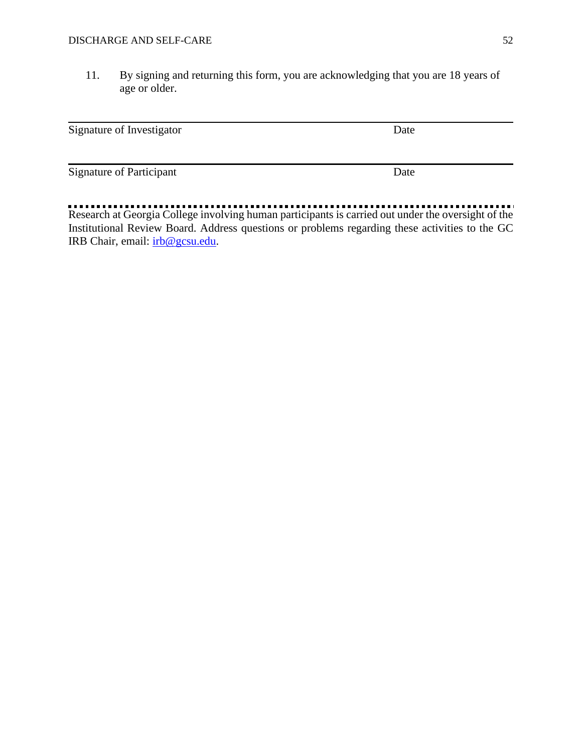11. By signing and returning this form, you are acknowledging that you are 18 years of age or older.

______________________________________________________________________

Signature of Investigator                                                                                    Date

______________________________________________________________________

Signature of Participant                                                                                      Date

- - - - - - - - - - - - - - - - - - - - - - - - - - - - - - - - - - - - - - - - - - - - - - - - - - - - - - - - - - - - - - -

Research at Georgia College involving human participants is carried out under the oversight of the Institutional Review Board. Address questions or problems regarding these activities to the GC IRB Chair, email: irb@gcsu.edu.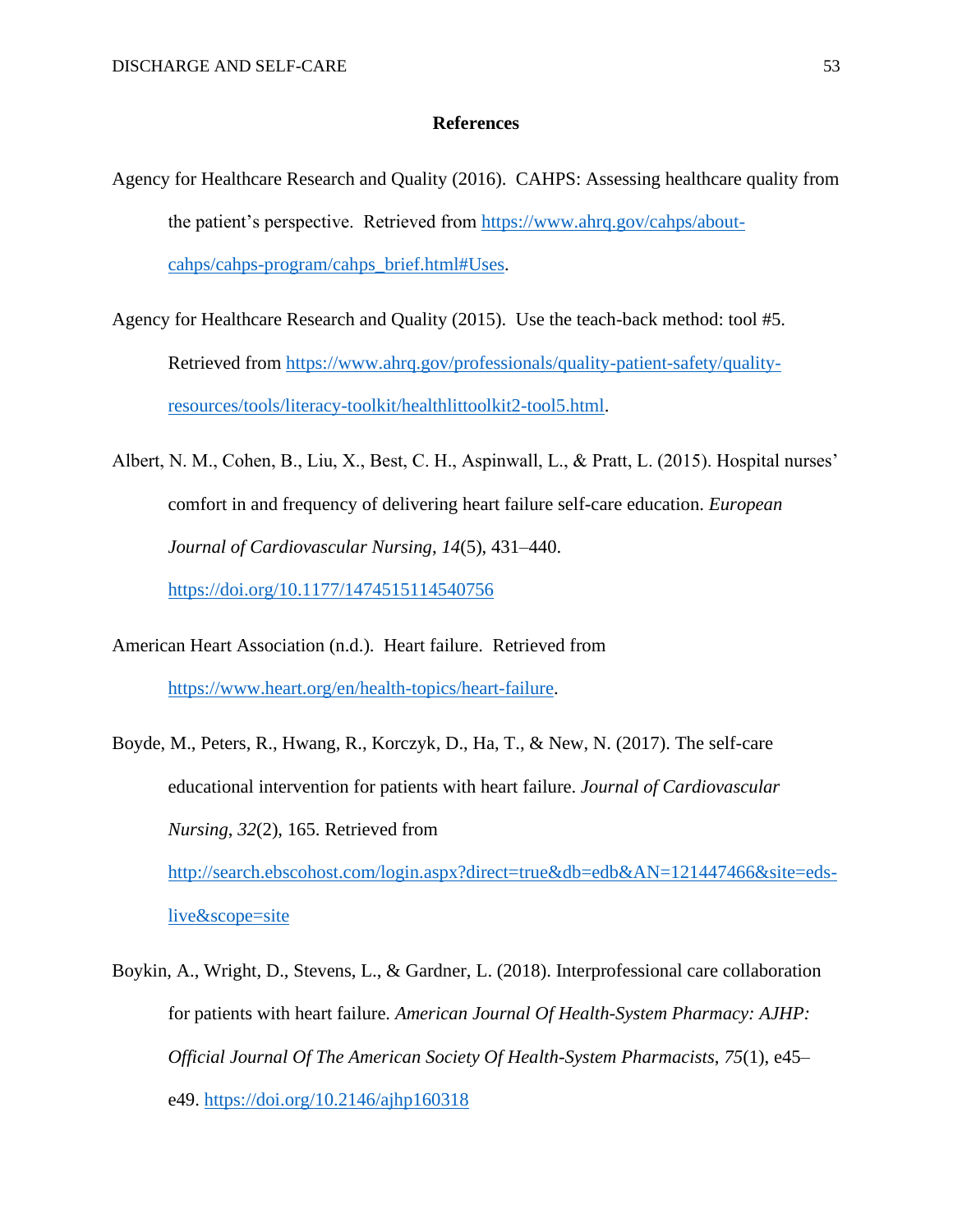# References

Agency for Healthcare Research and Quality (2016). CAHPS: Assessing healthcare quality from the patient's perspective. Retrieved from https://www.ahrq.gov/cahps/about-cahps/cahps-program/cahps_brief.html#Uses.

Agency for Healthcare Research and Quality (2015). Use the teach-back method: tool #5. Retrieved from https://www.ahrq.gov/professionals/quality-patient-safety/quality-resources/tools/literacy-toolkit/healthlittoolkit2-tool5.html.

Albert, N. M., Cohen, B., Liu, X., Best, C. H., Aspinwall, L., & Pratt, L. (2015). Hospital nurses' comfort in and frequency of delivering heart failure self-care education. *European Journal of Cardiovascular Nursing*, *14*(5), 431–440. https://doi.org/10.1177/1474515114540756

American Heart Association (n.d.). Heart failure. Retrieved from https://www.heart.org/en/health-topics/heart-failure.

Boyde, M., Peters, R., Hwang, R., Korczyk, D., Ha, T., & New, N. (2017). The self-care educational intervention for patients with heart failure. *Journal of Cardiovascular Nursing*, *32*(2), 165. Retrieved from http://search.ebscohost.com/login.aspx?direct=true&db=edb&AN=121447466&site=eds-live&scope=site

Boykin, A., Wright, D., Stevens, L., & Gardner, L. (2018). Interprofessional care collaboration for patients with heart failure. *American Journal Of Health-System Pharmacy: AJHP: Official Journal Of The American Society Of Health-System Pharmacists*, *75*(1), e45–e49. https://doi.org/10.2146/ajhp160318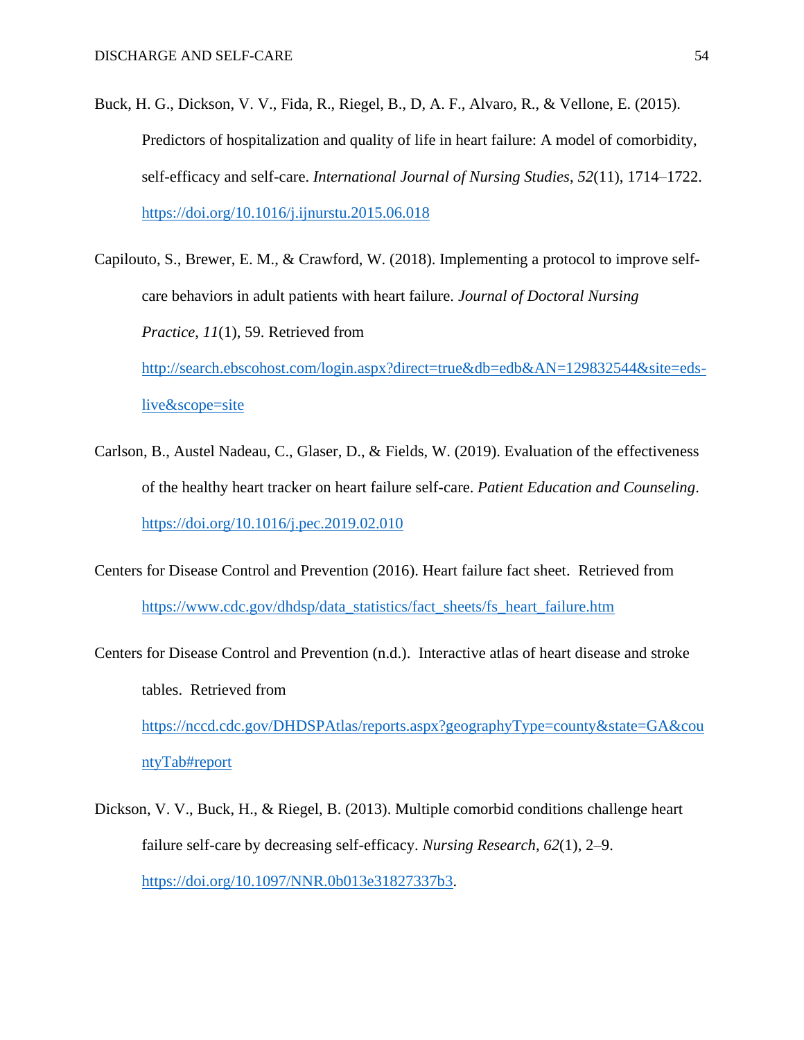Buck, H. G., Dickson, V. V., Fida, R., Riegel, B., D, A. F., Alvaro, R., & Vellone, E. (2015). Predictors of hospitalization and quality of life in heart failure: A model of comorbidity, self-efficacy and self-care. *International Journal of Nursing Studies*, *52*(11), 1714–1722. https://doi.org/10.1016/j.ijnurstu.2015.06.018

Capilouto, S., Brewer, E. M., & Crawford, W. (2018). Implementing a protocol to improve self-care behaviors in adult patients with heart failure. *Journal of Doctoral Nursing Practice*, *11*(1), 59. Retrieved from http://search.ebscohost.com/login.aspx?direct=true&db=edb&AN=129832544&site=eds-live&scope=site

Carlson, B., Austel Nadeau, C., Glaser, D., & Fields, W. (2019). Evaluation of the effectiveness of the healthy heart tracker on heart failure self-care. *Patient Education and Counseling*. https://doi.org/10.1016/j.pec.2019.02.010

Centers for Disease Control and Prevention (2016). Heart failure fact sheet. Retrieved from https://www.cdc.gov/dhdsp/data_statistics/fact_sheets/fs_heart_failure.htm

Centers for Disease Control and Prevention (n.d.). Interactive atlas of heart disease and stroke tables. Retrieved from https://nccd.cdc.gov/DHDSPAtlas/reports.aspx?geographyType=county&state=GA&countyTab#report

Dickson, V. V., Buck, H., & Riegel, B. (2013). Multiple comorbid conditions challenge heart failure self-care by decreasing self-efficacy. *Nursing Research*, *62*(1), 2–9. https://doi.org/10.1097/NNR.0b013e31827337b3.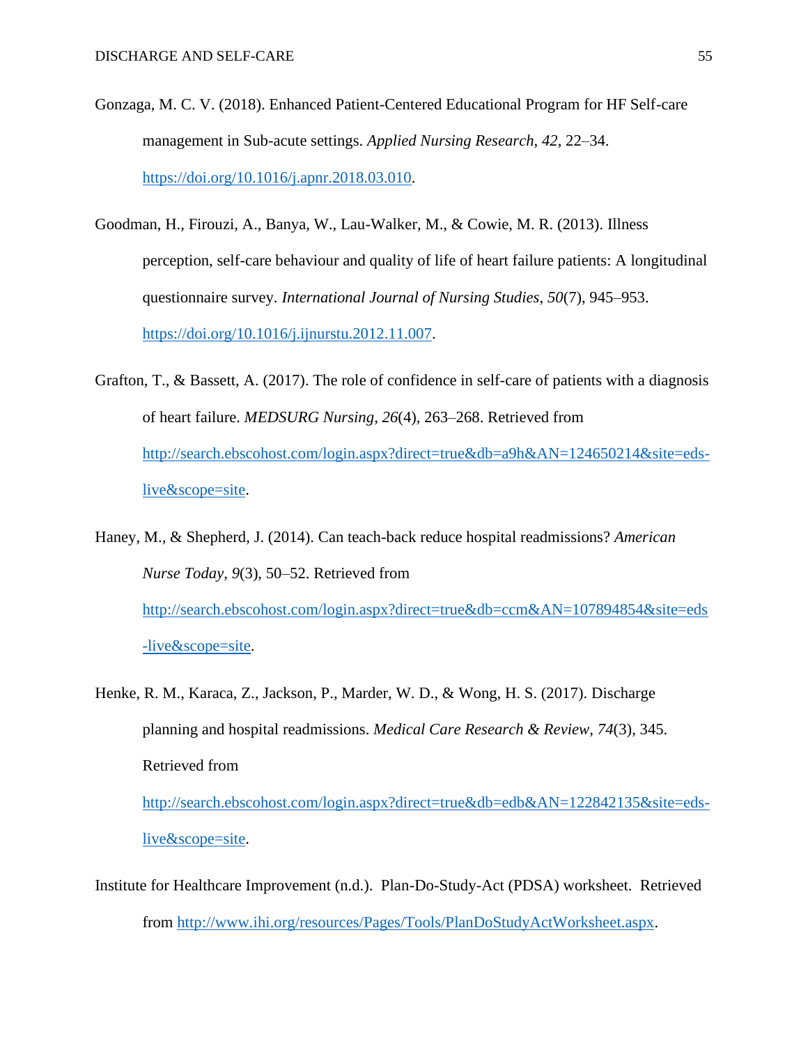Gonzaga, M. C. V. (2018). Enhanced Patient-Centered Educational Program for HF Self-care management in Sub-acute settings. *Applied Nursing Research*, *42*, 22–34. https://doi.org/10.1016/j.apnr.2018.03.010.

Goodman, H., Firouzi, A., Banya, W., Lau-Walker, M., & Cowie, M. R. (2013). Illness perception, self-care behaviour and quality of life of heart failure patients: A longitudinal questionnaire survey. *International Journal of Nursing Studies*, *50*(7), 945–953. https://doi.org/10.1016/j.ijnurstu.2012.11.007.

Grafton, T., & Bassett, A. (2017). The role of confidence in self-care of patients with a diagnosis of heart failure. *MEDSURG Nursing*, *26*(4), 263–268. Retrieved from http://search.ebscohost.com/login.aspx?direct=true&db=a9h&AN=124650214&site=eds-live&scope=site.

Haney, M., & Shepherd, J. (2014). Can teach-back reduce hospital readmissions? *American Nurse Today*, *9*(3), 50–52. Retrieved from http://search.ebscohost.com/login.aspx?direct=true&db=ccm&AN=107894854&site=eds-live&scope=site.

Henke, R. M., Karaca, Z., Jackson, P., Marder, W. D., & Wong, H. S. (2017). Discharge planning and hospital readmissions. *Medical Care Research & Review*, *74*(3), 345. Retrieved from http://search.ebscohost.com/login.aspx?direct=true&db=edb&AN=122842135&site=eds-live&scope=site.

Institute for Healthcare Improvement (n.d.). Plan-Do-Study-Act (PDSA) worksheet. Retrieved from http://www.ihi.org/resources/Pages/Tools/PlanDoStudyActWorksheet.aspx.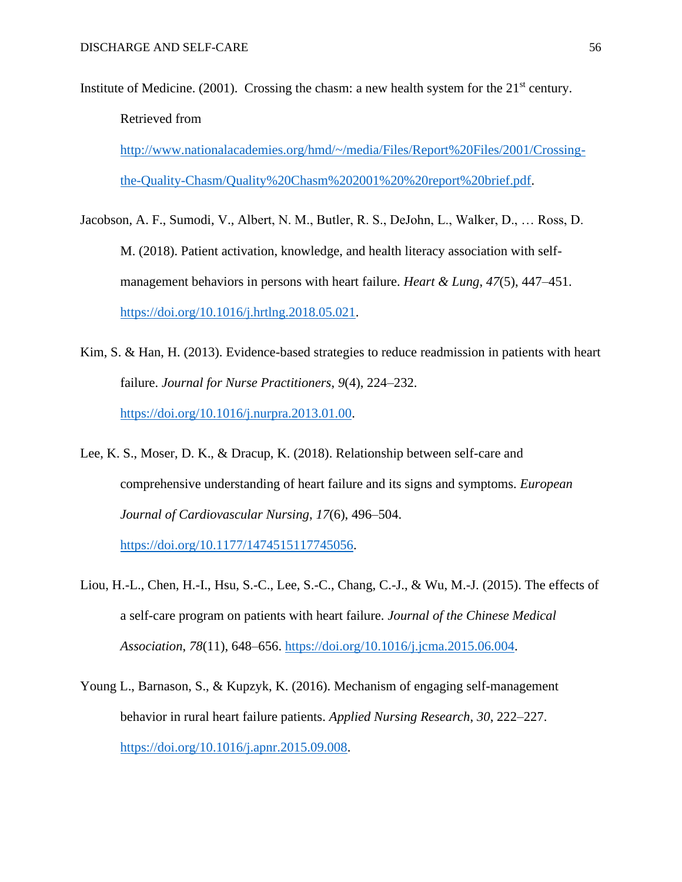Institute of Medicine. (2001). Crossing the chasm: a new health system for the 21st century. Retrieved from http://www.nationalacademies.org/hmd/~/media/Files/Report%20Files/2001/Crossing-the-Quality-Chasm/Quality%20Chasm%202001%20%20report%20brief.pdf.

Jacobson, A. F., Sumodi, V., Albert, N. M., Butler, R. S., DeJohn, L., Walker, D., … Ross, D. M. (2018). Patient activation, knowledge, and health literacy association with self-management behaviors in persons with heart failure. *Heart & Lung*, *47*(5), 447–451. https://doi.org/10.1016/j.hrtlng.2018.05.021.

Kim, S. & Han, H. (2013). Evidence-based strategies to reduce readmission in patients with heart failure. *Journal for Nurse Practitioners*, *9*(4), 224–232. https://doi.org/10.1016/j.nurpra.2013.01.00.

Lee, K. S., Moser, D. K., & Dracup, K. (2018). Relationship between self-care and comprehensive understanding of heart failure and its signs and symptoms. *European Journal of Cardiovascular Nursing*, *17*(6), 496–504. https://doi.org/10.1177/1474515117745056.

Liou, H.-L., Chen, H.-I., Hsu, S.-C., Lee, S.-C., Chang, C.-J., & Wu, M.-J. (2015). The effects of a self-care program on patients with heart failure. *Journal of the Chinese Medical Association*, *78*(11), 648–656. https://doi.org/10.1016/j.jcma.2015.06.004.

Young L., Barnason, S., & Kupzyk, K. (2016). Mechanism of engaging self-management behavior in rural heart failure patients. *Applied Nursing Research*, *30*, 222–227. https://doi.org/10.1016/j.apnr.2015.09.008.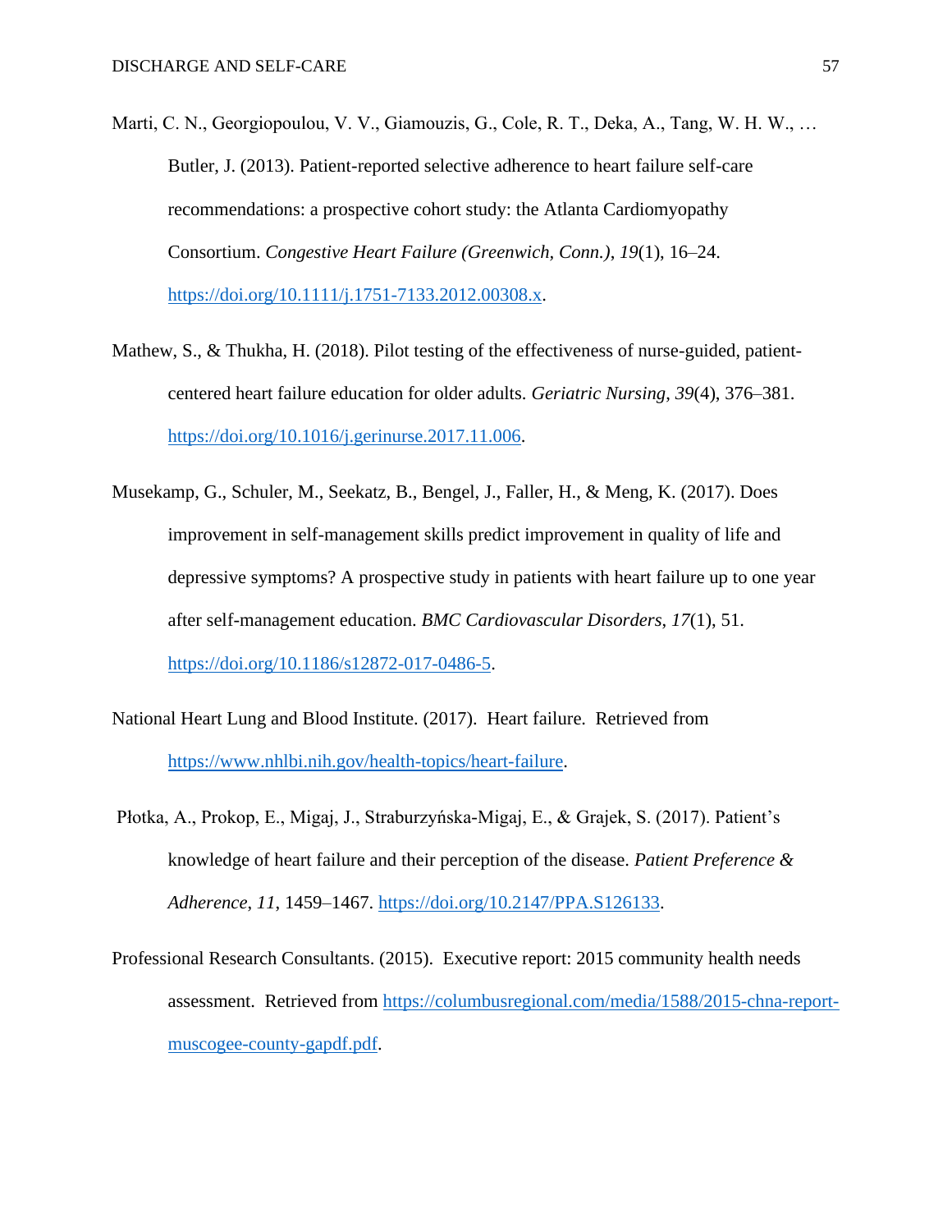Marti, C. N., Georgiopoulou, V. V., Giamouzis, G., Cole, R. T., Deka, A., Tang, W. H. W., … Butler, J. (2013). Patient-reported selective adherence to heart failure self-care recommendations: a prospective cohort study: the Atlanta Cardiomyopathy Consortium. *Congestive Heart Failure (Greenwich, Conn.)*, *19*(1), 16–24. https://doi.org/10.1111/j.1751-7133.2012.00308.x.

Mathew, S., & Thukha, H. (2018). Pilot testing of the effectiveness of nurse-guided, patient-centered heart failure education for older adults. *Geriatric Nursing*, *39*(4), 376–381. https://doi.org/10.1016/j.gerinurse.2017.11.006.

Musekamp, G., Schuler, M., Seekatz, B., Bengel, J., Faller, H., & Meng, K. (2017). Does improvement in self-management skills predict improvement in quality of life and depressive symptoms? A prospective study in patients with heart failure up to one year after self-management education. *BMC Cardiovascular Disorders*, *17*(1), 51. https://doi.org/10.1186/s12872-017-0486-5.

National Heart Lung and Blood Institute. (2017). Heart failure. Retrieved from https://www.nhlbi.nih.gov/health-topics/heart-failure.

Płotka, A., Prokop, E., Migaj, J., Straburzyńska-Migaj, E., & Grajek, S. (2017). Patient's knowledge of heart failure and their perception of the disease. *Patient Preference & Adherence*, *11*, 1459–1467. https://doi.org/10.2147/PPA.S126133.

Professional Research Consultants. (2015). Executive report: 2015 community health needs assessment. Retrieved from https://columbusregional.com/media/1588/2015-chna-report-muscogee-county-gapdf.pdf.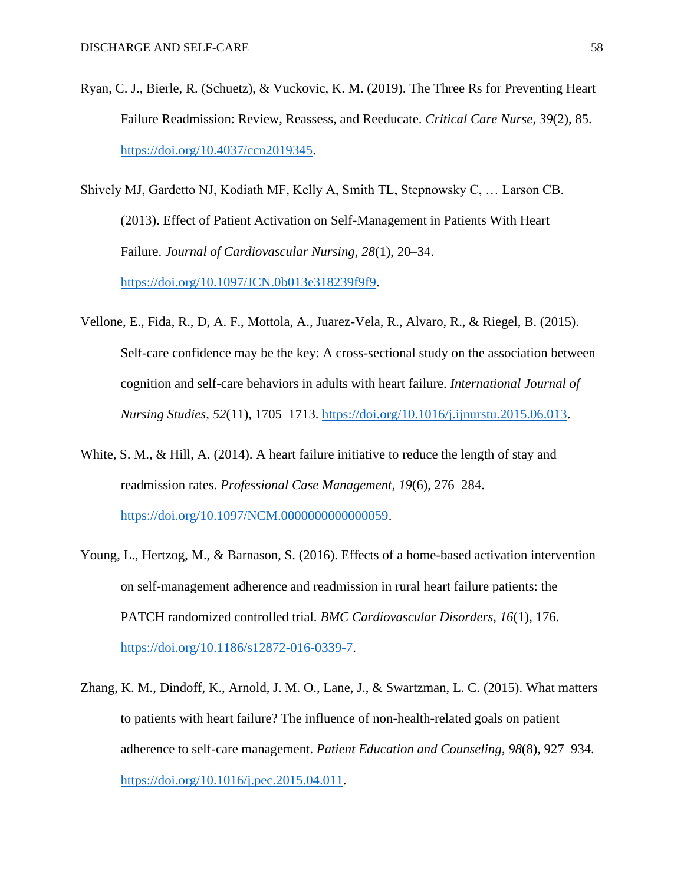Ryan, C. J., Bierle, R. (Schuetz), & Vuckovic, K. M. (2019). The Three Rs for Preventing Heart Failure Readmission: Review, Reassess, and Reeducate. *Critical Care Nurse*, *39*(2), 85. https://doi.org/10.4037/ccn2019345.

Shively MJ, Gardetto NJ, Kodiath MF, Kelly A, Smith TL, Stepnowsky C, … Larson CB. (2013). Effect of Patient Activation on Self-Management in Patients With Heart Failure. *Journal of Cardiovascular Nursing*, *28*(1), 20–34. https://doi.org/10.1097/JCN.0b013e318239f9f9.

Vellone, E., Fida, R., D, A. F., Mottola, A., Juarez-Vela, R., Alvaro, R., & Riegel, B. (2015). Self-care confidence may be the key: A cross-sectional study on the association between cognition and self-care behaviors in adults with heart failure. *International Journal of Nursing Studies*, *52*(11), 1705–1713. https://doi.org/10.1016/j.ijnurstu.2015.06.013.

White, S. M., & Hill, A. (2014). A heart failure initiative to reduce the length of stay and readmission rates. *Professional Case Management*, *19*(6), 276–284. https://doi.org/10.1097/NCM.0000000000000059.

Young, L., Hertzog, M., & Barnason, S. (2016). Effects of a home-based activation intervention on self-management adherence and readmission in rural heart failure patients: the PATCH randomized controlled trial. *BMC Cardiovascular Disorders*, *16*(1), 176. https://doi.org/10.1186/s12872-016-0339-7.

Zhang, K. M., Dindoff, K., Arnold, J. M. O., Lane, J., & Swartzman, L. C. (2015). What matters to patients with heart failure? The influence of non-health-related goals on patient adherence to self-care management. *Patient Education and Counseling*, *98*(8), 927–934. https://doi.org/10.1016/j.pec.2015.04.011.